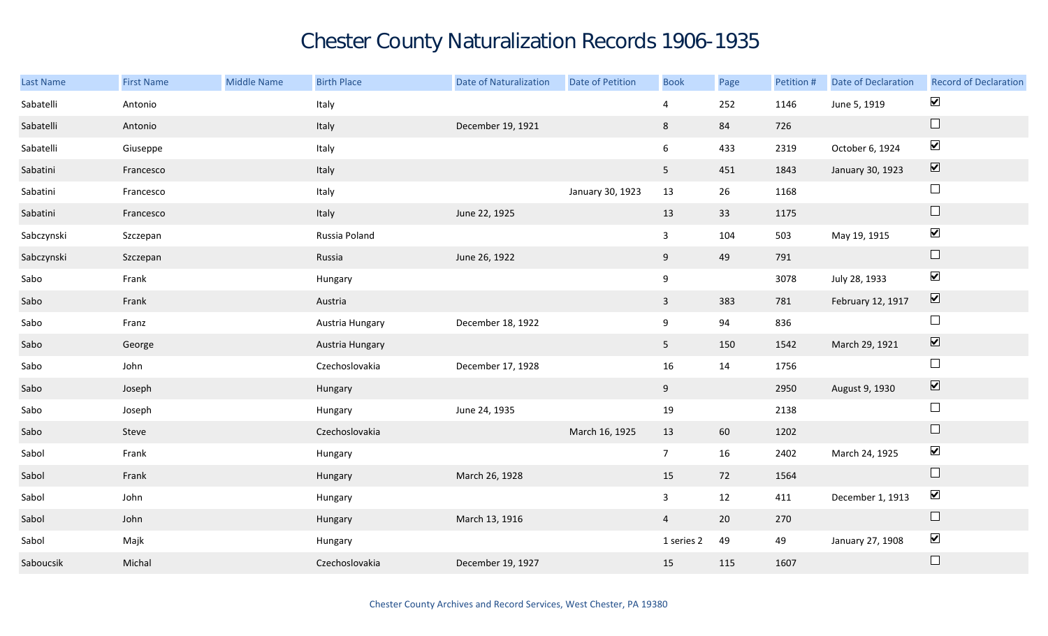# Chester County Naturalization Records 1906-1935

| Last Name | First Name | Middle Name | Birth Place | Date of Naturalization | Date of Petition | Book | Page | Petition # | Date of Declaration | Record of Declaration |
|---|---|---|---|---|---|---|---|---|---|---|
| Sabatelli | Antonio | | Italy | | | 4 | 252 | 1146 | June 5, 1919 | ☑ |
| Sabatelli | Antonio | | Italy | December 19, 1921 | | 8 | 84 | 726 | | ☐ |
| Sabatelli | Giuseppe | | Italy | | | 6 | 433 | 2319 | October 6, 1924 | ☑ |
| Sabatini | Francesco | | Italy | | | 5 | 451 | 1843 | January 30, 1923 | ☑ |
| Sabatini | Francesco | | Italy | | January 30, 1923 | 13 | 26 | 1168 | | ☐ |
| Sabatini | Francesco | | Italy | June 22, 1925 | | 13 | 33 | 1175 | | ☐ |
| Sabczynski | Szczepan | | Russia Poland | | | 3 | 104 | 503 | May 19, 1915 | ☑ |
| Sabczynski | Szczepan | | Russia | June 26, 1922 | | 9 | 49 | 791 | | ☐ |
| Sabo | Frank | | Hungary | | | 9 | | 3078 | July 28, 1933 | ☑ |
| Sabo | Frank | | Austria | | | 3 | 383 | 781 | February 12, 1917 | ☑ |
| Sabo | Franz | | Austria Hungary | December 18, 1922 | | 9 | 94 | 836 | | ☐ |
| Sabo | George | | Austria Hungary | | | 5 | 150 | 1542 | March 29, 1921 | ☑ |
| Sabo | John | | Czechoslovakia | December 17, 1928 | | 16 | 14 | 1756 | | ☐ |
| Sabo | Joseph | | Hungary | | | 9 | | 2950 | August 9, 1930 | ☑ |
| Sabo | Joseph | | Hungary | June 24, 1935 | | 19 | | 2138 | | ☐ |
| Sabo | Steve | | Czechoslovakia | | March 16, 1925 | 13 | 60 | 1202 | | ☐ |
| Sabol | Frank | | Hungary | | | 7 | 16 | 2402 | March 24, 1925 | ☑ |
| Sabol | Frank | | Hungary | March 26, 1928 | | 15 | 72 | 1564 | | ☐ |
| Sabol | John | | Hungary | | | 3 | 12 | 411 | December 1, 1913 | ☑ |
| Sabol | John | | Hungary | March 13, 1916 | | 4 | 20 | 270 | | ☐ |
| Sabol | Majk | | Hungary | | | 1 series 2 | 49 | 49 | January 27, 1908 | ☑ |
| Saboucsik | Michal | | Czechoslovakia | December 19, 1927 | | 15 | 115 | 1607 | | ☐ |

Chester County Archives and Record Services, West Chester, PA 19380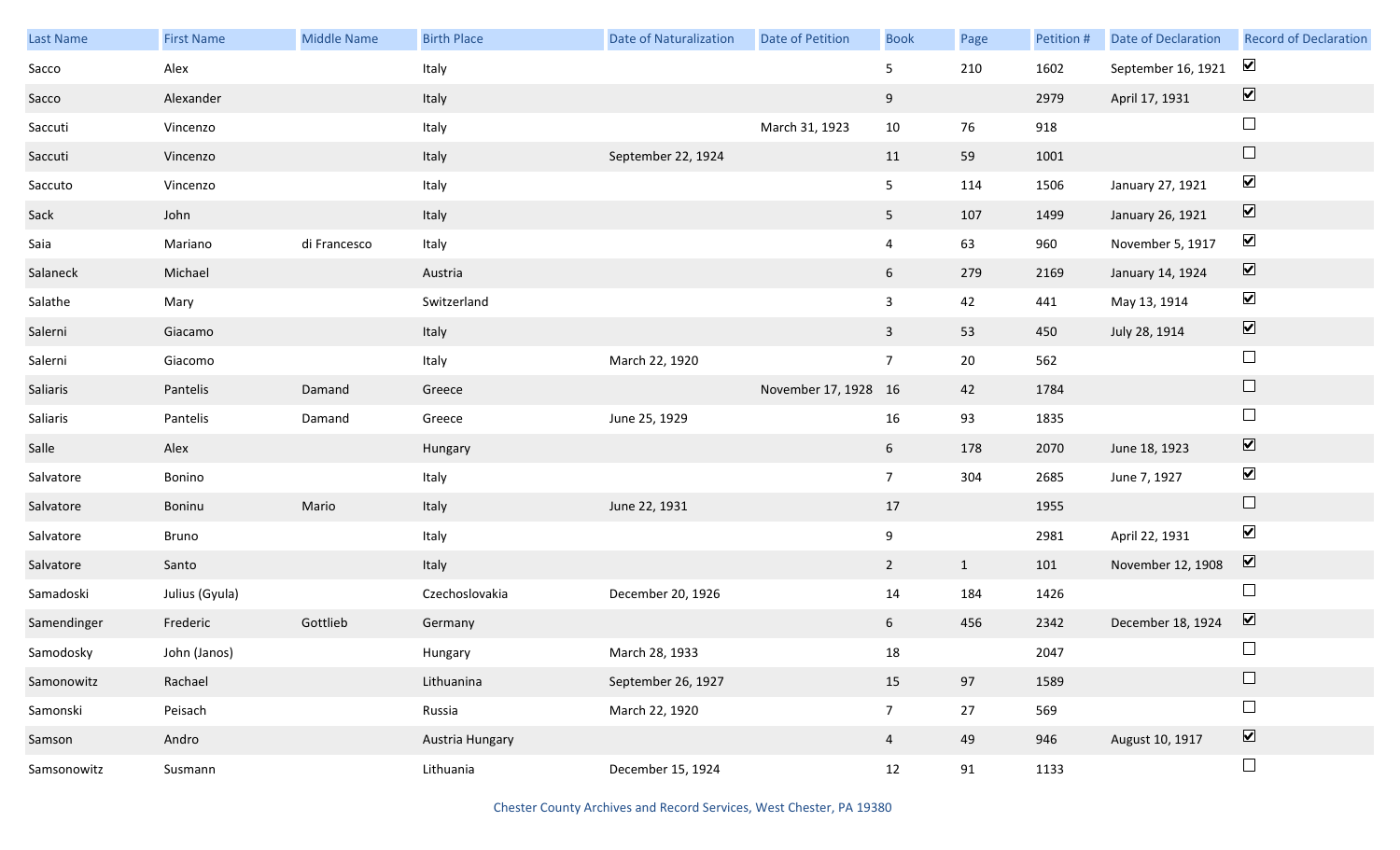| Last Name | First Name | Middle Name | Birth Place | Date of Naturalization | Date of Petition | Book | Page | Petition # | Date of Declaration | Record of Declaration |
|---|---|---|---|---|---|---|---|---|---|---|
| Sacco | Alex | | Italy | | | 5 | 210 | 1602 | September 16, 1921 | ☑ |
| Sacco | Alexander | | Italy | | | 9 | | 2979 | April 17, 1931 | ☑ |
| Saccuti | Vincenzo | | Italy | | March 31, 1923 | 10 | 76 | 918 | | ☐ |
| Saccuti | Vincenzo | | Italy | September 22, 1924 | | 11 | 59 | 1001 | | ☐ |
| Saccuto | Vincenzo | | Italy | | | 5 | 114 | 1506 | January 27, 1921 | ☑ |
| Sack | John | | Italy | | | 5 | 107 | 1499 | January 26, 1921 | ☑ |
| Saia | Mariano | di Francesco | Italy | | | 4 | 63 | 960 | November 5, 1917 | ☑ |
| Salaneck | Michael | | Austria | | | 6 | 279 | 2169 | January 14, 1924 | ☑ |
| Salathe | Mary | | Switzerland | | | 3 | 42 | 441 | May 13, 1914 | ☑ |
| Salerni | Giacamo | | Italy | | | 3 | 53 | 450 | July 28, 1914 | ☑ |
| Salerni | Giacomo | | Italy | March 22, 1920 | | 7 | 20 | 562 | | ☐ |
| Saliaris | Pantelis | Damand | Greece | | November 17, 1928 | 16 | 42 | 1784 | | ☐ |
| Saliaris | Pantelis | Damand | Greece | June 25, 1929 | | 16 | 93 | 1835 | | ☐ |
| Salle | Alex | | Hungary | | | 6 | 178 | 2070 | June 18, 1923 | ☑ |
| Salvatore | Bonino | | Italy | | | 7 | 304 | 2685 | June 7, 1927 | ☑ |
| Salvatore | Boninu | Mario | Italy | June 22, 1931 | | 17 | | 1955 | | ☐ |
| Salvatore | Bruno | | Italy | | | 9 | | 2981 | April 22, 1931 | ☑ |
| Salvatore | Santo | | Italy | | | 2 | 1 | 101 | November 12, 1908 | ☑ |
| Samadoski | Julius (Gyula) | | Czechoslovakia | December 20, 1926 | | 14 | 184 | 1426 | | ☐ |
| Samendinger | Frederic | Gottlieb | Germany | | | 6 | 456 | 2342 | December 18, 1924 | ☑ |
| Samodosky | John (Janos) | | Hungary | March 28, 1933 | | 18 | | 2047 | | ☐ |
| Samonowitz | Rachael | | Lithuanina | September 26, 1927 | | 15 | 97 | 1589 | | ☐ |
| Samonski | Peisach | | Russia | March 22, 1920 | | 7 | 27 | 569 | | ☐ |
| Samson | Andro | | Austria Hungary | | | 4 | 49 | 946 | August 10, 1917 | ☑ |
| Samsonowitz | Susmann | | Lithuania | December 15, 1924 | | 12 | 91 | 1133 | | ☐ |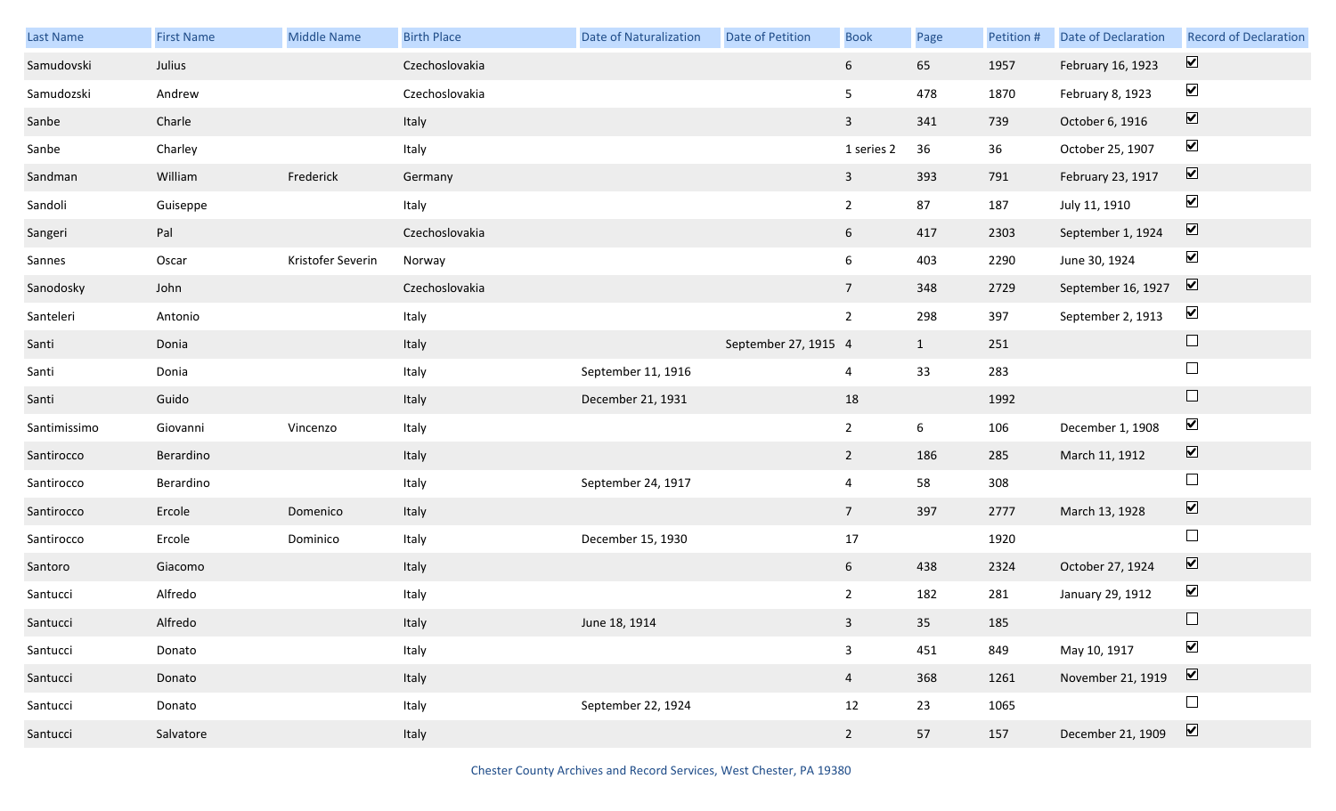| Last Name | First Name | Middle Name | Birth Place | Date of Naturalization | Date of Petition | Book | Page | Petition # | Date of Declaration | Record of Declaration |
|---|---|---|---|---|---|---|---|---|---|---|
| Samudovski | Julius | | Czechoslovakia | | | 6 | 65 | 1957 | February 16, 1923 | ☑ |
| Samudozski | Andrew | | Czechoslovakia | | | 5 | 478 | 1870 | February 8, 1923 | ☑ |
| Sanbe | Charle | | Italy | | | 3 | 341 | 739 | October 6, 1916 | ☑ |
| Sanbe | Charley | | Italy | | | 1 series 2 | 36 | 36 | October 25, 1907 | ☑ |
| Sandman | William | Frederick | Germany | | | 3 | 393 | 791 | February 23, 1917 | ☑ |
| Sandoli | Guiseppe | | Italy | | | 2 | 87 | 187 | July 11, 1910 | ☑ |
| Sangeri | Pal | | Czechoslovakia | | | 6 | 417 | 2303 | September 1, 1924 | ☑ |
| Sannes | Oscar | Kristofer Severin | Norway | | | 6 | 403 | 2290 | June 30, 1924 | ☑ |
| Sanodosky | John | | Czechoslovakia | | | 7 | 348 | 2729 | September 16, 1927 | ☑ |
| Santeleri | Antonio | | Italy | | | 2 | 298 | 397 | September 2, 1913 | ☑ |
| Santi | Donia | | Italy | | September 27, 1915 | 4 | 1 | 251 | | ☐ |
| Santi | Donia | | Italy | September 11, 1916 | | 4 | 33 | 283 | | ☐ |
| Santi | Guido | | Italy | December 21, 1931 | | 18 | | 1992 | | ☐ |
| Santimissimo | Giovanni | Vincenzo | Italy | | | 2 | 6 | 106 | December 1, 1908 | ☑ |
| Santirocco | Berardino | | Italy | | | 2 | 186 | 285 | March 11, 1912 | ☑ |
| Santirocco | Berardino | | Italy | September 24, 1917 | | 4 | 58 | 308 | | ☐ |
| Santirocco | Ercole | Domenico | Italy | | | 7 | 397 | 2777 | March 13, 1928 | ☑ |
| Santirocco | Ercole | Dominico | Italy | December 15, 1930 | | 17 | | 1920 | | ☐ |
| Santoro | Giacomo | | Italy | | | 6 | 438 | 2324 | October 27, 1924 | ☑ |
| Santucci | Alfredo | | Italy | | | 2 | 182 | 281 | January 29, 1912 | ☑ |
| Santucci | Alfredo | | Italy | June 18, 1914 | | 3 | 35 | 185 | | ☐ |
| Santucci | Donato | | Italy | | | 3 | 451 | 849 | May 10, 1917 | ☑ |
| Santucci | Donato | | Italy | | | 4 | 368 | 1261 | November 21, 1919 | ☑ |
| Santucci | Donato | | Italy | September 22, 1924 | | 12 | 23 | 1065 | | ☐ |
| Santucci | Salvatore | | Italy | | | 2 | 57 | 157 | December 21, 1909 | ☑ |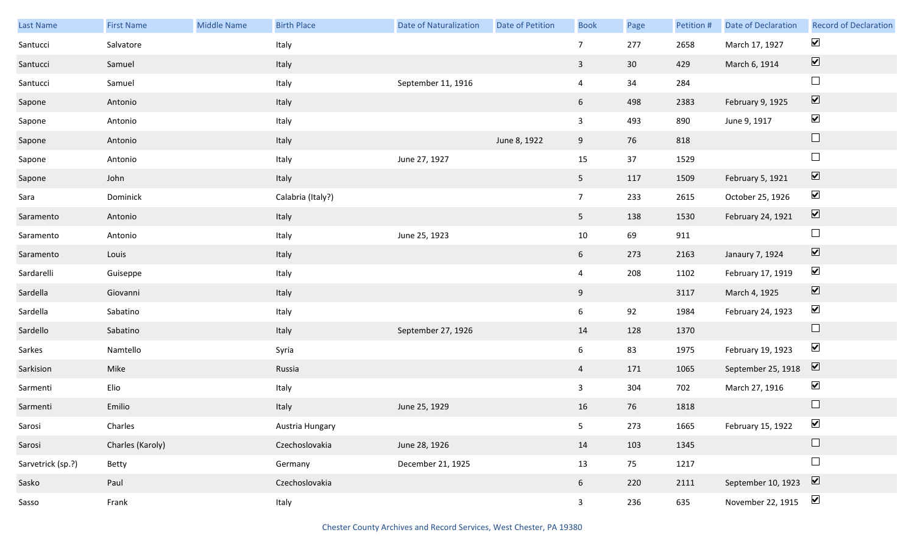| Last Name | First Name | Middle Name | Birth Place | Date of Naturalization | Date of Petition | Book | Page | Petition # | Date of Declaration | Record of Declaration |
|---|---|---|---|---|---|---|---|---|---|---|
| Santucci | Salvatore | | Italy | | | 7 | 277 | 2658 | March 17, 1927 | ☑ |
| Santucci | Samuel | | Italy | | | 3 | 30 | 429 | March 6, 1914 | ☑ |
| Santucci | Samuel | | Italy | September 11, 1916 | | 4 | 34 | 284 | | ☐ |
| Sapone | Antonio | | Italy | | | 6 | 498 | 2383 | February 9, 1925 | ☑ |
| Sapone | Antonio | | Italy | | | 3 | 493 | 890 | June 9, 1917 | ☑ |
| Sapone | Antonio | | Italy | | June 8, 1922 | 9 | 76 | 818 | | ☐ |
| Sapone | Antonio | | Italy | June 27, 1927 | | 15 | 37 | 1529 | | ☐ |
| Sapone | John | | Italy | | | 5 | 117 | 1509 | February 5, 1921 | ☑ |
| Sara | Dominick | | Calabria (Italy?) | | | 7 | 233 | 2615 | October 25, 1926 | ☑ |
| Saramento | Antonio | | Italy | | | 5 | 138 | 1530 | February 24, 1921 | ☑ |
| Saramento | Antonio | | Italy | June 25, 1923 | | 10 | 69 | 911 | | ☐ |
| Saramento | Louis | | Italy | | | 6 | 273 | 2163 | Janaury 7, 1924 | ☑ |
| Sardarelli | Guiseppe | | Italy | | | 4 | 208 | 1102 | February 17, 1919 | ☑ |
| Sardella | Giovanni | | Italy | | | 9 | | 3117 | March 4, 1925 | ☑ |
| Sardella | Sabatino | | Italy | | | 6 | 92 | 1984 | February 24, 1923 | ☑ |
| Sardello | Sabatino | | Italy | September 27, 1926 | | 14 | 128 | 1370 | | ☐ |
| Sarkes | Namtello | | Syria | | | 6 | 83 | 1975 | February 19, 1923 | ☑ |
| Sarkision | Mike | | Russia | | | 4 | 171 | 1065 | September 25, 1918 | ☑ |
| Sarmenti | Elio | | Italy | | | 3 | 304 | 702 | March 27, 1916 | ☑ |
| Sarmenti | Emilio | | Italy | June 25, 1929 | | 16 | 76 | 1818 | | ☐ |
| Sarosi | Charles | | Austria Hungary | | | 5 | 273 | 1665 | February 15, 1922 | ☑ |
| Sarosi | Charles (Karoly) | | Czechoslovakia | June 28, 1926 | | 14 | 103 | 1345 | | ☐ |
| Sarvetrick (sp.?) | Betty | | Germany | December 21, 1925 | | 13 | 75 | 1217 | | ☐ |
| Sasko | Paul | | Czechoslovakia | | | 6 | 220 | 2111 | September 10, 1923 | ☑ |
| Sasso | Frank | | Italy | | | 3 | 236 | 635 | November 22, 1915 | ☑ |

Chester County Archives and Record Services, West Chester, PA 19380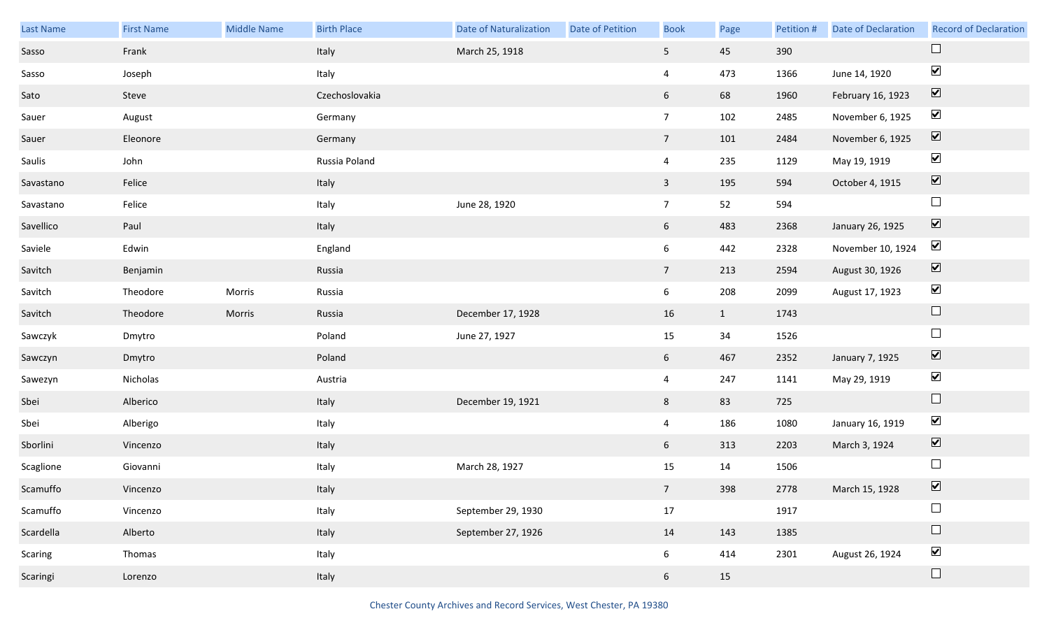| Last Name | First Name | Middle Name | Birth Place | Date of Naturalization | Date of Petition | Book | Page | Petition # | Date of Declaration | Record of Declaration |
|---|---|---|---|---|---|---|---|---|---|---|
| Sasso | Frank | | Italy | March 25, 1918 | | 5 | 45 | 390 | | ☐ |
| Sasso | Joseph | | Italy | | | 4 | 473 | 1366 | June 14, 1920 | ☑ |
| Sato | Steve | | Czechoslovakia | | | 6 | 68 | 1960 | February 16, 1923 | ☑ |
| Sauer | August | | Germany | | | 7 | 102 | 2485 | November 6, 1925 | ☑ |
| Sauer | Eleonore | | Germany | | | 7 | 101 | 2484 | November 6, 1925 | ☑ |
| Saulis | John | | Russia Poland | | | 4 | 235 | 1129 | May 19, 1919 | ☑ |
| Savastano | Felice | | Italy | | | 3 | 195 | 594 | October 4, 1915 | ☑ |
| Savastano | Felice | | Italy | June 28, 1920 | | 7 | 52 | 594 | | ☐ |
| Savellico | Paul | | Italy | | | 6 | 483 | 2368 | January 26, 1925 | ☑ |
| Saviele | Edwin | | England | | | 6 | 442 | 2328 | November 10, 1924 | ☑ |
| Savitch | Benjamin | | Russia | | | 7 | 213 | 2594 | August 30, 1926 | ☑ |
| Savitch | Theodore | Morris | Russia | | | 6 | 208 | 2099 | August 17, 1923 | ☑ |
| Savitch | Theodore | Morris | Russia | December 17, 1928 | | 16 | 1 | 1743 | | ☐ |
| Sawczyk | Dmytro | | Poland | June 27, 1927 | | 15 | 34 | 1526 | | ☐ |
| Sawczyn | Dmytro | | Poland | | | 6 | 467 | 2352 | January 7, 1925 | ☑ |
| Sawezyn | Nicholas | | Austria | | | 4 | 247 | 1141 | May 29, 1919 | ☑ |
| Sbei | Alberico | | Italy | December 19, 1921 | | 8 | 83 | 725 | | ☐ |
| Sbei | Alberigo | | Italy | | | 4 | 186 | 1080 | January 16, 1919 | ☑ |
| Sborlini | Vincenzo | | Italy | | | 6 | 313 | 2203 | March 3, 1924 | ☑ |
| Scaglione | Giovanni | | Italy | March 28, 1927 | | 15 | 14 | 1506 | | ☐ |
| Scamuffo | Vincenzo | | Italy | | | 7 | 398 | 2778 | March 15, 1928 | ☑ |
| Scamuffo | Vincenzo | | Italy | September 29, 1930 | | 17 | | 1917 | | ☐ |
| Scardella | Alberto | | Italy | September 27, 1926 | | 14 | 143 | 1385 | | ☐ |
| Scaring | Thomas | | Italy | | | 6 | 414 | 2301 | August 26, 1924 | ☑ |
| Scaringi | Lorenzo | | Italy | | | 6 | 15 | | | ☐ |

Chester County Archives and Record Services, West Chester, PA 19380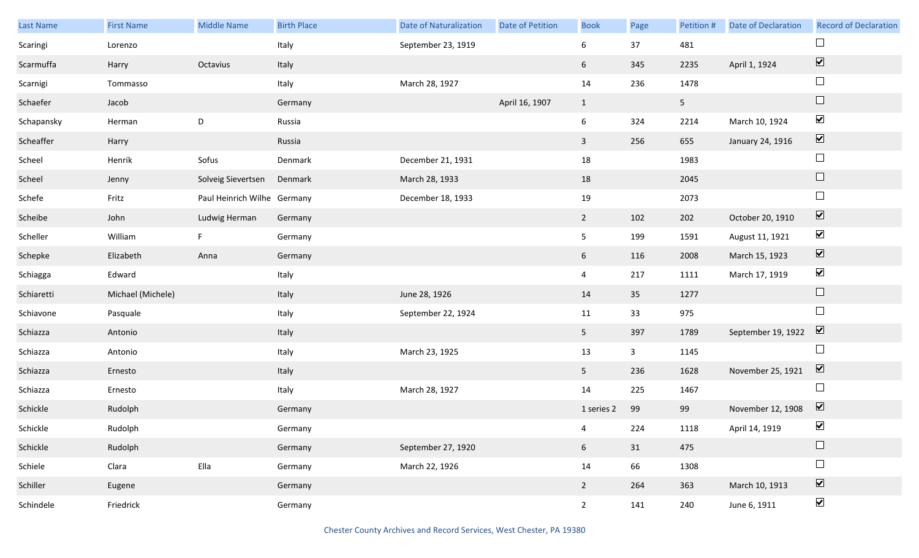| Last Name | First Name | Middle Name | Birth Place | Date of Naturalization | Date of Petition | Book | Page | Petition # | Date of Declaration | Record of Declaration |
|---|---|---|---|---|---|---|---|---|---|---|
| Scaringi | Lorenzo | | Italy | September 23, 1919 | | 6 | 37 | 481 | | ☐ |
| Scarmuffa | Harry | Octavius | Italy | | | 6 | 345 | 2235 | April 1, 1924 | ☑ |
| Scarnigi | Tommasso | | Italy | March 28, 1927 | | 14 | 236 | 1478 | | ☐ |
| Schaefer | Jacob | | Germany | | April 16, 1907 | 1 | | 5 | | ☐ |
| Schapansky | Herman | D | Russia | | | 6 | 324 | 2214 | March 10, 1924 | ☑ |
| Scheaffer | Harry | | Russia | | | 3 | 256 | 655 | January 24, 1916 | ☑ |
| Scheel | Henrik | Sofus | Denmark | December 21, 1931 | | 18 | | 1983 | | ☐ |
| Scheel | Jenny | Solveig Sievertsen | Denmark | March 28, 1933 | | 18 | | 2045 | | ☐ |
| Schefe | Fritz | Paul Heinrich Wilhe | Germany | December 18, 1933 | | 19 | | 2073 | | ☐ |
| Scheibe | John | Ludwig Herman | Germany | | | 2 | 102 | 202 | October 20, 1910 | ☑ |
| Scheller | William | F | Germany | | | 5 | 199 | 1591 | August 11, 1921 | ☑ |
| Schepke | Elizabeth | Anna | Germany | | | 6 | 116 | 2008 | March 15, 1923 | ☑ |
| Schiagga | Edward | | Italy | | | 4 | 217 | 1111 | March 17, 1919 | ☑ |
| Schiaretti | Michael (Michele) | | Italy | June 28, 1926 | | 14 | 35 | 1277 | | ☐ |
| Schiavone | Pasquale | | Italy | September 22, 1924 | | 11 | 33 | 975 | | ☐ |
| Schiazza | Antonio | | Italy | | | 5 | 397 | 1789 | September 19, 1922 | ☑ |
| Schiazza | Antonio | | Italy | March 23, 1925 | | 13 | 3 | 1145 | | ☐ |
| Schiazza | Ernesto | | Italy | | | 5 | 236 | 1628 | November 25, 1921 | ☑ |
| Schiazza | Ernesto | | Italy | March 28, 1927 | | 14 | 225 | 1467 | | ☐ |
| Schickle | Rudolph | | Germany | | | 1 series 2 | 99 | 99 | November 12, 1908 | ☑ |
| Schickle | Rudolph | | Germany | | | 4 | 224 | 1118 | April 14, 1919 | ☑ |
| Schickle | Rudolph | | Germany | September 27, 1920 | | 6 | 31 | 475 | | ☐ |
| Schiele | Clara | Ella | Germany | March 22, 1926 | | 14 | 66 | 1308 | | ☐ |
| Schiller | Eugene | | Germany | | | 2 | 264 | 363 | March 10, 1913 | ☑ |
| Schindele | Friedrick | | Germany | | | 2 | 141 | 240 | June 6, 1911 | ☑ |

Chester County Archives and Record Services, West Chester, PA 19380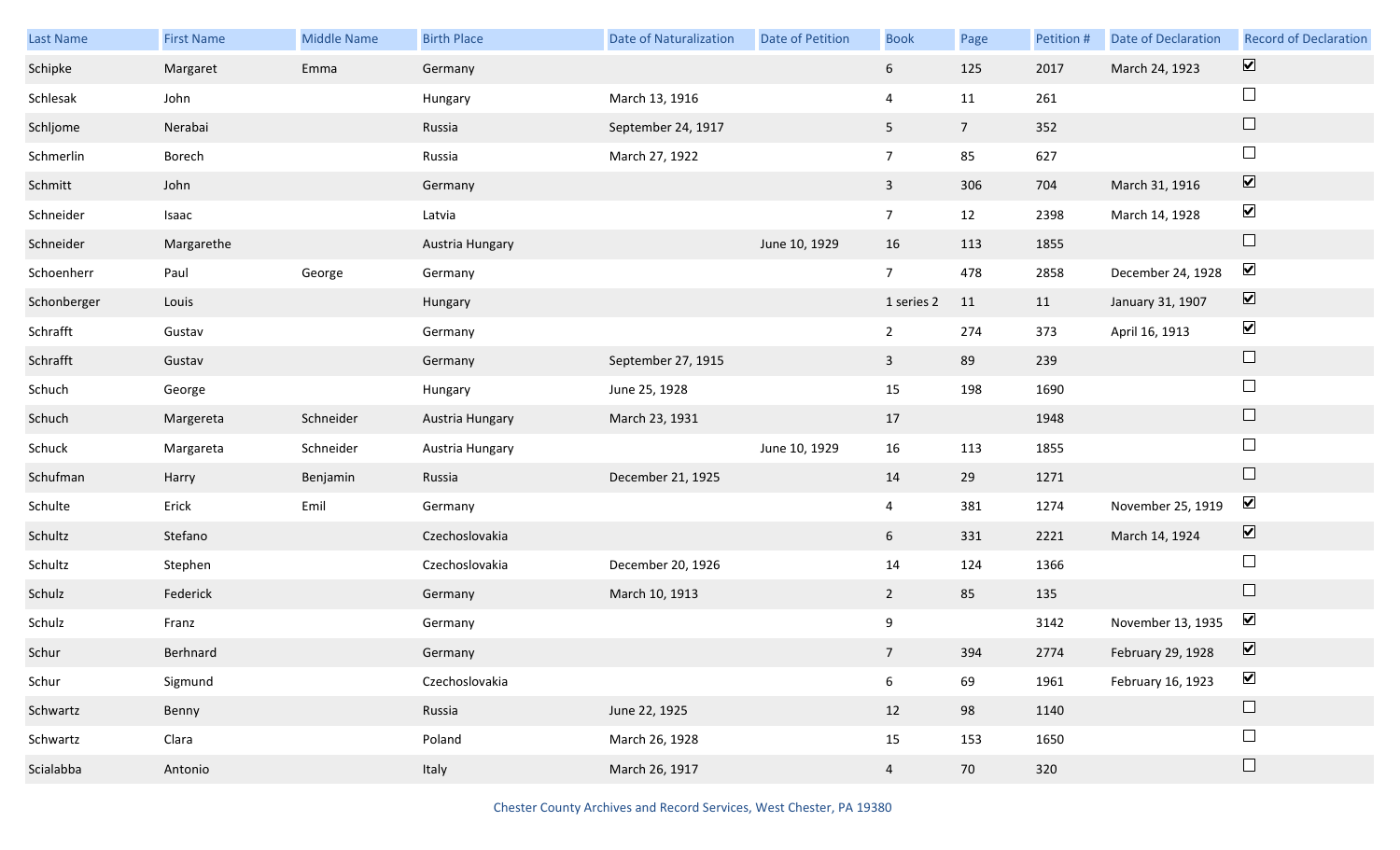| Last Name | First Name | Middle Name | Birth Place | Date of Naturalization | Date of Petition | Book | Page | Petition # | Date of Declaration | Record of Declaration |
|---|---|---|---|---|---|---|---|---|---|---|
| Schipke | Margaret | Emma | Germany | | | 6 | 125 | 2017 | March 24, 1923 | ☑ |
| Schlesak | John | | Hungary | March 13, 1916 | | 4 | 11 | 261 | | ☐ |
| Schljome | Nerabai | | Russia | September 24, 1917 | | 5 | 7 | 352 | | ☐ |
| Schmerlin | Borech | | Russia | March 27, 1922 | | 7 | 85 | 627 | | ☐ |
| Schmitt | John | | Germany | | | 3 | 306 | 704 | March 31, 1916 | ☑ |
| Schneider | Isaac | | Latvia | | | 7 | 12 | 2398 | March 14, 1928 | ☑ |
| Schneider | Margarethe | | Austria Hungary | | June 10, 1929 | 16 | 113 | 1855 | | ☐ |
| Schoenherr | Paul | George | Germany | | | 7 | 478 | 2858 | December 24, 1928 | ☑ |
| Schonberger | Louis | | Hungary | | | 1 series 2 | 11 | 11 | January 31, 1907 | ☑ |
| Schrafft | Gustav | | Germany | | | 2 | 274 | 373 | April 16, 1913 | ☑ |
| Schrafft | Gustav | | Germany | September 27, 1915 | | 3 | 89 | 239 | | ☐ |
| Schuch | George | | Hungary | June 25, 1928 | | 15 | 198 | 1690 | | ☐ |
| Schuch | Margereta | Schneider | Austria Hungary | March 23, 1931 | | 17 | | 1948 | | ☐ |
| Schuck | Margareta | Schneider | Austria Hungary | | June 10, 1929 | 16 | 113 | 1855 | | ☐ |
| Schufman | Harry | Benjamin | Russia | December 21, 1925 | | 14 | 29 | 1271 | | ☐ |
| Schulte | Erick | Emil | Germany | | | 4 | 381 | 1274 | November 25, 1919 | ☑ |
| Schultz | Stefano | | Czechoslovakia | | | 6 | 331 | 2221 | March 14, 1924 | ☑ |
| Schultz | Stephen | | Czechoslovakia | December 20, 1926 | | 14 | 124 | 1366 | | ☐ |
| Schulz | Federick | | Germany | March 10, 1913 | | 2 | 85 | 135 | | ☐ |
| Schulz | Franz | | Germany | | | 9 | | 3142 | November 13, 1935 | ☑ |
| Schur | Berhnard | | Germany | | | 7 | 394 | 2774 | February 29, 1928 | ☑ |
| Schur | Sigmund | | Czechoslovakia | | | 6 | 69 | 1961 | February 16, 1923 | ☑ |
| Schwartz | Benny | | Russia | June 22, 1925 | | 12 | 98 | 1140 | | ☐ |
| Schwartz | Clara | | Poland | March 26, 1928 | | 15 | 153 | 1650 | | ☐ |
| Scialabba | Antonio | | Italy | March 26, 1917 | | 4 | 70 | 320 | | ☐ |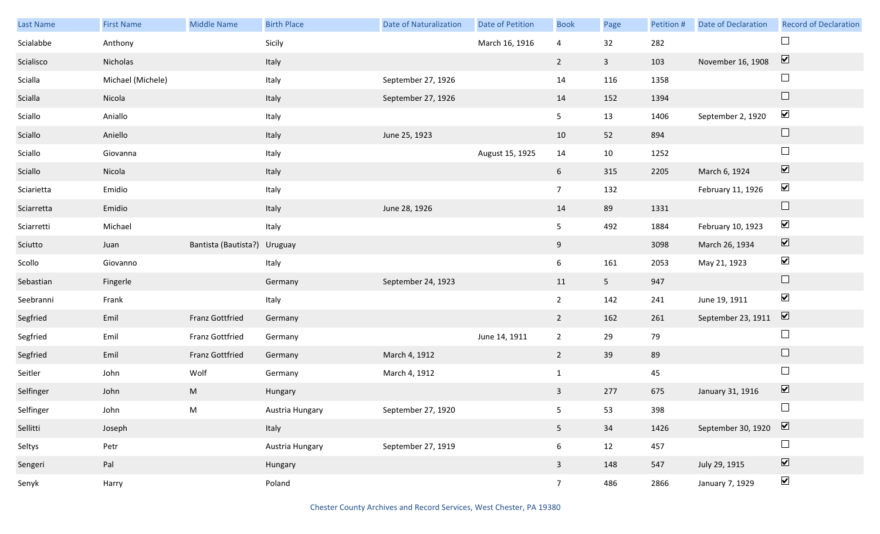| Last Name | First Name | Middle Name | Birth Place | Date of Naturalization | Date of Petition | Book | Page | Petition # | Date of Declaration | Record of Declaration |
|---|---|---|---|---|---|---|---|---|---|---|
| Scialabbe | Anthony | | Sicily | | March 16, 1916 | 4 | 32 | 282 | | ☐ |
| Scialisco | Nicholas | | Italy | | | 2 | 3 | 103 | November 16, 1908 | ☑ |
| Scialla | Michael (Michele) | | Italy | September 27, 1926 | | 14 | 116 | 1358 | | ☐ |
| Scialla | Nicola | | Italy | September 27, 1926 | | 14 | 152 | 1394 | | ☐ |
| Sciallo | Aniallo | | Italy | | | 5 | 13 | 1406 | September 2, 1920 | ☑ |
| Sciallo | Aniello | | Italy | June 25, 1923 | | 10 | 52 | 894 | | ☐ |
| Sciallo | Giovanna | | Italy | | August 15, 1925 | 14 | 10 | 1252 | | ☐ |
| Sciallo | Nicola | | Italy | | | 6 | 315 | 2205 | March 6, 1924 | ☑ |
| Sciarietta | Emidio | | Italy | | | 7 | 132 | | February 11, 1926 | ☑ |
| Sciarretta | Emidio | | Italy | June 28, 1926 | | 14 | 89 | 1331 | | ☐ |
| Sciarretti | Michael | | Italy | | | 5 | 492 | 1884 | February 10, 1923 | ☑ |
| Sciutto | Juan | Bantista (Bautista?) | Uruguay | | | 9 | | 3098 | March 26, 1934 | ☑ |
| Scollo | Giovanno | | Italy | | | 6 | 161 | 2053 | May 21, 1923 | ☑ |
| Sebastian | Fingerle | | Germany | September 24, 1923 | | 11 | 5 | 947 | | ☐ |
| Seebranni | Frank | | Italy | | | 2 | 142 | 241 | June 19, 1911 | ☑ |
| Segfried | Emil | Franz Gottfried | Germany | | | 2 | 162 | 261 | September 23, 1911 | ☑ |
| Segfried | Emil | Franz Gottfried | Germany | | June 14, 1911 | 2 | 29 | 79 | | ☐ |
| Segfried | Emil | Franz Gottfried | Germany | March 4, 1912 | | 2 | 39 | 89 | | ☐ |
| Seitler | John | Wolf | Germany | March 4, 1912 | | 1 | | 45 | | ☐ |
| Selfinger | John | M | Hungary | | | 3 | 277 | 675 | January 31, 1916 | ☑ |
| Selfinger | John | M | Austria Hungary | September 27, 1920 | | 5 | 53 | 398 | | ☐ |
| Sellitti | Joseph | | Italy | | | 5 | 34 | 1426 | September 30, 1920 | ☑ |
| Seltys | Petr | | Austria Hungary | September 27, 1919 | | 6 | 12 | 457 | | ☐ |
| Sengeri | Pal | | Hungary | | | 3 | 148 | 547 | July 29, 1915 | ☑ |
| Senyk | Harry | | Poland | | | 7 | 486 | 2866 | January 7, 1929 | ☑ |

Chester County Archives and Record Services, West Chester, PA 19380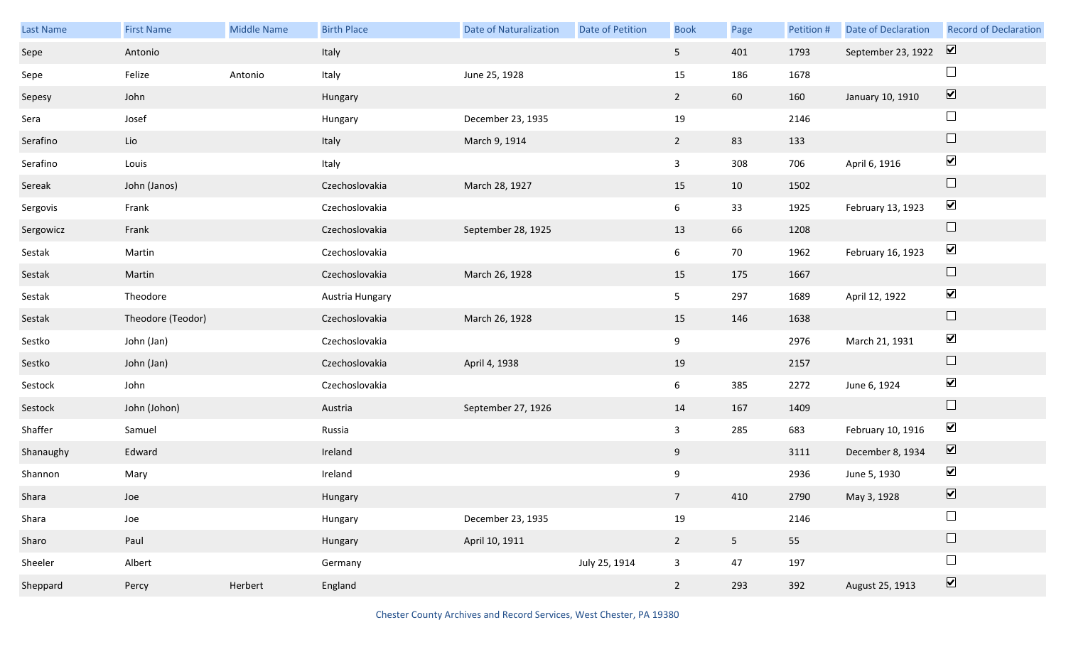| Last Name | First Name | Middle Name | Birth Place | Date of Naturalization | Date of Petition | Book | Page | Petition # | Date of Declaration | Record of Declaration |
|---|---|---|---|---|---|---|---|---|---|---|
| Sepe | Antonio | | Italy | | | 5 | 401 | 1793 | September 23, 1922 | ☑ |
| Sepe | Felize | Antonio | Italy | June 25, 1928 | | 15 | 186 | 1678 | | ☐ |
| Sepesy | John | | Hungary | | | 2 | 60 | 160 | January 10, 1910 | ☑ |
| Sera | Josef | | Hungary | December 23, 1935 | | 19 | | 2146 | | ☐ |
| Serafino | Lio | | Italy | March 9, 1914 | | 2 | 83 | 133 | | ☐ |
| Serafino | Louis | | Italy | | | 3 | 308 | 706 | April 6, 1916 | ☑ |
| Sereak | John (Janos) | | Czechoslovakia | March 28, 1927 | | 15 | 10 | 1502 | | ☐ |
| Sergovis | Frank | | Czechoslovakia | | | 6 | 33 | 1925 | February 13, 1923 | ☑ |
| Sergowicz | Frank | | Czechoslovakia | September 28, 1925 | | 13 | 66 | 1208 | | ☐ |
| Sestak | Martin | | Czechoslovakia | | | 6 | 70 | 1962 | February 16, 1923 | ☑ |
| Sestak | Martin | | Czechoslovakia | March 26, 1928 | | 15 | 175 | 1667 | | ☐ |
| Sestak | Theodore | | Austria Hungary | | | 5 | 297 | 1689 | April 12, 1922 | ☑ |
| Sestak | Theodore (Teodor) | | Czechoslovakia | March 26, 1928 | | 15 | 146 | 1638 | | ☐ |
| Sestko | John (Jan) | | Czechoslovakia | | | 9 | | 2976 | March 21, 1931 | ☑ |
| Sestko | John (Jan) | | Czechoslovakia | April 4, 1938 | | 19 | | 2157 | | ☐ |
| Sestock | John | | Czechoslovakia | | | 6 | 385 | 2272 | June 6, 1924 | ☑ |
| Sestock | John (Johon) | | Austria | September 27, 1926 | | 14 | 167 | 1409 | | ☐ |
| Shaffer | Samuel | | Russia | | | 3 | 285 | 683 | February 10, 1916 | ☑ |
| Shanaughy | Edward | | Ireland | | | 9 | | 3111 | December 8, 1934 | ☑ |
| Shannon | Mary | | Ireland | | | 9 | | 2936 | June 5, 1930 | ☑ |
| Shara | Joe | | Hungary | | | 7 | 410 | 2790 | May 3, 1928 | ☑ |
| Shara | Joe | | Hungary | December 23, 1935 | | 19 | | 2146 | | ☐ |
| Sharo | Paul | | Hungary | April 10, 1911 | | 2 | 5 | 55 | | ☐ |
| Sheeler | Albert | | Germany | | July 25, 1914 | 3 | 47 | 197 | | ☐ |
| Sheppard | Percy | Herbert | England | | | 2 | 293 | 392 | August 25, 1913 | ☑ |

Chester County Archives and Record Services, West Chester, PA 19380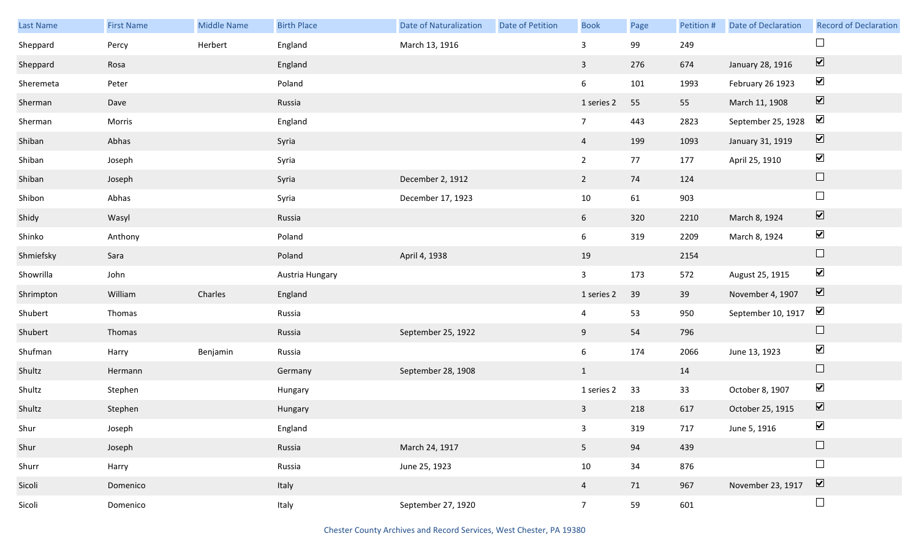| Last Name | First Name | Middle Name | Birth Place | Date of Naturalization | Date of Petition | Book | Page | Petition # | Date of Declaration | Record of Declaration |
|---|---|---|---|---|---|---|---|---|---|---|
| Sheppard | Percy | Herbert | England | March 13, 1916 | | 3 | 99 | 249 | | ☐ |
| Sheppard | Rosa | | England | | | 3 | 276 | 674 | January 28, 1916 | ☑ |
| Sheremeta | Peter | | Poland | | | 6 | 101 | 1993 | February 26 1923 | ☑ |
| Sherman | Dave | | Russia | | | 1 series 2 | 55 | 55 | March 11, 1908 | ☑ |
| Sherman | Morris | | England | | | 7 | 443 | 2823 | September 25, 1928 | ☑ |
| Shiban | Abhas | | Syria | | | 4 | 199 | 1093 | January 31, 1919 | ☑ |
| Shiban | Joseph | | Syria | | | 2 | 77 | 177 | April 25, 1910 | ☑ |
| Shiban | Joseph | | Syria | December 2, 1912 | | 2 | 74 | 124 | | ☐ |
| Shibon | Abhas | | Syria | December 17, 1923 | | 10 | 61 | 903 | | ☐ |
| Shidy | Wasyl | | Russia | | | 6 | 320 | 2210 | March 8, 1924 | ☑ |
| Shinko | Anthony | | Poland | | | 6 | 319 | 2209 | March 8, 1924 | ☑ |
| Shmiefsky | Sara | | Poland | April 4, 1938 | | 19 | | 2154 | | ☐ |
| Showrilla | John | | Austria Hungary | | | 3 | 173 | 572 | August 25, 1915 | ☑ |
| Shrimpton | William | Charles | England | | | 1 series 2 | 39 | 39 | November 4, 1907 | ☑ |
| Shubert | Thomas | | Russia | | | 4 | 53 | 950 | September 10, 1917 | ☑ |
| Shubert | Thomas | | Russia | September 25, 1922 | | 9 | 54 | 796 | | ☐ |
| Shufman | Harry | Benjamin | Russia | | | 6 | 174 | 2066 | June 13, 1923 | ☑ |
| Shultz | Hermann | | Germany | September 28, 1908 | | 1 | | 14 | | ☐ |
| Shultz | Stephen | | Hungary | | | 1 series 2 | 33 | 33 | October 8, 1907 | ☑ |
| Shultz | Stephen | | Hungary | | | 3 | 218 | 617 | October 25, 1915 | ☑ |
| Shur | Joseph | | England | | | 3 | 319 | 717 | June 5, 1916 | ☑ |
| Shur | Joseph | | Russia | March 24, 1917 | | 5 | 94 | 439 | | ☐ |
| Shurr | Harry | | Russia | June 25, 1923 | | 10 | 34 | 876 | | ☐ |
| Sicoli | Domenico | | Italy | | | 4 | 71 | 967 | November 23, 1917 | ☑ |
| Sicoli | Domenico | | Italy | September 27, 1920 | | 7 | 59 | 601 | | ☐ |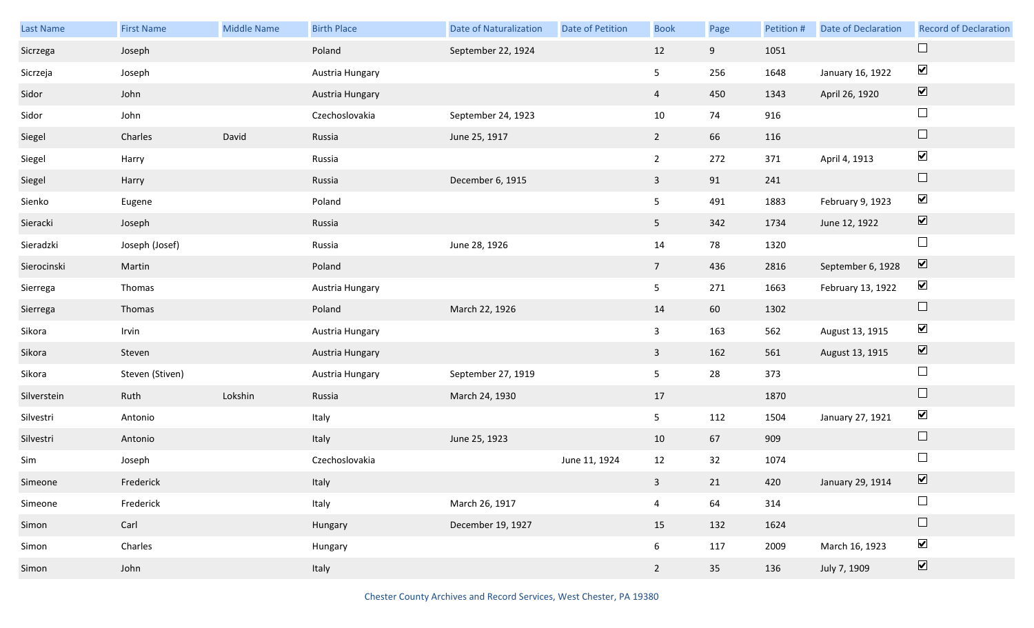| Last Name | First Name | Middle Name | Birth Place | Date of Naturalization | Date of Petition | Book | Page | Petition # | Date of Declaration | Record of Declaration |
|---|---|---|---|---|---|---|---|---|---|---|
| Sicrzega | Joseph | | Poland | September 22, 1924 | | 12 | 9 | 1051 | | ☐ |
| Sicrzeja | Joseph | | Austria Hungary | | | 5 | 256 | 1648 | January 16, 1922 | ☑ |
| Sidor | John | | Austria Hungary | | | 4 | 450 | 1343 | April 26, 1920 | ☑ |
| Sidor | John | | Czechoslovakia | September 24, 1923 | | 10 | 74 | 916 | | ☐ |
| Siegel | Charles | David | Russia | June 25, 1917 | | 2 | 66 | 116 | | ☐ |
| Siegel | Harry | | Russia | | | 2 | 272 | 371 | April 4, 1913 | ☑ |
| Siegel | Harry | | Russia | December 6, 1915 | | 3 | 91 | 241 | | ☐ |
| Sienko | Eugene | | Poland | | | 5 | 491 | 1883 | February 9, 1923 | ☑ |
| Sieracki | Joseph | | Russia | | | 5 | 342 | 1734 | June 12, 1922 | ☑ |
| Sieradzki | Joseph (Josef) | | Russia | June 28, 1926 | | 14 | 78 | 1320 | | ☐ |
| Sierocinski | Martin | | Poland | | | 7 | 436 | 2816 | September 6, 1928 | ☑ |
| Sierrega | Thomas | | Austria Hungary | | | 5 | 271 | 1663 | February 13, 1922 | ☑ |
| Sierrega | Thomas | | Poland | March 22, 1926 | | 14 | 60 | 1302 | | ☐ |
| Sikora | Irvin | | Austria Hungary | | | 3 | 163 | 562 | August 13, 1915 | ☑ |
| Sikora | Steven | | Austria Hungary | | | 3 | 162 | 561 | August 13, 1915 | ☑ |
| Sikora | Steven (Stiven) | | Austria Hungary | September 27, 1919 | | 5 | 28 | 373 | | ☐ |
| Silverstein | Ruth | Lokshin | Russia | March 24, 1930 | | 17 | | 1870 | | ☐ |
| Silvestri | Antonio | | Italy | | | 5 | 112 | 1504 | January 27, 1921 | ☑ |
| Silvestri | Antonio | | Italy | June 25, 1923 | | 10 | 67 | 909 | | ☐ |
| Sim | Joseph | | Czechoslovakia | | June 11, 1924 | 12 | 32 | 1074 | | ☐ |
| Simeone | Frederick | | Italy | | | 3 | 21 | 420 | January 29, 1914 | ☑ |
| Simeone | Frederick | | Italy | March 26, 1917 | | 4 | 64 | 314 | | ☐ |
| Simon | Carl | | Hungary | December 19, 1927 | | 15 | 132 | 1624 | | ☐ |
| Simon | Charles | | Hungary | | | 6 | 117 | 2009 | March 16, 1923 | ☑ |
| Simon | John | | Italy | | | 2 | 35 | 136 | July 7, 1909 | ☑ |

Chester County Archives and Record Services, West Chester, PA 19380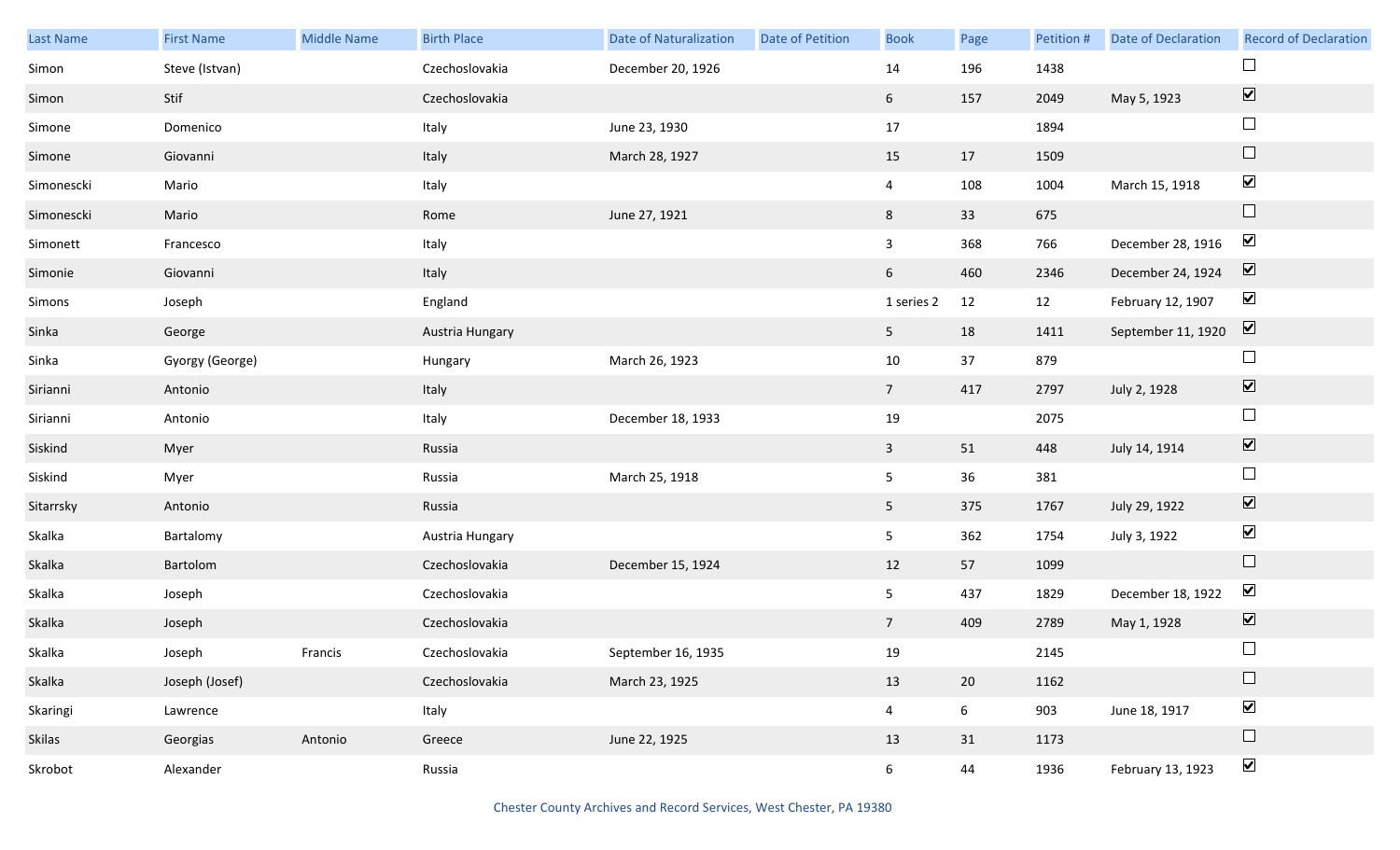| Last Name | First Name | Middle Name | Birth Place | Date of Naturalization | Date of Petition | Book | Page | Petition # | Date of Declaration | Record of Declaration |
|---|---|---|---|---|---|---|---|---|---|---|
| Simon | Steve (Istvan) | | Czechoslovakia | December 20, 1926 | | 14 | 196 | 1438 | | ☐ |
| Simon | Stif | | Czechoslovakia | | | 6 | 157 | 2049 | May 5, 1923 | ☑ |
| Simone | Domenico | | Italy | June 23, 1930 | | 17 | | 1894 | | ☐ |
| Simone | Giovanni | | Italy | March 28, 1927 | | 15 | 17 | 1509 | | ☐ |
| Simonescki | Mario | | Italy | | | 4 | 108 | 1004 | March 15, 1918 | ☑ |
| Simonescki | Mario | | Rome | June 27, 1921 | | 8 | 33 | 675 | | ☐ |
| Simonett | Francesco | | Italy | | | 3 | 368 | 766 | December 28, 1916 | ☑ |
| Simonie | Giovanni | | Italy | | | 6 | 460 | 2346 | December 24, 1924 | ☑ |
| Simons | Joseph | | England | | | 1 series 2 | 12 | 12 | February 12, 1907 | ☑ |
| Sinka | George | | Austria Hungary | | | 5 | 18 | 1411 | September 11, 1920 | ☑ |
| Sinka | Gyorgy (George) | | Hungary | March 26, 1923 | | 10 | 37 | 879 | | ☐ |
| Sirianni | Antonio | | Italy | | | 7 | 417 | 2797 | July 2, 1928 | ☑ |
| Sirianni | Antonio | | Italy | December 18, 1933 | | 19 | | 2075 | | ☐ |
| Siskind | Myer | | Russia | | | 3 | 51 | 448 | July 14, 1914 | ☑ |
| Siskind | Myer | | Russia | March 25, 1918 | | 5 | 36 | 381 | | ☐ |
| Sitarrsky | Antonio | | Russia | | | 5 | 375 | 1767 | July 29, 1922 | ☑ |
| Skalka | Bartalomy | | Austria Hungary | | | 5 | 362 | 1754 | July 3, 1922 | ☑ |
| Skalka | Bartolom | | Czechoslovakia | December 15, 1924 | | 12 | 57 | 1099 | | ☐ |
| Skalka | Joseph | | Czechoslovakia | | | 5 | 437 | 1829 | December 18, 1922 | ☑ |
| Skalka | Joseph | | Czechoslovakia | | | 7 | 409 | 2789 | May 1, 1928 | ☑ |
| Skalka | Joseph | Francis | Czechoslovakia | September 16, 1935 | | 19 | | 2145 | | ☐ |
| Skalka | Joseph (Josef) | | Czechoslovakia | March 23, 1925 | | 13 | 20 | 1162 | | ☐ |
| Skaringi | Lawrence | | Italy | | | 4 | 6 | 903 | June 18, 1917 | ☑ |
| Skilas | Georgias | Antonio | Greece | June 22, 1925 | | 13 | 31 | 1173 | | ☐ |
| Skrobot | Alexander | | Russia | | | 6 | 44 | 1936 | February 13, 1923 | ☑ |

Chester County Archives and Record Services, West Chester, PA 19380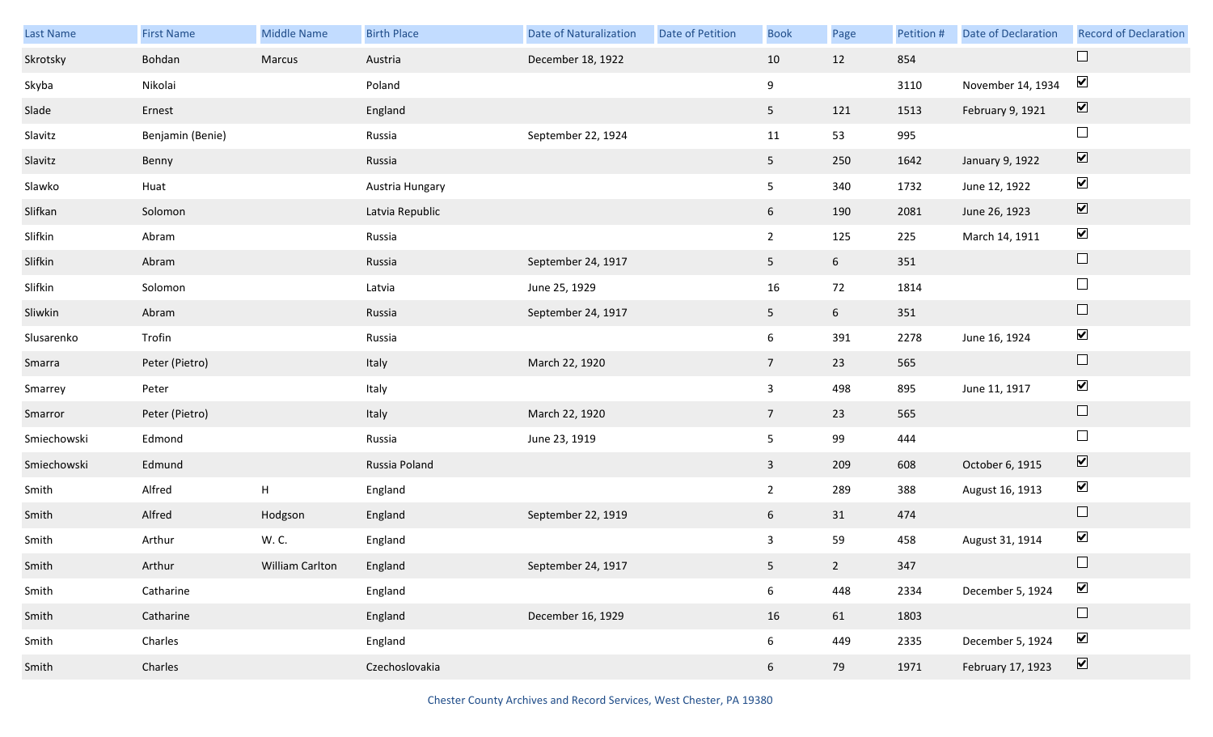| Last Name | First Name | Middle Name | Birth Place | Date of Naturalization | Date of Petition | Book | Page | Petition # | Date of Declaration | Record of Declaration |
|---|---|---|---|---|---|---|---|---|---|---|
| Skrotsky | Bohdan | Marcus | Austria | December 18, 1922 | | 10 | 12 | 854 | | ☐ |
| Skyba | Nikolai | | Poland | | | 9 | | 3110 | November 14, 1934 | ☑ |
| Slade | Ernest | | England | | | 5 | 121 | 1513 | February 9, 1921 | ☑ |
| Slavitz | Benjamin (Benie) | | Russia | September 22, 1924 | | 11 | 53 | 995 | | ☐ |
| Slavitz | Benny | | Russia | | | 5 | 250 | 1642 | January 9, 1922 | ☑ |
| Slawko | Huat | | Austria Hungary | | | 5 | 340 | 1732 | June 12, 1922 | ☑ |
| Slifkan | Solomon | | Latvia Republic | | | 6 | 190 | 2081 | June 26, 1923 | ☑ |
| Slifkin | Abram | | Russia | | | 2 | 125 | 225 | March 14, 1911 | ☑ |
| Slifkin | Abram | | Russia | September 24, 1917 | | 5 | 6 | 351 | | ☐ |
| Slifkin | Solomon | | Latvia | June 25, 1929 | | 16 | 72 | 1814 | | ☐ |
| Sliwkin | Abram | | Russia | September 24, 1917 | | 5 | 6 | 351 | | ☐ |
| Slusarenko | Trofin | | Russia | | | 6 | 391 | 2278 | June 16, 1924 | ☑ |
| Smarra | Peter (Pietro) | | Italy | March 22, 1920 | | 7 | 23 | 565 | | ☐ |
| Smarrey | Peter | | Italy | | | 3 | 498 | 895 | June 11, 1917 | ☑ |
| Smarror | Peter (Pietro) | | Italy | March 22, 1920 | | 7 | 23 | 565 | | ☐ |
| Smiechowski | Edmond | | Russia | June 23, 1919 | | 5 | 99 | 444 | | ☐ |
| Smiechowski | Edmund | | Russia Poland | | | 3 | 209 | 608 | October 6, 1915 | ☑ |
| Smith | Alfred | H | England | | | 2 | 289 | 388 | August 16, 1913 | ☑ |
| Smith | Alfred | Hodgson | England | September 22, 1919 | | 6 | 31 | 474 | | ☐ |
| Smith | Arthur | W. C. | England | | | 3 | 59 | 458 | August 31, 1914 | ☑ |
| Smith | Arthur | William Carlton | England | September 24, 1917 | | 5 | 2 | 347 | | ☐ |
| Smith | Catharine | | England | | | 6 | 448 | 2334 | December 5, 1924 | ☑ |
| Smith | Catharine | | England | December 16, 1929 | | 16 | 61 | 1803 | | ☐ |
| Smith | Charles | | England | | | 6 | 449 | 2335 | December 5, 1924 | ☑ |
| Smith | Charles | | Czechoslovakia | | | 6 | 79 | 1971 | February 17, 1923 | ☑ |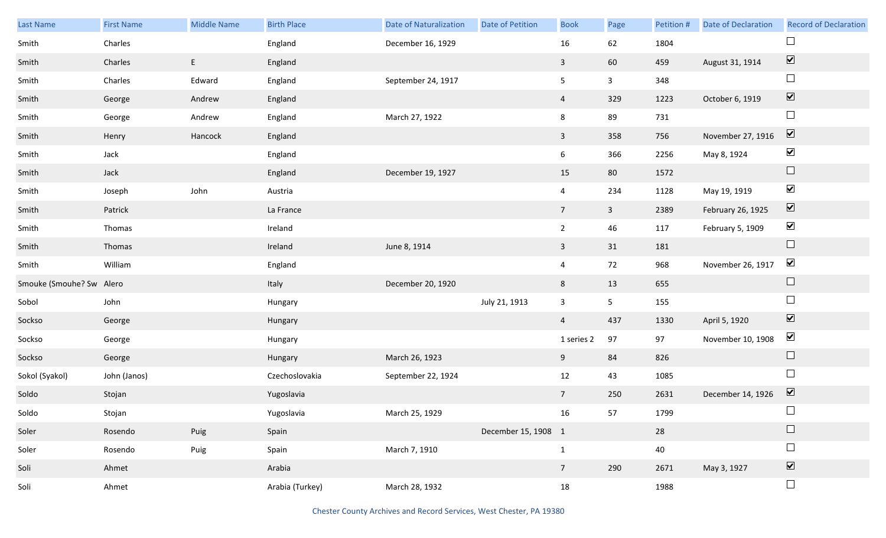| Last Name | First Name | Middle Name | Birth Place | Date of Naturalization | Date of Petition | Book | Page | Petition # | Date of Declaration | Record of Declaration |
|---|---|---|---|---|---|---|---|---|---|---|
| Smith | Charles | | England | December 16, 1929 | | 16 | 62 | 1804 | | ☐ |
| Smith | Charles | E | England | | | 3 | 60 | 459 | August 31, 1914 | ☑ |
| Smith | Charles | Edward | England | September 24, 1917 | | 5 | 3 | 348 | | ☐ |
| Smith | George | Andrew | England | | | 4 | 329 | 1223 | October 6, 1919 | ☑ |
| Smith | George | Andrew | England | March 27, 1922 | | 8 | 89 | 731 | | ☐ |
| Smith | Henry | Hancock | England | | | 3 | 358 | 756 | November 27, 1916 | ☑ |
| Smith | Jack | | England | | | 6 | 366 | 2256 | May 8, 1924 | ☑ |
| Smith | Jack | | England | December 19, 1927 | | 15 | 80 | 1572 | | ☐ |
| Smith | Joseph | John | Austria | | | 4 | 234 | 1128 | May 19, 1919 | ☑ |
| Smith | Patrick | | La France | | | 7 | 3 | 2389 | February 26, 1925 | ☑ |
| Smith | Thomas | | Ireland | | | 2 | 46 | 117 | February 5, 1909 | ☑ |
| Smith | Thomas | | Ireland | June 8, 1914 | | 3 | 31 | 181 | | ☐ |
| Smith | William | | England | | | 4 | 72 | 968 | November 26, 1917 | ☑ |
| Smouke (Smouhe? Sw | Alero | | Italy | December 20, 1920 | | 8 | 13 | 655 | | ☐ |
| Sobol | John | | Hungary | | July 21, 1913 | 3 | 5 | 155 | | ☐ |
| Sockso | George | | Hungary | | | 4 | 437 | 1330 | April 5, 1920 | ☑ |
| Sockso | George | | Hungary | | | 1 series 2 | 97 | 97 | November 10, 1908 | ☑ |
| Sockso | George | | Hungary | March 26, 1923 | | 9 | 84 | 826 | | ☐ |
| Sokol (Syakol) | John (Janos) | | Czechoslovakia | September 22, 1924 | | 12 | 43 | 1085 | | ☐ |
| Soldo | Stojan | | Yugoslavia | | | 7 | 250 | 2631 | December 14, 1926 | ☑ |
| Soldo | Stojan | | Yugoslavia | March 25, 1929 | | 16 | 57 | 1799 | | ☐ |
| Soler | Rosendo | Puig | Spain | | December 15, 1908 | 1 | | 28 | | ☐ |
| Soler | Rosendo | Puig | Spain | March 7, 1910 | | 1 | | 40 | | ☐ |
| Soli | Ahmet | | Arabia | | | 7 | 290 | 2671 | May 3, 1927 | ☑ |
| Soli | Ahmet | | Arabia (Turkey) | March 28, 1932 | | 18 | | 1988 | | ☐ |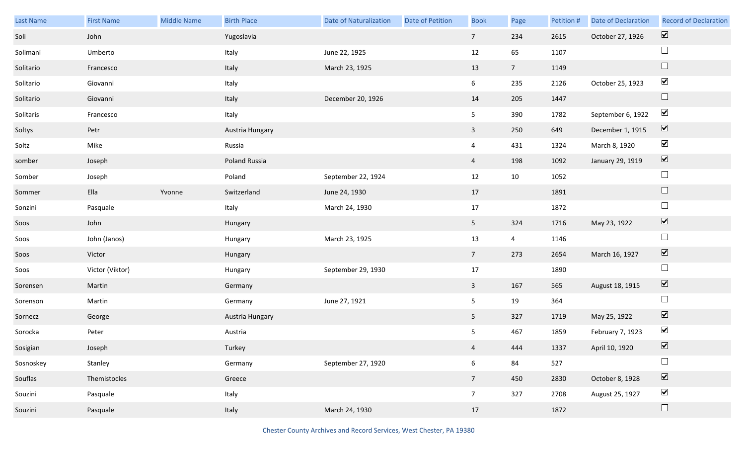| Last Name | First Name | Middle Name | Birth Place | Date of Naturalization | Date of Petition | Book | Page | Petition # | Date of Declaration | Record of Declaration |
|---|---|---|---|---|---|---|---|---|---|---|
| Soli | John | | Yugoslavia | | | 7 | 234 | 2615 | October 27, 1926 | ☑ |
| Solimani | Umberto | | Italy | June 22, 1925 | | 12 | 65 | 1107 | | ☐ |
| Solitario | Francesco | | Italy | March 23, 1925 | | 13 | 7 | 1149 | | ☐ |
| Solitario | Giovanni | | Italy | | | 6 | 235 | 2126 | October 25, 1923 | ☑ |
| Solitario | Giovanni | | Italy | December 20, 1926 | | 14 | 205 | 1447 | | ☐ |
| Solitaris | Francesco | | Italy | | | 5 | 390 | 1782 | September 6, 1922 | ☑ |
| Soltys | Petr | | Austria Hungary | | | 3 | 250 | 649 | December 1, 1915 | ☑ |
| Soltz | Mike | | Russia | | | 4 | 431 | 1324 | March 8, 1920 | ☑ |
| somber | Joseph | | Poland Russia | | | 4 | 198 | 1092 | January 29, 1919 | ☑ |
| Somber | Joseph | | Poland | September 22, 1924 | | 12 | 10 | 1052 | | ☐ |
| Sommer | Ella | Yvonne | Switzerland | June 24, 1930 | | 17 | | 1891 | | ☐ |
| Sonzini | Pasquale | | Italy | March 24, 1930 | | 17 | | 1872 | | ☐ |
| Soos | John | | Hungary | | | 5 | 324 | 1716 | May 23, 1922 | ☑ |
| Soos | John (Janos) | | Hungary | March 23, 1925 | | 13 | 4 | 1146 | | ☐ |
| Soos | Victor | | Hungary | | | 7 | 273 | 2654 | March 16, 1927 | ☑ |
| Soos | Victor (Viktor) | | Hungary | September 29, 1930 | | 17 | | 1890 | | ☐ |
| Sorensen | Martin | | Germany | | | 3 | 167 | 565 | August 18, 1915 | ☑ |
| Sorenson | Martin | | Germany | June 27, 1921 | | 5 | 19 | 364 | | ☐ |
| Sornecz | George | | Austria Hungary | | | 5 | 327 | 1719 | May 25, 1922 | ☑ |
| Sorocka | Peter | | Austria | | | 5 | 467 | 1859 | February 7, 1923 | ☑ |
| Sosigian | Joseph | | Turkey | | | 4 | 444 | 1337 | April 10, 1920 | ☑ |
| Sosnoskey | Stanley | | Germany | September 27, 1920 | | 6 | 84 | 527 | | ☐ |
| Souflas | Themistocles | | Greece | | | 7 | 450 | 2830 | October 8, 1928 | ☑ |
| Souzini | Pasquale | | Italy | | | 7 | 327 | 2708 | August 25, 1927 | ☑ |
| Souzini | Pasquale | | Italy | March 24, 1930 | | 17 | | 1872 | | ☐ |

Chester County Archives and Record Services, West Chester, PA 19380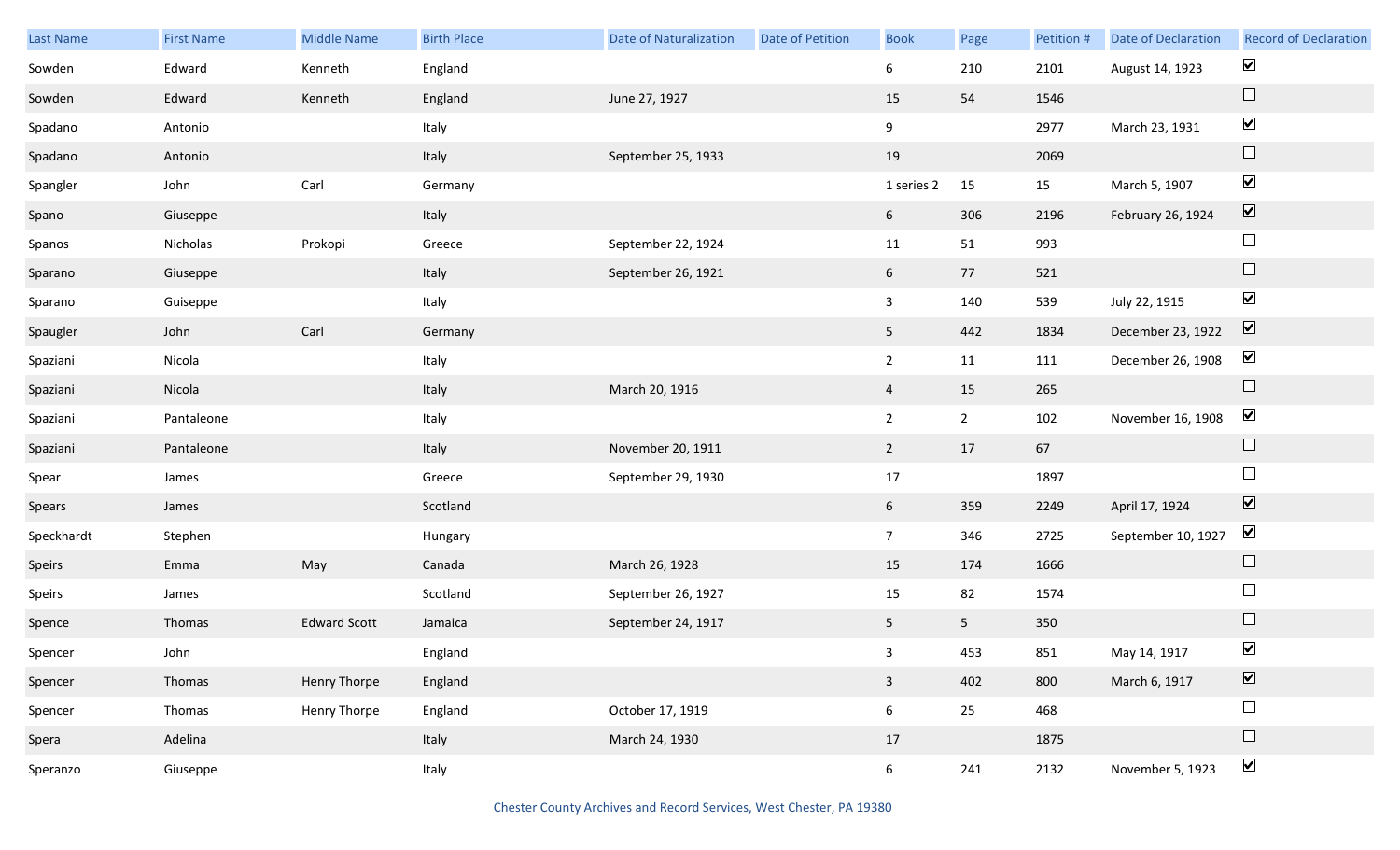| Last Name | First Name | Middle Name | Birth Place | Date of Naturalization | Date of Petition | Book | Page | Petition # | Date of Declaration | Record of Declaration |
|---|---|---|---|---|---|---|---|---|---|---|
| Sowden | Edward | Kenneth | England | | | 6 | 210 | 2101 | August 14, 1923 | ☑ |
| Sowden | Edward | Kenneth | England | June 27, 1927 | | 15 | 54 | 1546 | | ☐ |
| Spadano | Antonio | | Italy | | | 9 | | 2977 | March 23, 1931 | ☑ |
| Spadano | Antonio | | Italy | September 25, 1933 | | 19 | | 2069 | | ☐ |
| Spangler | John | Carl | Germany | | | 1 series 2 | 15 | 15 | March 5, 1907 | ☑ |
| Spano | Giuseppe | | Italy | | | 6 | 306 | 2196 | February 26, 1924 | ☑ |
| Spanos | Nicholas | Prokopi | Greece | September 22, 1924 | | 11 | 51 | 993 | | ☐ |
| Sparano | Giuseppe | | Italy | September 26, 1921 | | 6 | 77 | 521 | | ☐ |
| Sparano | Guiseppe | | Italy | | | 3 | 140 | 539 | July 22, 1915 | ☑ |
| Spaugler | John | Carl | Germany | | | 5 | 442 | 1834 | December 23, 1922 | ☑ |
| Spaziani | Nicola | | Italy | | | 2 | 11 | 111 | December 26, 1908 | ☑ |
| Spaziani | Nicola | | Italy | March 20, 1916 | | 4 | 15 | 265 | | ☐ |
| Spaziani | Pantaleone | | Italy | | | 2 | 2 | 102 | November 16, 1908 | ☑ |
| Spaziani | Pantaleone | | Italy | November 20, 1911 | | 2 | 17 | 67 | | ☐ |
| Spear | James | | Greece | September 29, 1930 | | 17 | | 1897 | | ☐ |
| Spears | James | | Scotland | | | 6 | 359 | 2249 | April 17, 1924 | ☑ |
| Speckhardt | Stephen | | Hungary | | | 7 | 346 | 2725 | September 10, 1927 | ☑ |
| Speirs | Emma | May | Canada | March 26, 1928 | | 15 | 174 | 1666 | | ☐ |
| Speirs | James | | Scotland | September 26, 1927 | | 15 | 82 | 1574 | | ☐ |
| Spence | Thomas | Edward Scott | Jamaica | September 24, 1917 | | 5 | 5 | 350 | | ☐ |
| Spencer | John | | England | | | 3 | 453 | 851 | May 14, 1917 | ☑ |
| Spencer | Thomas | Henry Thorpe | England | | | 3 | 402 | 800 | March 6, 1917 | ☑ |
| Spencer | Thomas | Henry Thorpe | England | October 17, 1919 | | 6 | 25 | 468 | | ☐ |
| Spera | Adelina | | Italy | March 24, 1930 | | 17 | | 1875 | | ☐ |
| Speranzo | Giuseppe | | Italy | | | 6 | 241 | 2132 | November 5, 1923 | ☑ |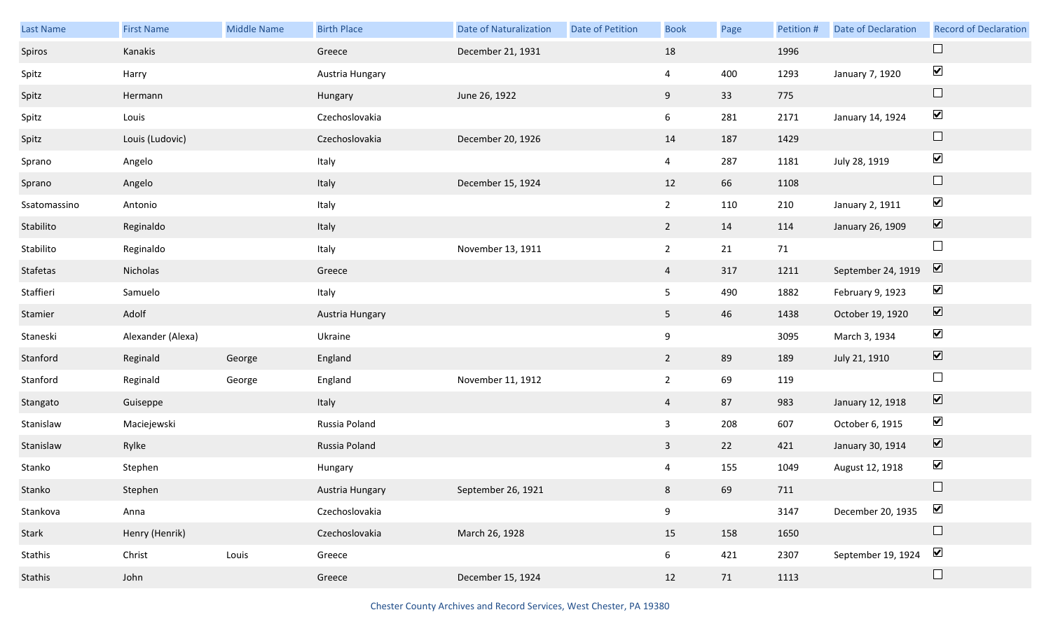| Last Name | First Name | Middle Name | Birth Place | Date of Naturalization | Date of Petition | Book | Page | Petition # | Date of Declaration | Record of Declaration |
|---|---|---|---|---|---|---|---|---|---|---|
| Spiros | Kanakis | | Greece | December 21, 1931 | | 18 | | 1996 | | ☐ |
| Spitz | Harry | | Austria Hungary | | | 4 | 400 | 1293 | January 7, 1920 | ☑ |
| Spitz | Hermann | | Hungary | June 26, 1922 | | 9 | 33 | 775 | | ☐ |
| Spitz | Louis | | Czechoslovakia | | | 6 | 281 | 2171 | January 14, 1924 | ☑ |
| Spitz | Louis (Ludovic) | | Czechoslovakia | December 20, 1926 | | 14 | 187 | 1429 | | ☐ |
| Sprano | Angelo | | Italy | | | 4 | 287 | 1181 | July 28, 1919 | ☑ |
| Sprano | Angelo | | Italy | December 15, 1924 | | 12 | 66 | 1108 | | ☐ |
| Ssatomassino | Antonio | | Italy | | | 2 | 110 | 210 | January 2, 1911 | ☑ |
| Stabilito | Reginaldo | | Italy | | | 2 | 14 | 114 | January 26, 1909 | ☑ |
| Stabilito | Reginaldo | | Italy | November 13, 1911 | | 2 | 21 | 71 | | ☐ |
| Stafetas | Nicholas | | Greece | | | 4 | 317 | 1211 | September 24, 1919 | ☑ |
| Staffieri | Samuelo | | Italy | | | 5 | 490 | 1882 | February 9, 1923 | ☑ |
| Stamier | Adolf | | Austria Hungary | | | 5 | 46 | 1438 | October 19, 1920 | ☑ |
| Staneski | Alexander (Alexa) | | Ukraine | | | 9 | | 3095 | March 3, 1934 | ☑ |
| Stanford | Reginald | George | England | | | 2 | 89 | 189 | July 21, 1910 | ☑ |
| Stanford | Reginald | George | England | November 11, 1912 | | 2 | 69 | 119 | | ☐ |
| Stangato | Guiseppe | | Italy | | | 4 | 87 | 983 | January 12, 1918 | ☑ |
| Stanislaw | Maciejewski | | Russia Poland | | | 3 | 208 | 607 | October 6, 1915 | ☑ |
| Stanislaw | Rylke | | Russia Poland | | | 3 | 22 | 421 | January 30, 1914 | ☑ |
| Stanko | Stephen | | Hungary | | | 4 | 155 | 1049 | August 12, 1918 | ☑ |
| Stanko | Stephen | | Austria Hungary | September 26, 1921 | | 8 | 69 | 711 | | ☐ |
| Stankova | Anna | | Czechoslovakia | | | 9 | | 3147 | December 20, 1935 | ☑ |
| Stark | Henry (Henrik) | | Czechoslovakia | March 26, 1928 | | 15 | 158 | 1650 | | ☐ |
| Stathis | Christ | Louis | Greece | | | 6 | 421 | 2307 | September 19, 1924 | ☑ |
| Stathis | John | | Greece | December 15, 1924 | | 12 | 71 | 1113 | | ☐ |

Chester County Archives and Record Services, West Chester, PA 19380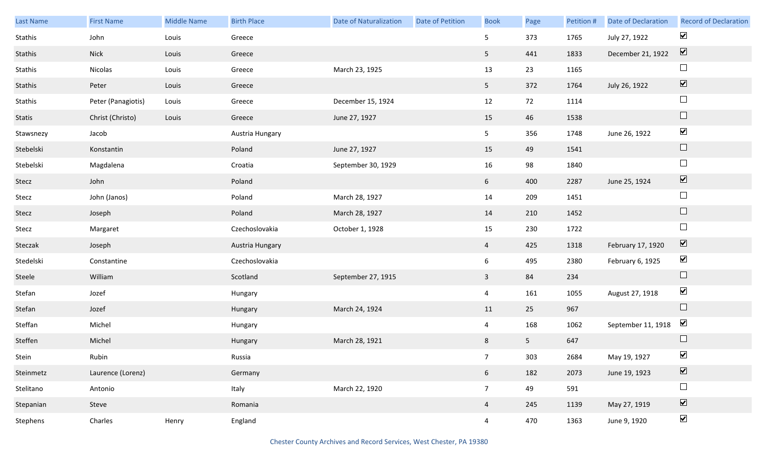| Last Name | First Name | Middle Name | Birth Place | Date of Naturalization | Date of Petition | Book | Page | Petition # | Date of Declaration | Record of Declaration |
|---|---|---|---|---|---|---|---|---|---|---|
| Stathis | John | Louis | Greece | | | 5 | 373 | 1765 | July 27, 1922 | ☑ |
| Stathis | Nick | Louis | Greece | | | 5 | 441 | 1833 | December 21, 1922 | ☑ |
| Stathis | Nicolas | Louis | Greece | March 23, 1925 | | 13 | 23 | 1165 | | ☐ |
| Stathis | Peter | Louis | Greece | | | 5 | 372 | 1764 | July 26, 1922 | ☑ |
| Stathis | Peter (Panagiotis) | Louis | Greece | December 15, 1924 | | 12 | 72 | 1114 | | ☐ |
| Statis | Christ (Christo) | Louis | Greece | June 27, 1927 | | 15 | 46 | 1538 | | ☐ |
| Stawsnezy | Jacob | | Austria Hungary | | | 5 | 356 | 1748 | June 26, 1922 | ☑ |
| Stebelski | Konstantin | | Poland | June 27, 1927 | | 15 | 49 | 1541 | | ☐ |
| Stebelski | Magdalena | | Croatia | September 30, 1929 | | 16 | 98 | 1840 | | ☐ |
| Stecz | John | | Poland | | | 6 | 400 | 2287 | June 25, 1924 | ☑ |
| Stecz | John (Janos) | | Poland | March 28, 1927 | | 14 | 209 | 1451 | | ☐ |
| Stecz | Joseph | | Poland | March 28, 1927 | | 14 | 210 | 1452 | | ☐ |
| Stecz | Margaret | | Czechoslovakia | October 1, 1928 | | 15 | 230 | 1722 | | ☐ |
| Steczak | Joseph | | Austria Hungary | | | 4 | 425 | 1318 | February 17, 1920 | ☑ |
| Stedelski | Constantine | | Czechoslovakia | | | 6 | 495 | 2380 | February 6, 1925 | ☑ |
| Steele | William | | Scotland | September 27, 1915 | | 3 | 84 | 234 | | ☐ |
| Stefan | Jozef | | Hungary | | | 4 | 161 | 1055 | August 27, 1918 | ☑ |
| Stefan | Jozef | | Hungary | March 24, 1924 | | 11 | 25 | 967 | | ☐ |
| Steffan | Michel | | Hungary | | | 4 | 168 | 1062 | September 11, 1918 | ☑ |
| Steffen | Michel | | Hungary | March 28, 1921 | | 8 | 5 | 647 | | ☐ |
| Stein | Rubin | | Russia | | | 7 | 303 | 2684 | May 19, 1927 | ☑ |
| Steinmetz | Laurence (Lorenz) | | Germany | | | 6 | 182 | 2073 | June 19, 1923 | ☑ |
| Stelitano | Antonio | | Italy | March 22, 1920 | | 7 | 49 | 591 | | ☐ |
| Stepanian | Steve | | Romania | | | 4 | 245 | 1139 | May 27, 1919 | ☑ |
| Stephens | Charles | Henry | England | | | 4 | 470 | 1363 | June 9, 1920 | ☑ |

Chester County Archives and Record Services, West Chester, PA 19380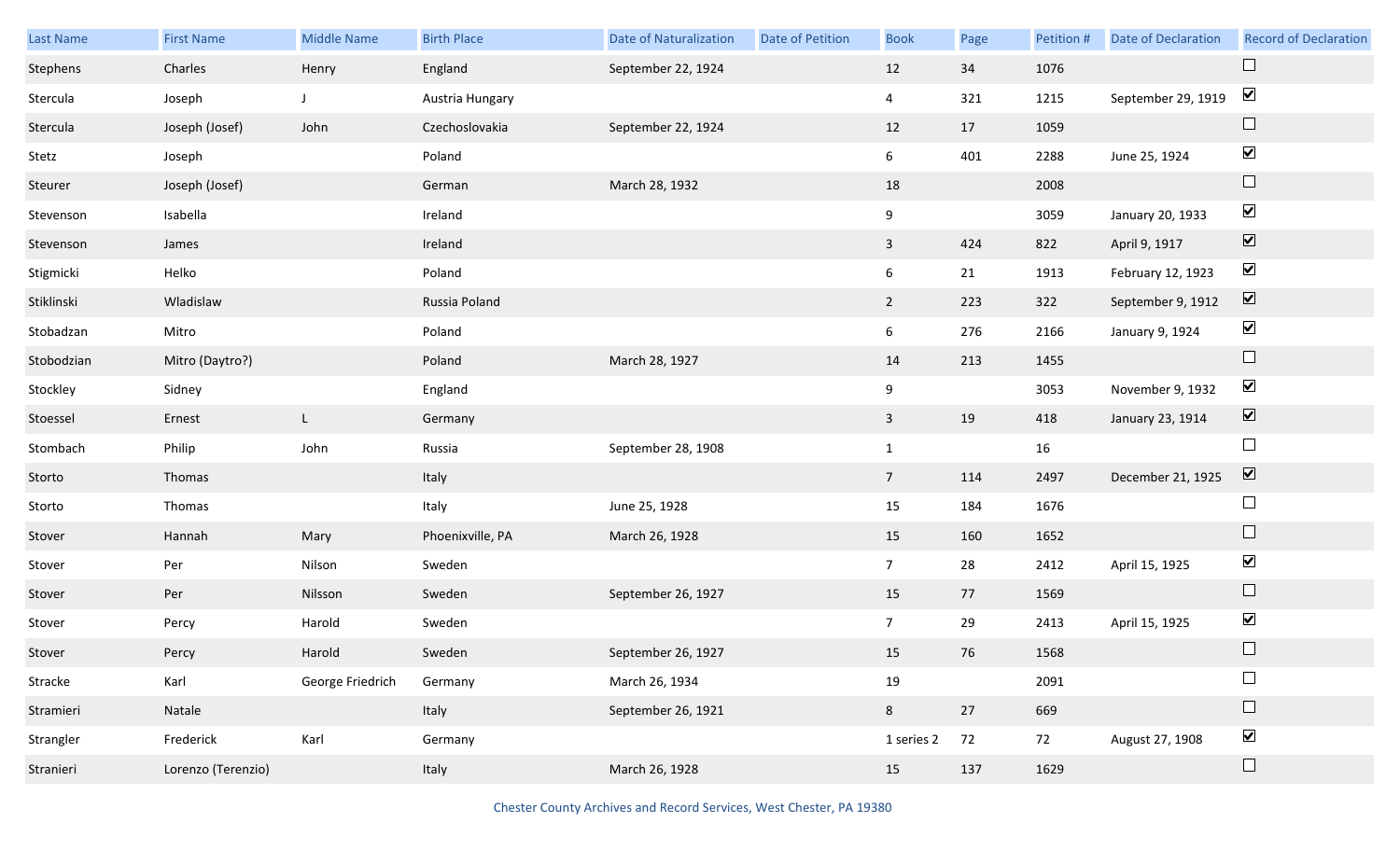| Last Name | First Name | Middle Name | Birth Place | Date of Naturalization | Date of Petition | Book | Page | Petition # | Date of Declaration | Record of Declaration |
|---|---|---|---|---|---|---|---|---|---|---|
| Stephens | Charles | Henry | England | September 22, 1924 | | 12 | 34 | 1076 | | ☐ |
| Stercula | Joseph | J | Austria Hungary | | | 4 | 321 | 1215 | September 29, 1919 | ☑ |
| Stercula | Joseph (Josef) | John | Czechoslovakia | September 22, 1924 | | 12 | 17 | 1059 | | ☐ |
| Stetz | Joseph | | Poland | | | 6 | 401 | 2288 | June 25, 1924 | ☑ |
| Steurer | Joseph (Josef) | | German | March 28, 1932 | | 18 | | 2008 | | ☐ |
| Stevenson | Isabella | | Ireland | | | 9 | | 3059 | January 20, 1933 | ☑ |
| Stevenson | James | | Ireland | | | 3 | 424 | 822 | April 9, 1917 | ☑ |
| Stigmicki | Helko | | Poland | | | 6 | 21 | 1913 | February 12, 1923 | ☑ |
| Stiklinski | Wladislaw | | Russia Poland | | | 2 | 223 | 322 | September 9, 1912 | ☑ |
| Stobadzan | Mitro | | Poland | | | 6 | 276 | 2166 | January 9, 1924 | ☑ |
| Stobodzian | Mitro (Daytro?) | | Poland | March 28, 1927 | | 14 | 213 | 1455 | | ☐ |
| Stockley | Sidney | | England | | | 9 | | 3053 | November 9, 1932 | ☑ |
| Stoessel | Ernest | L | Germany | | | 3 | 19 | 418 | January 23, 1914 | ☑ |
| Stombach | Philip | John | Russia | September 28, 1908 | | 1 | | 16 | | ☐ |
| Storto | Thomas | | Italy | | | 7 | 114 | 2497 | December 21, 1925 | ☑ |
| Storto | Thomas | | Italy | June 25, 1928 | | 15 | 184 | 1676 | | ☐ |
| Stover | Hannah | Mary | Phoenixville, PA | March 26, 1928 | | 15 | 160 | 1652 | | ☐ |
| Stover | Per | Nilson | Sweden | | | 7 | 28 | 2412 | April 15, 1925 | ☑ |
| Stover | Per | Nilsson | Sweden | September 26, 1927 | | 15 | 77 | 1569 | | ☐ |
| Stover | Percy | Harold | Sweden | | | 7 | 29 | 2413 | April 15, 1925 | ☑ |
| Stover | Percy | Harold | Sweden | September 26, 1927 | | 15 | 76 | 1568 | | ☐ |
| Stracke | Karl | George Friedrich | Germany | March 26, 1934 | | 19 | | 2091 | | ☐ |
| Stramieri | Natale | | Italy | September 26, 1921 | | 8 | 27 | 669 | | ☐ |
| Strangler | Frederick | Karl | Germany | | | 1 series 2 | 72 | 72 | August 27, 1908 | ☑ |
| Stranieri | Lorenzo (Terenzio) | | Italy | March 26, 1928 | | 15 | 137 | 1629 | | ☐ |

Chester County Archives and Record Services, West Chester, PA 19380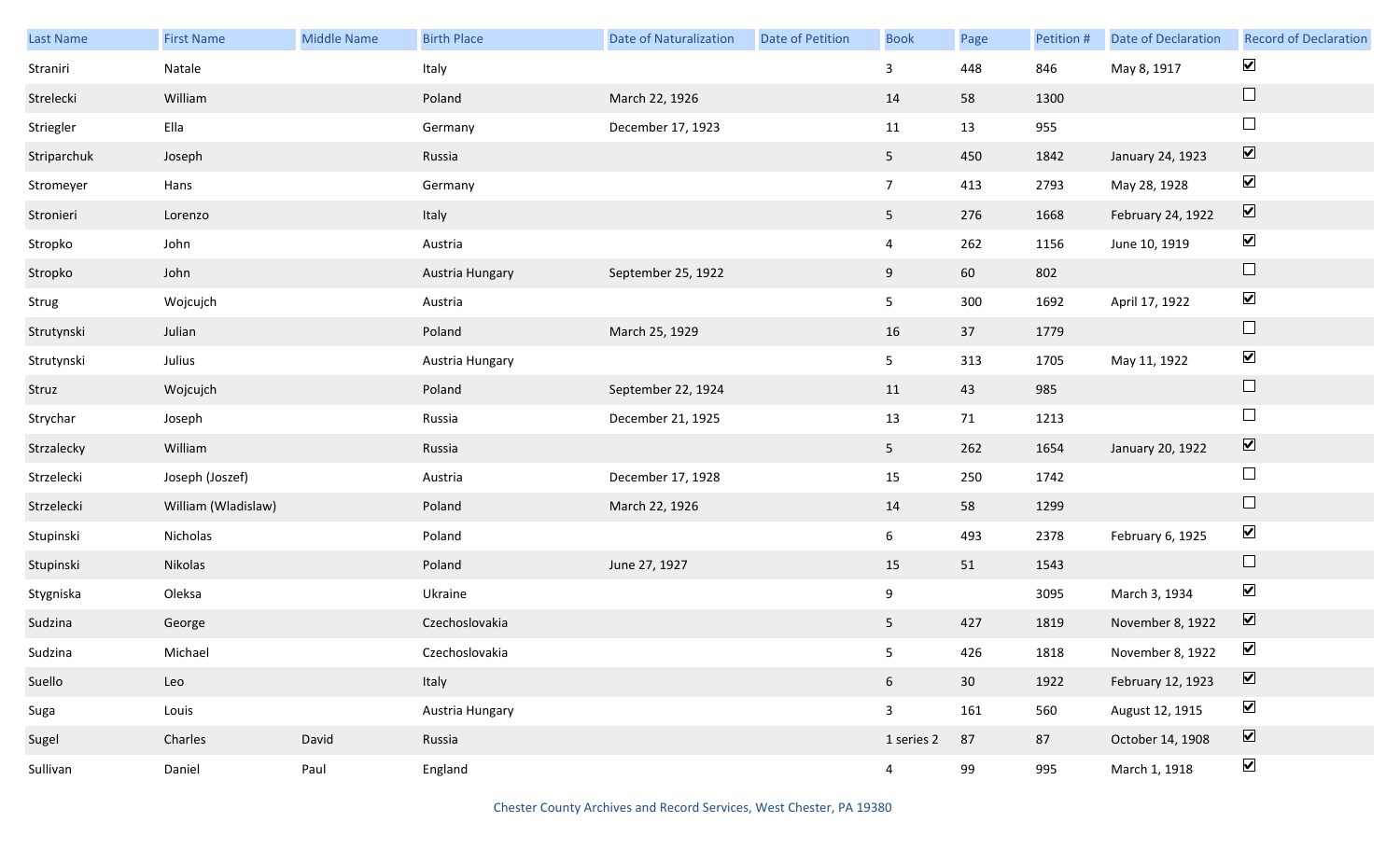| Last Name | First Name | Middle Name | Birth Place | Date of Naturalization | Date of Petition | Book | Page | Petition # | Date of Declaration | Record of Declaration |
|---|---|---|---|---|---|---|---|---|---|---|
| Straniri | Natale | | Italy | | | 3 | 448 | 846 | May 8, 1917 | ☑ |
| Strelecki | William | | Poland | March 22, 1926 | | 14 | 58 | 1300 | | ☐ |
| Striegler | Ella | | Germany | December 17, 1923 | | 11 | 13 | 955 | | ☐ |
| Striparchuk | Joseph | | Russia | | | 5 | 450 | 1842 | January 24, 1923 | ☑ |
| Stromeyer | Hans | | Germany | | | 7 | 413 | 2793 | May 28, 1928 | ☑ |
| Stronieri | Lorenzo | | Italy | | | 5 | 276 | 1668 | February 24, 1922 | ☑ |
| Stropko | John | | Austria | | | 4 | 262 | 1156 | June 10, 1919 | ☑ |
| Stropko | John | | Austria Hungary | September 25, 1922 | | 9 | 60 | 802 | | ☐ |
| Strug | Wojcujch | | Austria | | | 5 | 300 | 1692 | April 17, 1922 | ☑ |
| Strutynski | Julian | | Poland | March 25, 1929 | | 16 | 37 | 1779 | | ☐ |
| Strutynski | Julius | | Austria Hungary | | | 5 | 313 | 1705 | May 11, 1922 | ☑ |
| Struz | Wojcujch | | Poland | September 22, 1924 | | 11 | 43 | 985 | | ☐ |
| Strychar | Joseph | | Russia | December 21, 1925 | | 13 | 71 | 1213 | | ☐ |
| Strzalecky | William | | Russia | | | 5 | 262 | 1654 | January 20, 1922 | ☑ |
| Strzelecki | Joseph (Joszef) | | Austria | December 17, 1928 | | 15 | 250 | 1742 | | ☐ |
| Strzelecki | William (Wladislaw) | | Poland | March 22, 1926 | | 14 | 58 | 1299 | | ☐ |
| Stupinski | Nicholas | | Poland | | | 6 | 493 | 2378 | February 6, 1925 | ☑ |
| Stupinski | Nikolas | | Poland | June 27, 1927 | | 15 | 51 | 1543 | | ☐ |
| Stygniska | Oleksa | | Ukraine | | | 9 | | 3095 | March 3, 1934 | ☑ |
| Sudzina | George | | Czechoslovakia | | | 5 | 427 | 1819 | November 8, 1922 | ☑ |
| Sudzina | Michael | | Czechoslovakia | | | 5 | 426 | 1818 | November 8, 1922 | ☑ |
| Suello | Leo | | Italy | | | 6 | 30 | 1922 | February 12, 1923 | ☑ |
| Suga | Louis | | Austria Hungary | | | 3 | 161 | 560 | August 12, 1915 | ☑ |
| Sugel | Charles | David | Russia | | | 1 series 2 | 87 | 87 | October 14, 1908 | ☑ |
| Sullivan | Daniel | Paul | England | | | 4 | 99 | 995 | March 1, 1918 | ☑ |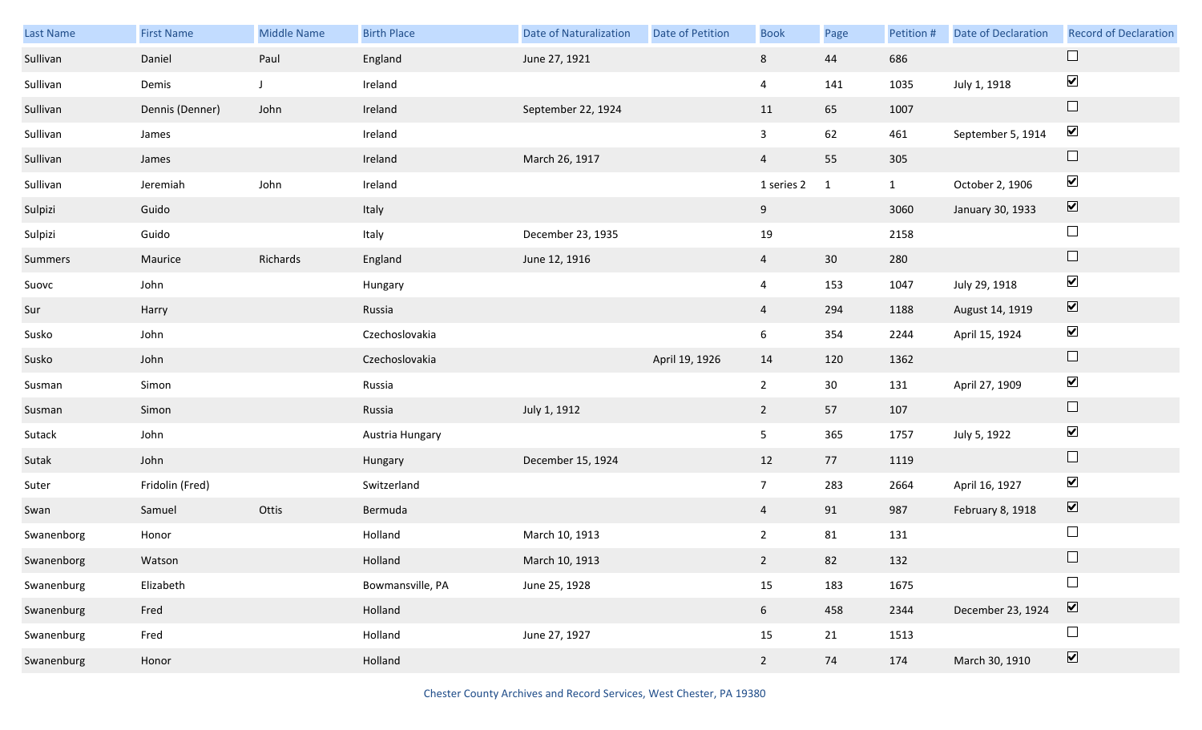| Last Name | First Name | Middle Name | Birth Place | Date of Naturalization | Date of Petition | Book | Page | Petition # | Date of Declaration | Record of Declaration |
|---|---|---|---|---|---|---|---|---|---|---|
| Sullivan | Daniel | Paul | England | June 27, 1921 | | 8 | 44 | 686 | | ☐ |
| Sullivan | Demis | J | Ireland | | | 4 | 141 | 1035 | July 1, 1918 | ☑ |
| Sullivan | Dennis (Denner) | John | Ireland | September 22, 1924 | | 11 | 65 | 1007 | | ☐ |
| Sullivan | James | | Ireland | | | 3 | 62 | 461 | September 5, 1914 | ☑ |
| Sullivan | James | | Ireland | March 26, 1917 | | 4 | 55 | 305 | | ☐ |
| Sullivan | Jeremiah | John | Ireland | | | 1 series 2 | 1 | 1 | October 2, 1906 | ☑ |
| Sulpizi | Guido | | Italy | | | 9 | | 3060 | January 30, 1933 | ☑ |
| Sulpizi | Guido | | Italy | December 23, 1935 | | 19 | | 2158 | | ☐ |
| Summers | Maurice | Richards | England | June 12, 1916 | | 4 | 30 | 280 | | ☐ |
| Suovc | John | | Hungary | | | 4 | 153 | 1047 | July 29, 1918 | ☑ |
| Sur | Harry | | Russia | | | 4 | 294 | 1188 | August 14, 1919 | ☑ |
| Susko | John | | Czechoslovakia | | | 6 | 354 | 2244 | April 15, 1924 | ☑ |
| Susko | John | | Czechoslovakia | | April 19, 1926 | 14 | 120 | 1362 | | ☐ |
| Susman | Simon | | Russia | | | 2 | 30 | 131 | April 27, 1909 | ☑ |
| Susman | Simon | | Russia | July 1, 1912 | | 2 | 57 | 107 | | ☐ |
| Sutack | John | | Austria Hungary | | | 5 | 365 | 1757 | July 5, 1922 | ☑ |
| Sutak | John | | Hungary | December 15, 1924 | | 12 | 77 | 1119 | | ☐ |
| Suter | Fridolin (Fred) | | Switzerland | | | 7 | 283 | 2664 | April 16, 1927 | ☑ |
| Swan | Samuel | Ottis | Bermuda | | | 4 | 91 | 987 | February 8, 1918 | ☑ |
| Swanenborg | Honor | | Holland | March 10, 1913 | | 2 | 81 | 131 | | ☐ |
| Swanenborg | Watson | | Holland | March 10, 1913 | | 2 | 82 | 132 | | ☐ |
| Swanenburg | Elizabeth | | Bowmansville, PA | June 25, 1928 | | 15 | 183 | 1675 | | ☐ |
| Swanenburg | Fred | | Holland | | | 6 | 458 | 2344 | December 23, 1924 | ☑ |
| Swanenburg | Fred | | Holland | June 27, 1927 | | 15 | 21 | 1513 | | ☐ |
| Swanenburg | Honor | | Holland | | | 2 | 74 | 174 | March 30, 1910 | ☑ |

Chester County Archives and Record Services, West Chester, PA 19380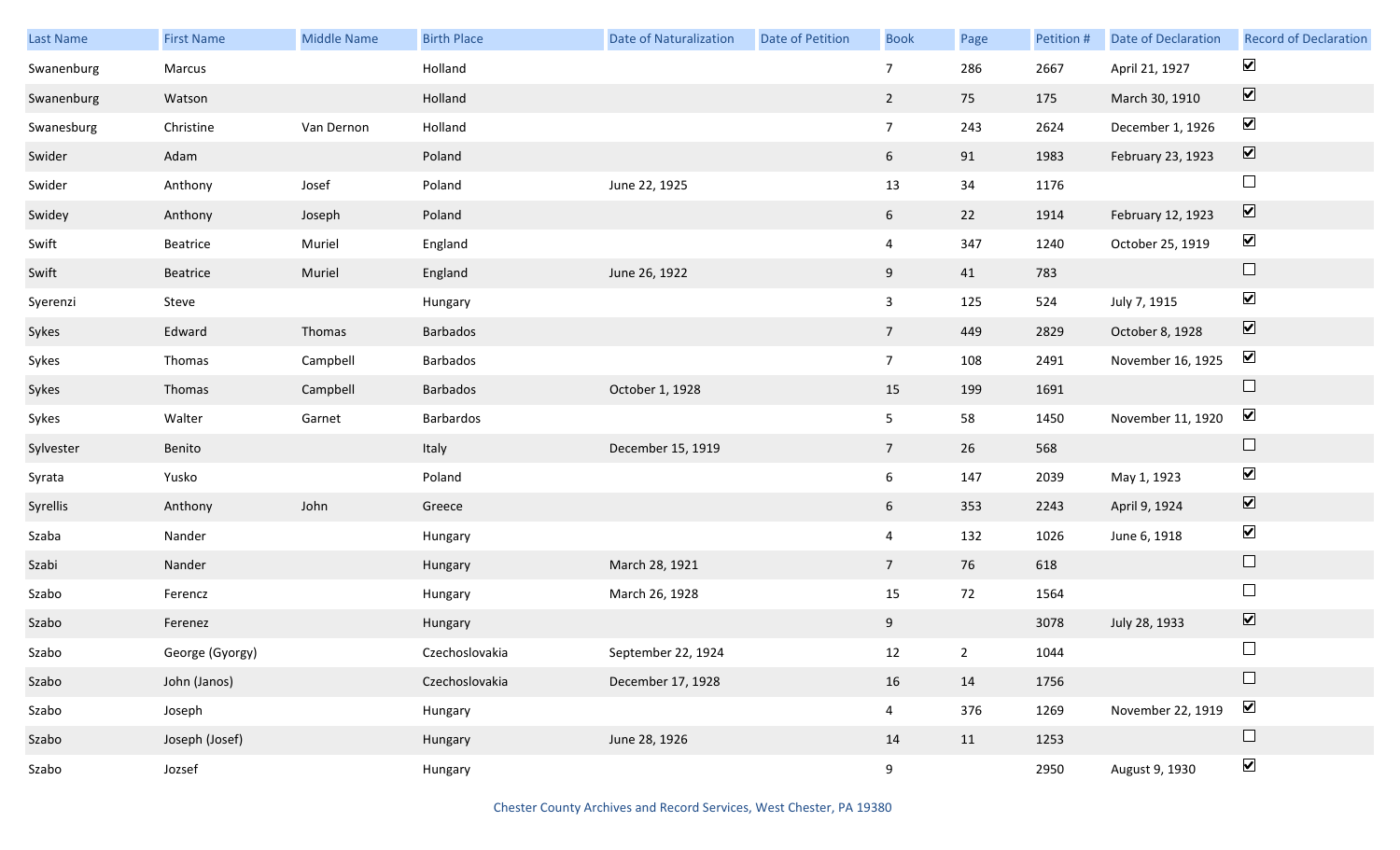| Last Name | First Name | Middle Name | Birth Place | Date of Naturalization | Date of Petition | Book | Page | Petition # | Date of Declaration | Record of Declaration |
|---|---|---|---|---|---|---|---|---|---|---|
| Swanenburg | Marcus | | Holland | | | 7 | 286 | 2667 | April 21, 1927 | ☑ |
| Swanenburg | Watson | | Holland | | | 2 | 75 | 175 | March 30, 1910 | ☑ |
| Swanesburg | Christine | Van Dernon | Holland | | | 7 | 243 | 2624 | December 1, 1926 | ☑ |
| Swider | Adam | | Poland | | | 6 | 91 | 1983 | February 23, 1923 | ☑ |
| Swider | Anthony | Josef | Poland | June 22, 1925 | | 13 | 34 | 1176 | | ☐ |
| Swidey | Anthony | Joseph | Poland | | | 6 | 22 | 1914 | February 12, 1923 | ☑ |
| Swift | Beatrice | Muriel | England | | | 4 | 347 | 1240 | October 25, 1919 | ☑ |
| Swift | Beatrice | Muriel | England | June 26, 1922 | | 9 | 41 | 783 | | ☐ |
| Syerenzi | Steve | | Hungary | | | 3 | 125 | 524 | July 7, 1915 | ☑ |
| Sykes | Edward | Thomas | Barbados | | | 7 | 449 | 2829 | October 8, 1928 | ☑ |
| Sykes | Thomas | Campbell | Barbados | | | 7 | 108 | 2491 | November 16, 1925 | ☑ |
| Sykes | Thomas | Campbell | Barbados | October 1, 1928 | | 15 | 199 | 1691 | | ☐ |
| Sykes | Walter | Garnet | Barbardos | | | 5 | 58 | 1450 | November 11, 1920 | ☑ |
| Sylvester | Benito | | Italy | December 15, 1919 | | 7 | 26 | 568 | | ☐ |
| Syrata | Yusko | | Poland | | | 6 | 147 | 2039 | May 1, 1923 | ☑ |
| Syrellis | Anthony | John | Greece | | | 6 | 353 | 2243 | April 9, 1924 | ☑ |
| Szaba | Nander | | Hungary | | | 4 | 132 | 1026 | June 6, 1918 | ☑ |
| Szabi | Nander | | Hungary | March 28, 1921 | | 7 | 76 | 618 | | ☐ |
| Szabo | Ferencz | | Hungary | March 26, 1928 | | 15 | 72 | 1564 | | ☐ |
| Szabo | Ferenez | | Hungary | | | 9 | | 3078 | July 28, 1933 | ☑ |
| Szabo | George (Gyorgy) | | Czechoslovakia | September 22, 1924 | | 12 | 2 | 1044 | | ☐ |
| Szabo | John (Janos) | | Czechoslovakia | December 17, 1928 | | 16 | 14 | 1756 | | ☐ |
| Szabo | Joseph | | Hungary | | | 4 | 376 | 1269 | November 22, 1919 | ☑ |
| Szabo | Joseph (Josef) | | Hungary | June 28, 1926 | | 14 | 11 | 1253 | | ☐ |
| Szabo | Jozsef | | Hungary | | | 9 | | 2950 | August 9, 1930 | ☑ |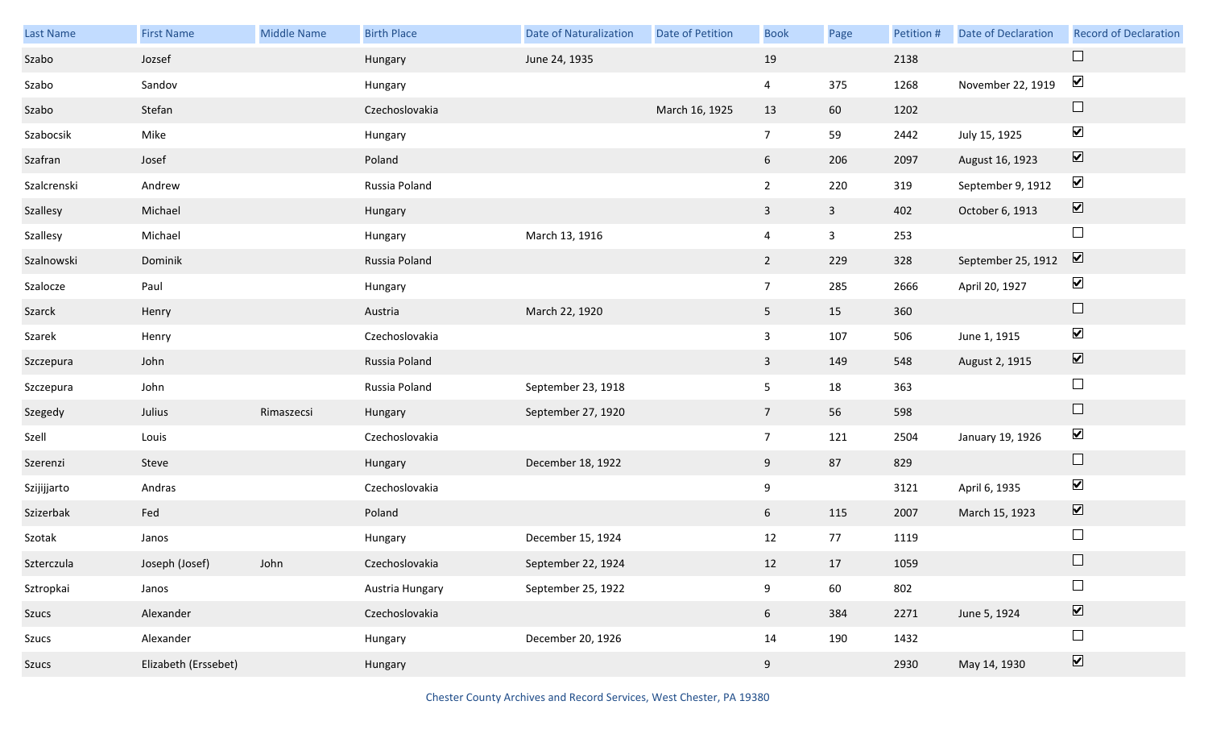| Last Name | First Name | Middle Name | Birth Place | Date of Naturalization | Date of Petition | Book | Page | Petition # | Date of Declaration | Record of Declaration |
| --- | --- | --- | --- | --- | --- | --- | --- | --- | --- | --- |
| Szabo | Jozsef | | Hungary | June 24, 1935 | | 19 | | 2138 | | ☐ |
| Szabo | Sandov | | Hungary | | | 4 | 375 | 1268 | November 22, 1919 | ☑ |
| Szabo | Stefan | | Czechoslovakia | | March 16, 1925 | 13 | 60 | 1202 | | ☐ |
| Szabocsik | Mike | | Hungary | | | 7 | 59 | 2442 | July 15, 1925 | ☑ |
| Szafran | Josef | | Poland | | | 6 | 206 | 2097 | August 16, 1923 | ☑ |
| Szalcrenski | Andrew | | Russia Poland | | | 2 | 220 | 319 | September 9, 1912 | ☑ |
| Szallesy | Michael | | Hungary | | | 3 | 3 | 402 | October 6, 1913 | ☑ |
| Szallesy | Michael | | Hungary | March 13, 1916 | | 4 | 3 | 253 | | ☐ |
| Szalnowski | Dominik | | Russia Poland | | | 2 | 229 | 328 | September 25, 1912 | ☑ |
| Szalocze | Paul | | Hungary | | | 7 | 285 | 2666 | April 20, 1927 | ☑ |
| Szarck | Henry | | Austria | March 22, 1920 | | 5 | 15 | 360 | | ☐ |
| Szarek | Henry | | Czechoslovakia | | | 3 | 107 | 506 | June 1, 1915 | ☑ |
| Szczepura | John | | Russia Poland | | | 3 | 149 | 548 | August 2, 1915 | ☑ |
| Szczepura | John | | Russia Poland | September 23, 1918 | | 5 | 18 | 363 | | ☐ |
| Szegedy | Julius | Rimaszecsi | Hungary | September 27, 1920 | | 7 | 56 | 598 | | ☐ |
| Szell | Louis | | Czechoslovakia | | | 7 | 121 | 2504 | January 19, 1926 | ☑ |
| Szerenzi | Steve | | Hungary | December 18, 1922 | | 9 | 87 | 829 | | ☐ |
| Szijijjarto | Andras | | Czechoslovakia | | | 9 | | 3121 | April 6, 1935 | ☑ |
| Szizerbak | Fed | | Poland | | | 6 | 115 | 2007 | March 15, 1923 | ☑ |
| Szotak | Janos | | Hungary | December 15, 1924 | | 12 | 77 | 1119 | | ☐ |
| Szterczula | Joseph (Josef) | John | Czechoslovakia | September 22, 1924 | | 12 | 17 | 1059 | | ☐ |
| Sztropkai | Janos | | Austria Hungary | September 25, 1922 | | 9 | 60 | 802 | | ☐ |
| Szucs | Alexander | | Czechoslovakia | | | 6 | 384 | 2271 | June 5, 1924 | ☑ |
| Szucs | Alexander | | Hungary | December 20, 1926 | | 14 | 190 | 1432 | | ☐ |
| Szucs | Elizabeth (Erssebet) | | Hungary | | | 9 | | 2930 | May 14, 1930 | ☑ |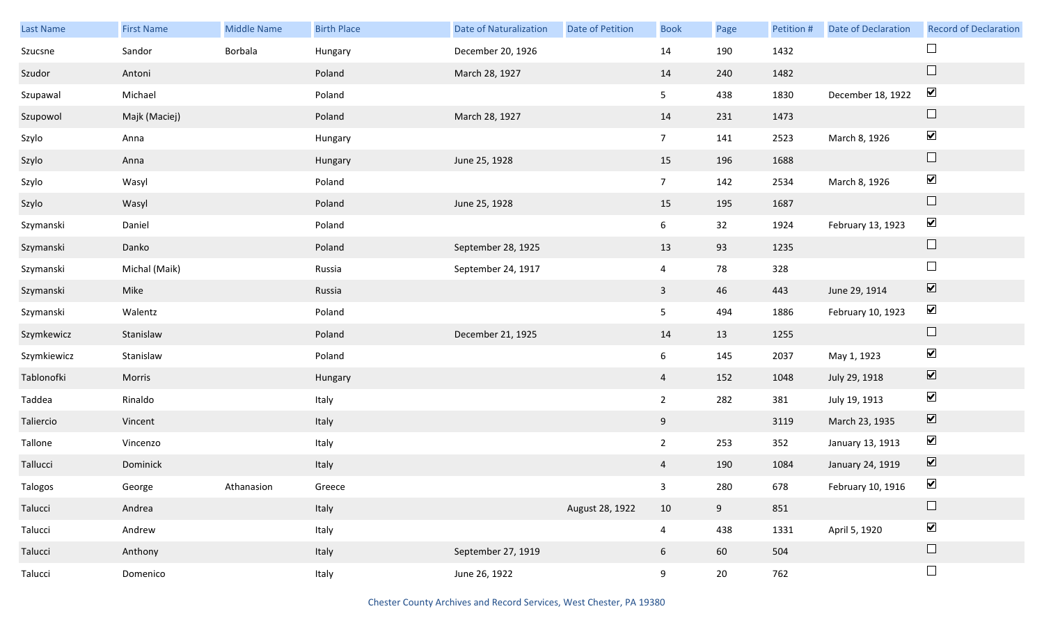| Last Name | First Name | Middle Name | Birth Place | Date of Naturalization | Date of Petition | Book | Page | Petition # | Date of Declaration | Record of Declaration |
|---|---|---|---|---|---|---|---|---|---|---|
| Szucsne | Sandor | Borbala | Hungary | December 20, 1926 | | 14 | 190 | 1432 | | ☐ |
| Szudor | Antoni | | Poland | March 28, 1927 | | 14 | 240 | 1482 | | ☐ |
| Szupawal | Michael | | Poland | | | 5 | 438 | 1830 | December 18, 1922 | ☑ |
| Szupowol | Majk (Maciej) | | Poland | March 28, 1927 | | 14 | 231 | 1473 | | ☐ |
| Szylo | Anna | | Hungary | | | 7 | 141 | 2523 | March 8, 1926 | ☑ |
| Szylo | Anna | | Hungary | June 25, 1928 | | 15 | 196 | 1688 | | ☐ |
| Szylo | Wasyl | | Poland | | | 7 | 142 | 2534 | March 8, 1926 | ☑ |
| Szylo | Wasyl | | Poland | June 25, 1928 | | 15 | 195 | 1687 | | ☐ |
| Szymanski | Daniel | | Poland | | | 6 | 32 | 1924 | February 13, 1923 | ☑ |
| Szymanski | Danko | | Poland | September 28, 1925 | | 13 | 93 | 1235 | | ☐ |
| Szymanski | Michal (Maik) | | Russia | September 24, 1917 | | 4 | 78 | 328 | | ☐ |
| Szymanski | Mike | | Russia | | | 3 | 46 | 443 | June 29, 1914 | ☑ |
| Szymanski | Walentz | | Poland | | | 5 | 494 | 1886 | February 10, 1923 | ☑ |
| Szymkewicz | Stanislaw | | Poland | December 21, 1925 | | 14 | 13 | 1255 | | ☐ |
| Szymkiewicz | Stanislaw | | Poland | | | 6 | 145 | 2037 | May 1, 1923 | ☑ |
| Tablonofki | Morris | | Hungary | | | 4 | 152 | 1048 | July 29, 1918 | ☑ |
| Taddea | Rinaldo | | Italy | | | 2 | 282 | 381 | July 19, 1913 | ☑ |
| Taliercio | Vincent | | Italy | | | 9 | | 3119 | March 23, 1935 | ☑ |
| Tallone | Vincenzo | | Italy | | | 2 | 253 | 352 | January 13, 1913 | ☑ |
| Tallucci | Dominick | | Italy | | | 4 | 190 | 1084 | January 24, 1919 | ☑ |
| Talogos | George | Athanasion | Greece | | | 3 | 280 | 678 | February 10, 1916 | ☑ |
| Talucci | Andrea | | Italy | | August 28, 1922 | 10 | 9 | 851 | | ☐ |
| Talucci | Andrew | | Italy | | | 4 | 438 | 1331 | April 5, 1920 | ☑ |
| Talucci | Anthony | | Italy | September 27, 1919 | | 6 | 60 | 504 | | ☐ |
| Talucci | Domenico | | Italy | June 26, 1922 | | 9 | 20 | 762 | | ☐ |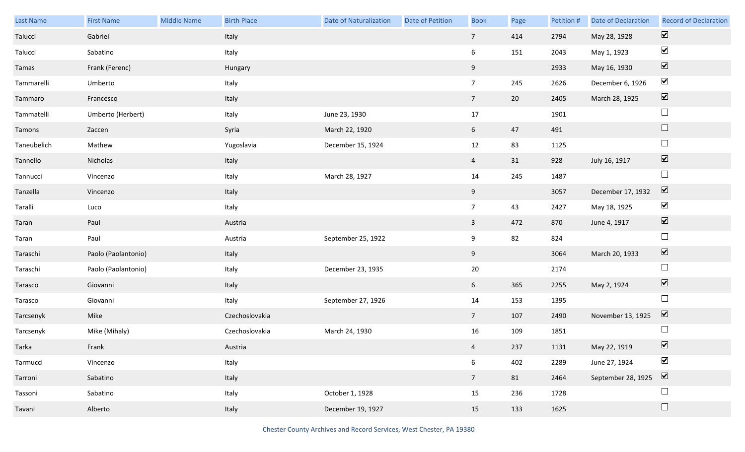| Last Name | First Name | Middle Name | Birth Place | Date of Naturalization | Date of Petition | Book | Page | Petition # | Date of Declaration | Record of Declaration |
|---|---|---|---|---|---|---|---|---|---|---|
| Talucci | Gabriel | | Italy | | | 7 | 414 | 2794 | May 28, 1928 | ☑ |
| Talucci | Sabatino | | Italy | | | 6 | 151 | 2043 | May 1, 1923 | ☑ |
| Tamas | Frank (Ferenc) | | Hungary | | | 9 | | 2933 | May 16, 1930 | ☑ |
| Tammarelli | Umberto | | Italy | | | 7 | 245 | 2626 | December 6, 1926 | ☑ |
| Tammaro | Francesco | | Italy | | | 7 | 20 | 2405 | March 28, 1925 | ☑ |
| Tammatelli | Umberto (Herbert) | | Italy | June 23, 1930 | | 17 | | 1901 | | ☐ |
| Tamons | Zaccen | | Syria | March 22, 1920 | | 6 | 47 | 491 | | ☐ |
| Taneubelich | Mathew | | Yugoslavia | December 15, 1924 | | 12 | 83 | 1125 | | ☐ |
| Tannello | Nicholas | | Italy | | | 4 | 31 | 928 | July 16, 1917 | ☑ |
| Tannucci | Vincenzo | | Italy | March 28, 1927 | | 14 | 245 | 1487 | | ☐ |
| Tanzella | Vincenzo | | Italy | | | 9 | | 3057 | December 17, 1932 | ☑ |
| Taralli | Luco | | Italy | | | 7 | 43 | 2427 | May 18, 1925 | ☑ |
| Taran | Paul | | Austria | | | 3 | 472 | 870 | June 4, 1917 | ☑ |
| Taran | Paul | | Austria | September 25, 1922 | | 9 | 82 | 824 | | ☐ |
| Taraschi | Paolo (Paolantonio) | | Italy | | | 9 | | 3064 | March 20, 1933 | ☑ |
| Taraschi | Paolo (Paolantonio) | | Italy | December 23, 1935 | | 20 | | 2174 | | ☐ |
| Tarasco | Giovanni | | Italy | | | 6 | 365 | 2255 | May 2, 1924 | ☑ |
| Tarasco | Giovanni | | Italy | September 27, 1926 | | 14 | 153 | 1395 | | ☐ |
| Tarcsenyk | Mike | | Czechoslovakia | | | 7 | 107 | 2490 | November 13, 1925 | ☑ |
| Tarcsenyk | Mike (Mihaly) | | Czechoslovakia | March 24, 1930 | | 16 | 109 | 1851 | | ☐ |
| Tarka | Frank | | Austria | | | 4 | 237 | 1131 | May 22, 1919 | ☑ |
| Tarmucci | Vincenzo | | Italy | | | 6 | 402 | 2289 | June 27, 1924 | ☑ |
| Tarroni | Sabatino | | Italy | | | 7 | 81 | 2464 | September 28, 1925 | ☑ |
| Tassoni | Sabatino | | Italy | October 1, 1928 | | 15 | 236 | 1728 | | ☐ |
| Tavani | Alberto | | Italy | December 19, 1927 | | 15 | 133 | 1625 | | ☐ |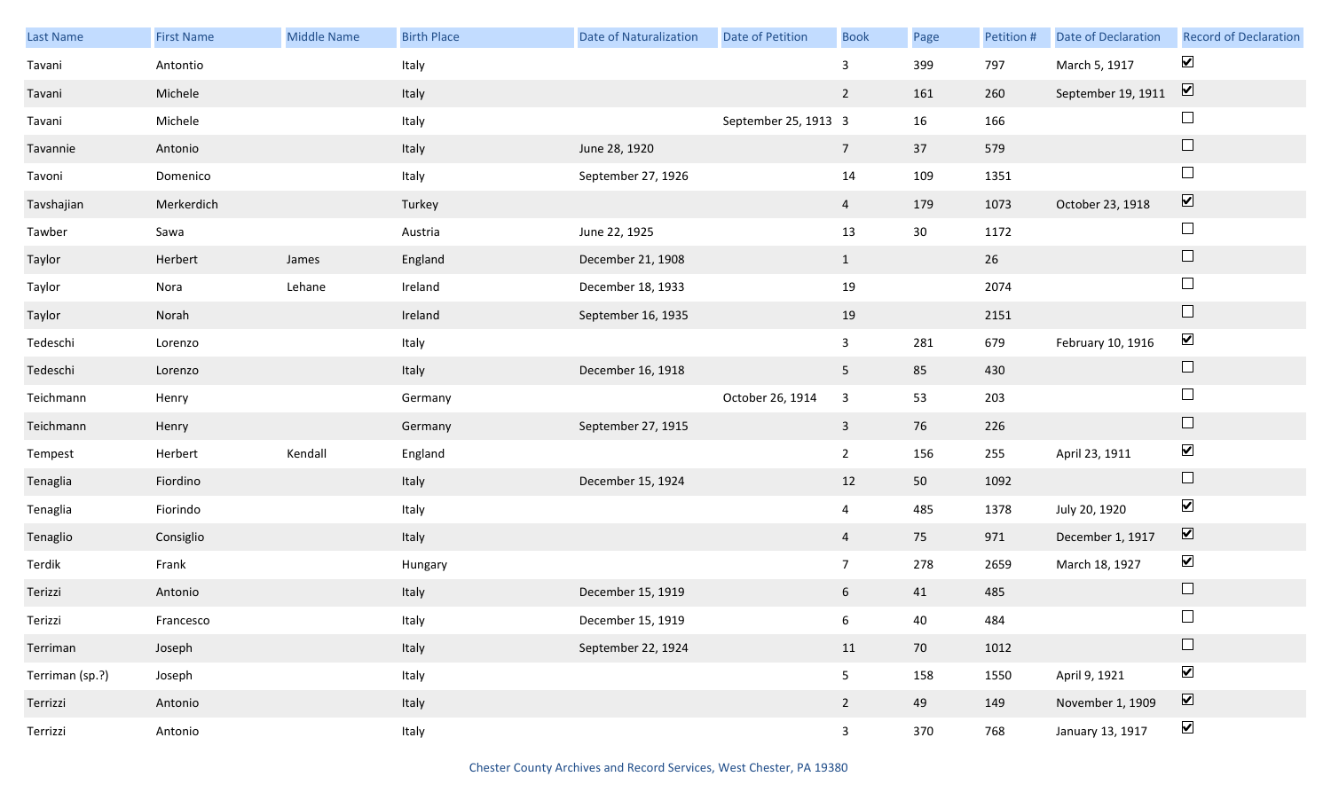| Last Name | First Name | Middle Name | Birth Place | Date of Naturalization | Date of Petition | Book | Page | Petition # | Date of Declaration | Record of Declaration |
|---|---|---|---|---|---|---|---|---|---|---|
| Tavani | Antontio | | Italy | | | 3 | 399 | 797 | March 5, 1917 | ☑ |
| Tavani | Michele | | Italy | | | 2 | 161 | 260 | September 19, 1911 | ☑ |
| Tavani | Michele | | Italy | | September 25, 1913 | 3 | 16 | 166 | | ☐ |
| Tavannie | Antonio | | Italy | June 28, 1920 | | 7 | 37 | 579 | | ☐ |
| Tavoni | Domenico | | Italy | September 27, 1926 | | 14 | 109 | 1351 | | ☐ |
| Tavshajian | Merkerdich | | Turkey | | | 4 | 179 | 1073 | October 23, 1918 | ☑ |
| Tawber | Sawa | | Austria | June 22, 1925 | | 13 | 30 | 1172 | | ☐ |
| Taylor | Herbert | James | England | December 21, 1908 | | 1 | | 26 | | ☐ |
| Taylor | Nora | Lehane | Ireland | December 18, 1933 | | 19 | | 2074 | | ☐ |
| Taylor | Norah | | Ireland | September 16, 1935 | | 19 | | 2151 | | ☐ |
| Tedeschi | Lorenzo | | Italy | | | 3 | 281 | 679 | February 10, 1916 | ☑ |
| Tedeschi | Lorenzo | | Italy | December 16, 1918 | | 5 | 85 | 430 | | ☐ |
| Teichmann | Henry | | Germany | | October 26, 1914 | 3 | 53 | 203 | | ☐ |
| Teichmann | Henry | | Germany | September 27, 1915 | | 3 | 76 | 226 | | ☐ |
| Tempest | Herbert | Kendall | England | | | 2 | 156 | 255 | April 23, 1911 | ☑ |
| Tenaglia | Fiordino | | Italy | December 15, 1924 | | 12 | 50 | 1092 | | ☐ |
| Tenaglia | Fiorindo | | Italy | | | 4 | 485 | 1378 | July 20, 1920 | ☑ |
| Tenaglio | Consiglio | | Italy | | | 4 | 75 | 971 | December 1, 1917 | ☑ |
| Terdik | Frank | | Hungary | | | 7 | 278 | 2659 | March 18, 1927 | ☑ |
| Terizzi | Antonio | | Italy | December 15, 1919 | | 6 | 41 | 485 | | ☐ |
| Terizzi | Francesco | | Italy | December 15, 1919 | | 6 | 40 | 484 | | ☐ |
| Terriman | Joseph | | Italy | September 22, 1924 | | 11 | 70 | 1012 | | ☐ |
| Terriman (sp.?) | Joseph | | Italy | | | 5 | 158 | 1550 | April 9, 1921 | ☑ |
| Terrizzi | Antonio | | Italy | | | 2 | 49 | 149 | November 1, 1909 | ☑ |
| Terrizzi | Antonio | | Italy | | | 3 | 370 | 768 | January 13, 1917 | ☑ |

Chester County Archives and Record Services, West Chester, PA 19380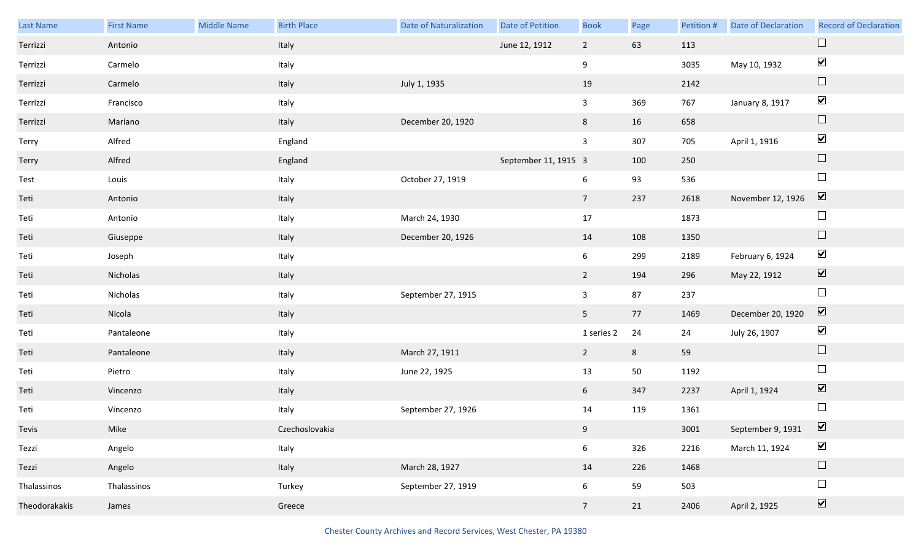| Last Name | First Name | Middle Name | Birth Place | Date of Naturalization | Date of Petition | Book | Page | Petition # | Date of Declaration | Record of Declaration |
|---|---|---|---|---|---|---|---|---|---|---|
| Terrizzi | Antonio | | Italy | | June 12, 1912 | 2 | 63 | 113 | | ☐ |
| Terrizzi | Carmelo | | Italy | | | 9 | | 3035 | May 10, 1932 | ☑ |
| Terrizzi | Carmelo | | Italy | July 1, 1935 | | 19 | | 2142 | | ☐ |
| Terrizzi | Francisco | | Italy | | | 3 | 369 | 767 | January 8, 1917 | ☑ |
| Terrizzi | Mariano | | Italy | December 20, 1920 | | 8 | 16 | 658 | | ☐ |
| Terry | Alfred | | England | | | 3 | 307 | 705 | April 1, 1916 | ☑ |
| Terry | Alfred | | England | | September 11, 1915 | 3 | 100 | 250 | | ☐ |
| Test | Louis | | Italy | October 27, 1919 | | 6 | 93 | 536 | | ☐ |
| Teti | Antonio | | Italy | | | 7 | 237 | 2618 | November 12, 1926 | ☑ |
| Teti | Antonio | | Italy | March 24, 1930 | | 17 | | 1873 | | ☐ |
| Teti | Giuseppe | | Italy | December 20, 1926 | | 14 | 108 | 1350 | | ☐ |
| Teti | Joseph | | Italy | | | 6 | 299 | 2189 | February 6, 1924 | ☑ |
| Teti | Nicholas | | Italy | | | 2 | 194 | 296 | May 22, 1912 | ☑ |
| Teti | Nicholas | | Italy | September 27, 1915 | | 3 | 87 | 237 | | ☐ |
| Teti | Nicola | | Italy | | | 5 | 77 | 1469 | December 20, 1920 | ☑ |
| Teti | Pantaleone | | Italy | | | 1 series 2 | 24 | 24 | July 26, 1907 | ☑ |
| Teti | Pantaleone | | Italy | March 27, 1911 | | 2 | 8 | 59 | | ☐ |
| Teti | Pietro | | Italy | June 22, 1925 | | 13 | 50 | 1192 | | ☐ |
| Teti | Vincenzo | | Italy | | | 6 | 347 | 2237 | April 1, 1924 | ☑ |
| Teti | Vincenzo | | Italy | September 27, 1926 | | 14 | 119 | 1361 | | ☐ |
| Tevis | Mike | | Czechoslovakia | | | 9 | | 3001 | September 9, 1931 | ☑ |
| Tezzi | Angelo | | Italy | | | 6 | 326 | 2216 | March 11, 1924 | ☑ |
| Tezzi | Angelo | | Italy | March 28, 1927 | | 14 | 226 | 1468 | | ☐ |
| Thalassinos | Thalassinos | | Turkey | September 27, 1919 | | 6 | 59 | 503 | | ☐ |
| Theodorakakis | James | | Greece | | | 7 | 21 | 2406 | April 2, 1925 | ☑ |

Chester County Archives and Record Services, West Chester, PA 19380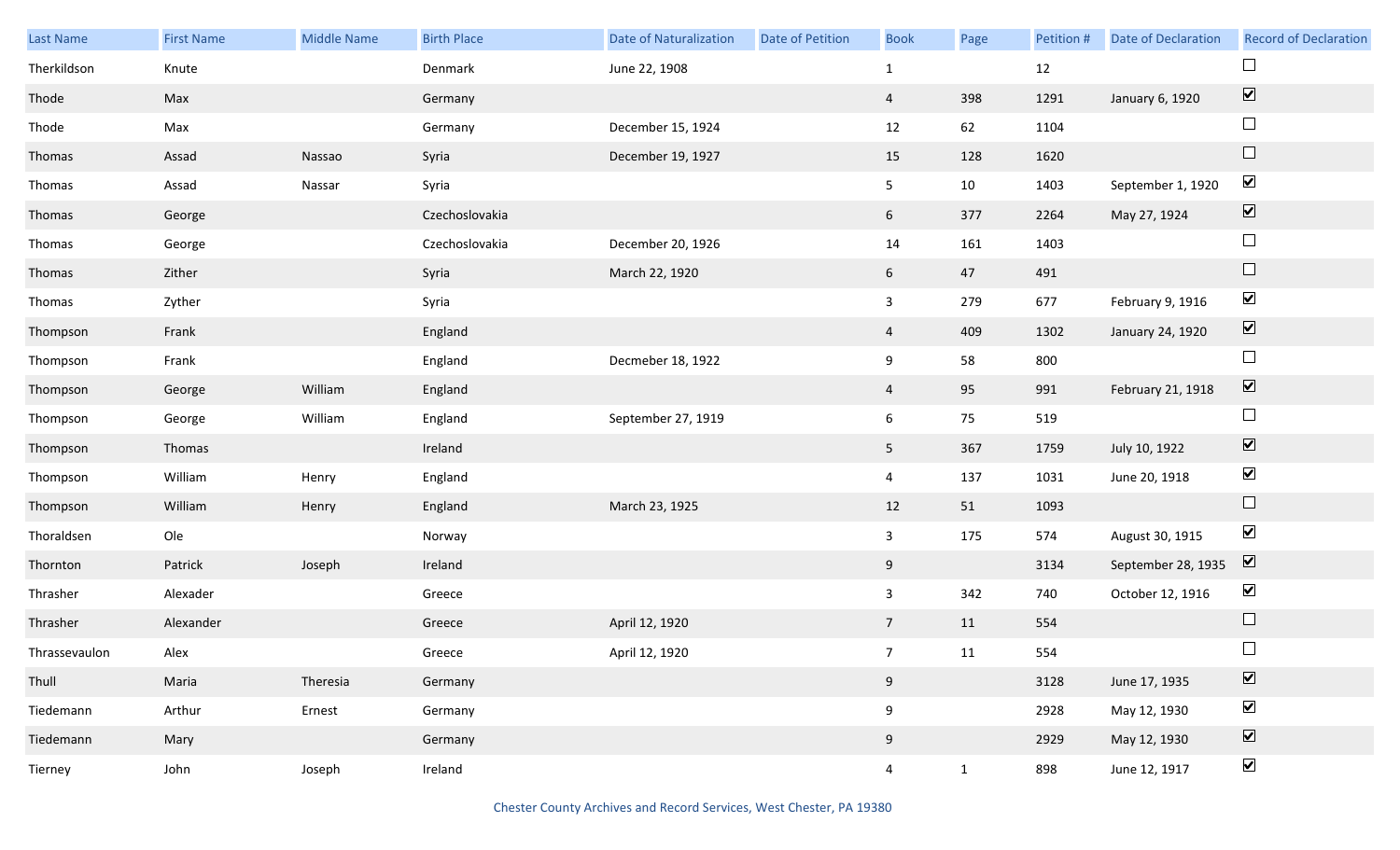| Last Name | First Name | Middle Name | Birth Place | Date of Naturalization | Date of Petition | Book | Page | Petition # | Date of Declaration | Record of Declaration |
|---|---|---|---|---|---|---|---|---|---|---|
| Therkildson | Knute | | Denmark | June 22, 1908 | | 1 | | 12 | | ☐ |
| Thode | Max | | Germany | | | 4 | 398 | 1291 | January 6, 1920 | ☑ |
| Thode | Max | | Germany | December 15, 1924 | | 12 | 62 | 1104 | | ☐ |
| Thomas | Assad | Nassao | Syria | December 19, 1927 | | 15 | 128 | 1620 | | ☐ |
| Thomas | Assad | Nassar | Syria | | | 5 | 10 | 1403 | September 1, 1920 | ☑ |
| Thomas | George | | Czechoslovakia | | | 6 | 377 | 2264 | May 27, 1924 | ☑ |
| Thomas | George | | Czechoslovakia | December 20, 1926 | | 14 | 161 | 1403 | | ☐ |
| Thomas | Zither | | Syria | March 22, 1920 | | 6 | 47 | 491 | | ☐ |
| Thomas | Zyther | | Syria | | | 3 | 279 | 677 | February 9, 1916 | ☑ |
| Thompson | Frank | | England | | | 4 | 409 | 1302 | January 24, 1920 | ☑ |
| Thompson | Frank | | England | Decmeber 18, 1922 | | 9 | 58 | 800 | | ☐ |
| Thompson | George | William | England | | | 4 | 95 | 991 | February 21, 1918 | ☑ |
| Thompson | George | William | England | September 27, 1919 | | 6 | 75 | 519 | | ☐ |
| Thompson | Thomas | | Ireland | | | 5 | 367 | 1759 | July 10, 1922 | ☑ |
| Thompson | William | Henry | England | | | 4 | 137 | 1031 | June 20, 1918 | ☑ |
| Thompson | William | Henry | England | March 23, 1925 | | 12 | 51 | 1093 | | ☐ |
| Thoraldsen | Ole | | Norway | | | 3 | 175 | 574 | August 30, 1915 | ☑ |
| Thornton | Patrick | Joseph | Ireland | | | 9 | | 3134 | September 28, 1935 | ☑ |
| Thrasher | Alexader | | Greece | | | 3 | 342 | 740 | October 12, 1916 | ☑ |
| Thrasher | Alexander | | Greece | April 12, 1920 | | 7 | 11 | 554 | | ☐ |
| Thrassevaulon | Alex | | Greece | April 12, 1920 | | 7 | 11 | 554 | | ☐ |
| Thull | Maria | Theresia | Germany | | | 9 | | 3128 | June 17, 1935 | ☑ |
| Tiedemann | Arthur | Ernest | Germany | | | 9 | | 2928 | May 12, 1930 | ☑ |
| Tiedemann | Mary | | Germany | | | 9 | | 2929 | May 12, 1930 | ☑ |
| Tierney | John | Joseph | Ireland | | | 4 | 1 | 898 | June 12, 1917 | ☑ |

Chester County Archives and Record Services, West Chester, PA 19380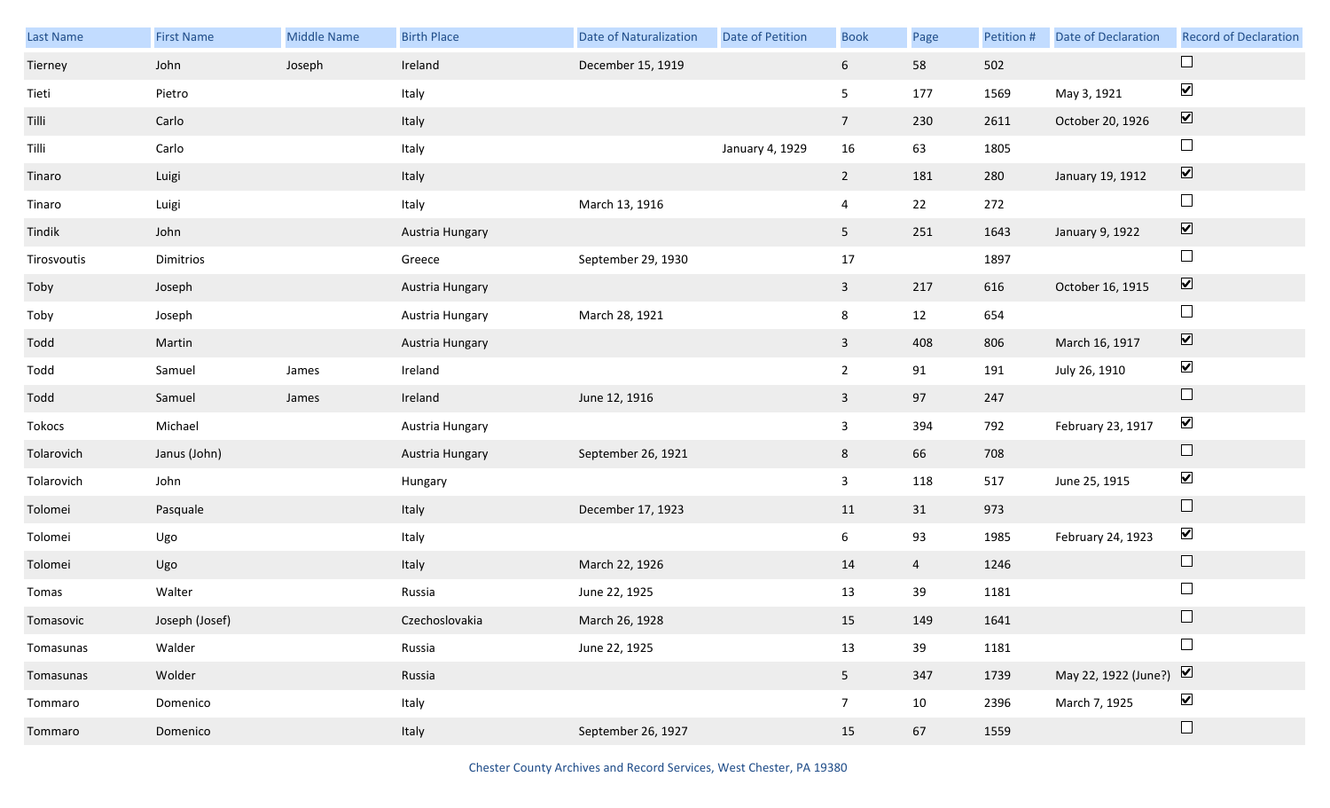| Last Name | First Name | Middle Name | Birth Place | Date of Naturalization | Date of Petition | Book | Page | Petition # | Date of Declaration | Record of Declaration |
|---|---|---|---|---|---|---|---|---|---|---|
| Tierney | John | Joseph | Ireland | December 15, 1919 | | 6 | 58 | 502 | | ☐ |
| Tieti | Pietro | | Italy | | | 5 | 177 | 1569 | May 3, 1921 | ☑ |
| Tilli | Carlo | | Italy | | | 7 | 230 | 2611 | October 20, 1926 | ☑ |
| Tilli | Carlo | | Italy | | January 4, 1929 | 16 | 63 | 1805 | | ☐ |
| Tinaro | Luigi | | Italy | | | 2 | 181 | 280 | January 19, 1912 | ☑ |
| Tinaro | Luigi | | Italy | March 13, 1916 | | 4 | 22 | 272 | | ☐ |
| Tindik | John | | Austria Hungary | | | 5 | 251 | 1643 | January 9, 1922 | ☑ |
| Tirosvoutis | Dimitrios | | Greece | September 29, 1930 | | 17 | | 1897 | | ☐ |
| Toby | Joseph | | Austria Hungary | | | 3 | 217 | 616 | October 16, 1915 | ☑ |
| Toby | Joseph | | Austria Hungary | March 28, 1921 | | 8 | 12 | 654 | | ☐ |
| Todd | Martin | | Austria Hungary | | | 3 | 408 | 806 | March 16, 1917 | ☑ |
| Todd | Samuel | James | Ireland | | | 2 | 91 | 191 | July 26, 1910 | ☑ |
| Todd | Samuel | James | Ireland | June 12, 1916 | | 3 | 97 | 247 | | ☐ |
| Tokocs | Michael | | Austria Hungary | | | 3 | 394 | 792 | February 23, 1917 | ☑ |
| Tolarovich | Janus (John) | | Austria Hungary | September 26, 1921 | | 8 | 66 | 708 | | ☐ |
| Tolarovich | John | | Hungary | | | 3 | 118 | 517 | June 25, 1915 | ☑ |
| Tolomei | Pasquale | | Italy | December 17, 1923 | | 11 | 31 | 973 | | ☐ |
| Tolomei | Ugo | | Italy | | | 6 | 93 | 1985 | February 24, 1923 | ☑ |
| Tolomei | Ugo | | Italy | March 22, 1926 | | 14 | 4 | 1246 | | ☐ |
| Tomas | Walter | | Russia | June 22, 1925 | | 13 | 39 | 1181 | | ☐ |
| Tomasovic | Joseph (Josef) | | Czechoslovakia | March 26, 1928 | | 15 | 149 | 1641 | | ☐ |
| Tomasunas | Walder | | Russia | June 22, 1925 | | 13 | 39 | 1181 | | ☐ |
| Tomasunas | Wolder | | Russia | | | 5 | 347 | 1739 | May 22, 1922 (June?) | ☑ |
| Tommaro | Domenico | | Italy | | | 7 | 10 | 2396 | March 7, 1925 | ☑ |
| Tommaro | Domenico | | Italy | September 26, 1927 | | 15 | 67 | 1559 | | ☐ |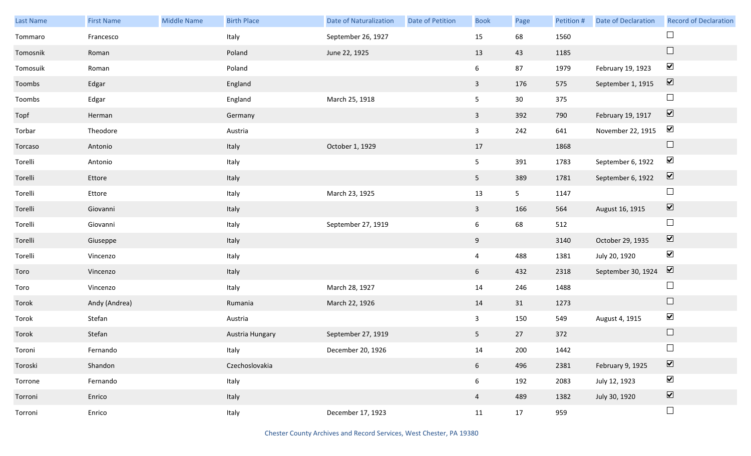| Last Name | First Name | Middle Name | Birth Place | Date of Naturalization | Date of Petition | Book | Page | Petition # | Date of Declaration | Record of Declaration |
|---|---|---|---|---|---|---|---|---|---|---|
| Tommaro | Francesco | | Italy | September 26, 1927 | | 15 | 68 | 1560 | | ☐ |
| Tomosnik | Roman | | Poland | June 22, 1925 | | 13 | 43 | 1185 | | ☐ |
| Tomosuik | Roman | | Poland | | | 6 | 87 | 1979 | February 19, 1923 | ☑ |
| Toombs | Edgar | | England | | | 3 | 176 | 575 | September 1, 1915 | ☑ |
| Toombs | Edgar | | England | March 25, 1918 | | 5 | 30 | 375 | | ☐ |
| Topf | Herman | | Germany | | | 3 | 392 | 790 | February 19, 1917 | ☑ |
| Torbar | Theodore | | Austria | | | 3 | 242 | 641 | November 22, 1915 | ☑ |
| Torcaso | Antonio | | Italy | October 1, 1929 | | 17 | | 1868 | | ☐ |
| Torelli | Antonio | | Italy | | | 5 | 391 | 1783 | September 6, 1922 | ☑ |
| Torelli | Ettore | | Italy | | | 5 | 389 | 1781 | September 6, 1922 | ☑ |
| Torelli | Ettore | | Italy | March 23, 1925 | | 13 | 5 | 1147 | | ☐ |
| Torelli | Giovanni | | Italy | | | 3 | 166 | 564 | August 16, 1915 | ☑ |
| Torelli | Giovanni | | Italy | September 27, 1919 | | 6 | 68 | 512 | | ☐ |
| Torelli | Giuseppe | | Italy | | | 9 | | 3140 | October 29, 1935 | ☑ |
| Torelli | Vincenzo | | Italy | | | 4 | 488 | 1381 | July 20, 1920 | ☑ |
| Toro | Vincenzo | | Italy | | | 6 | 432 | 2318 | September 30, 1924 | ☑ |
| Toro | Vincenzo | | Italy | March 28, 1927 | | 14 | 246 | 1488 | | ☐ |
| Torok | Andy (Andrea) | | Rumania | March 22, 1926 | | 14 | 31 | 1273 | | ☐ |
| Torok | Stefan | | Austria | | | 3 | 150 | 549 | August 4, 1915 | ☑ |
| Torok | Stefan | | Austria Hungary | September 27, 1919 | | 5 | 27 | 372 | | ☐ |
| Toroni | Fernando | | Italy | December 20, 1926 | | 14 | 200 | 1442 | | ☐ |
| Toroski | Shandon | | Czechoslovakia | | | 6 | 496 | 2381 | February 9, 1925 | ☑ |
| Torrone | Fernando | | Italy | | | 6 | 192 | 2083 | July 12, 1923 | ☑ |
| Torroni | Enrico | | Italy | | | 4 | 489 | 1382 | July 30, 1920 | ☑ |
| Torroni | Enrico | | Italy | December 17, 1923 | | 11 | 17 | 959 | | ☐ |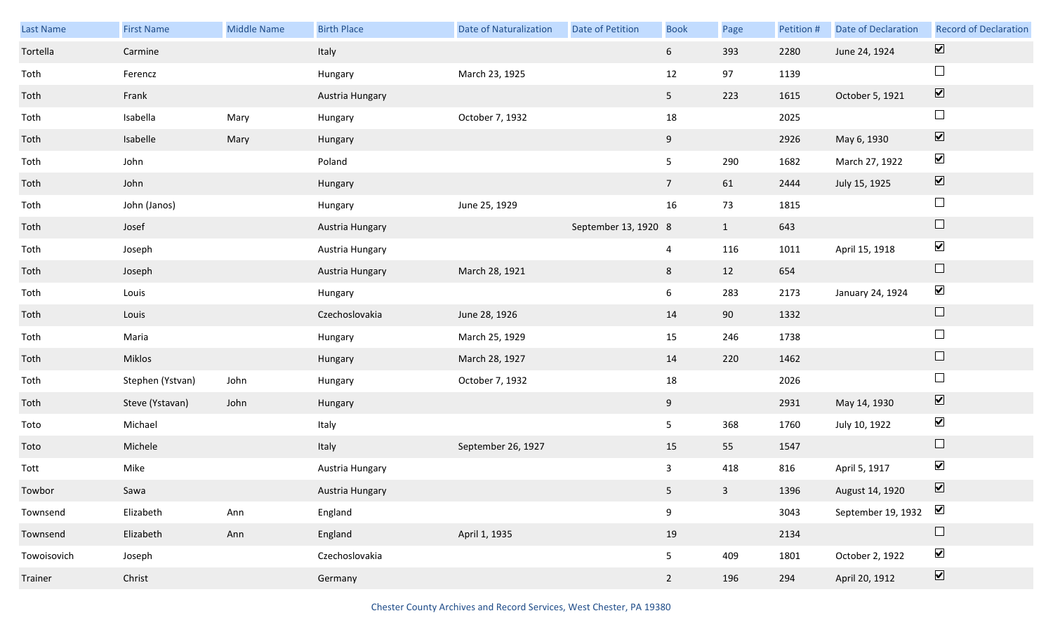| Last Name | First Name | Middle Name | Birth Place | Date of Naturalization | Date of Petition | Book | Page | Petition # | Date of Declaration | Record of Declaration |
|---|---|---|---|---|---|---|---|---|---|---|
| Tortella | Carmine | | Italy | | | 6 | 393 | 2280 | June 24, 1924 | ☑ |
| Toth | Ferencz | | Hungary | March 23, 1925 | | 12 | 97 | 1139 | | ☐ |
| Toth | Frank | | Austria Hungary | | | 5 | 223 | 1615 | October 5, 1921 | ☑ |
| Toth | Isabella | Mary | Hungary | October 7, 1932 | | 18 | | 2025 | | ☐ |
| Toth | Isabelle | Mary | Hungary | | | 9 | | 2926 | May 6, 1930 | ☑ |
| Toth | John | | Poland | | | 5 | 290 | 1682 | March 27, 1922 | ☑ |
| Toth | John | | Hungary | | | 7 | 61 | 2444 | July 15, 1925 | ☑ |
| Toth | John (Janos) | | Hungary | June 25, 1929 | | 16 | 73 | 1815 | | ☐ |
| Toth | Josef | | Austria Hungary | | September 13, 1920 | 8 | 1 | 643 | | ☐ |
| Toth | Joseph | | Austria Hungary | | | 4 | 116 | 1011 | April 15, 1918 | ☑ |
| Toth | Joseph | | Austria Hungary | March 28, 1921 | | 8 | 12 | 654 | | ☐ |
| Toth | Louis | | Hungary | | | 6 | 283 | 2173 | January 24, 1924 | ☑ |
| Toth | Louis | | Czechoslovakia | June 28, 1926 | | 14 | 90 | 1332 | | ☐ |
| Toth | Maria | | Hungary | March 25, 1929 | | 15 | 246 | 1738 | | ☐ |
| Toth | Miklos | | Hungary | March 28, 1927 | | 14 | 220 | 1462 | | ☐ |
| Toth | Stephen (Ystvan) | John | Hungary | October 7, 1932 | | 18 | | 2026 | | ☐ |
| Toth | Steve (Ystavan) | John | Hungary | | | 9 | | 2931 | May 14, 1930 | ☑ |
| Toto | Michael | | Italy | | | 5 | 368 | 1760 | July 10, 1922 | ☑ |
| Toto | Michele | | Italy | September 26, 1927 | | 15 | 55 | 1547 | | ☐ |
| Tott | Mike | | Austria Hungary | | | 3 | 418 | 816 | April 5, 1917 | ☑ |
| Towbor | Sawa | | Austria Hungary | | | 5 | 3 | 1396 | August 14, 1920 | ☑ |
| Townsend | Elizabeth | Ann | England | | | 9 | | 3043 | September 19, 1932 | ☑ |
| Townsend | Elizabeth | Ann | England | April 1, 1935 | | 19 | | 2134 | | ☐ |
| Towoisovich | Joseph | | Czechoslovakia | | | 5 | 409 | 1801 | October 2, 1922 | ☑ |
| Trainer | Christ | | Germany | | | 2 | 196 | 294 | April 20, 1912 | ☑ |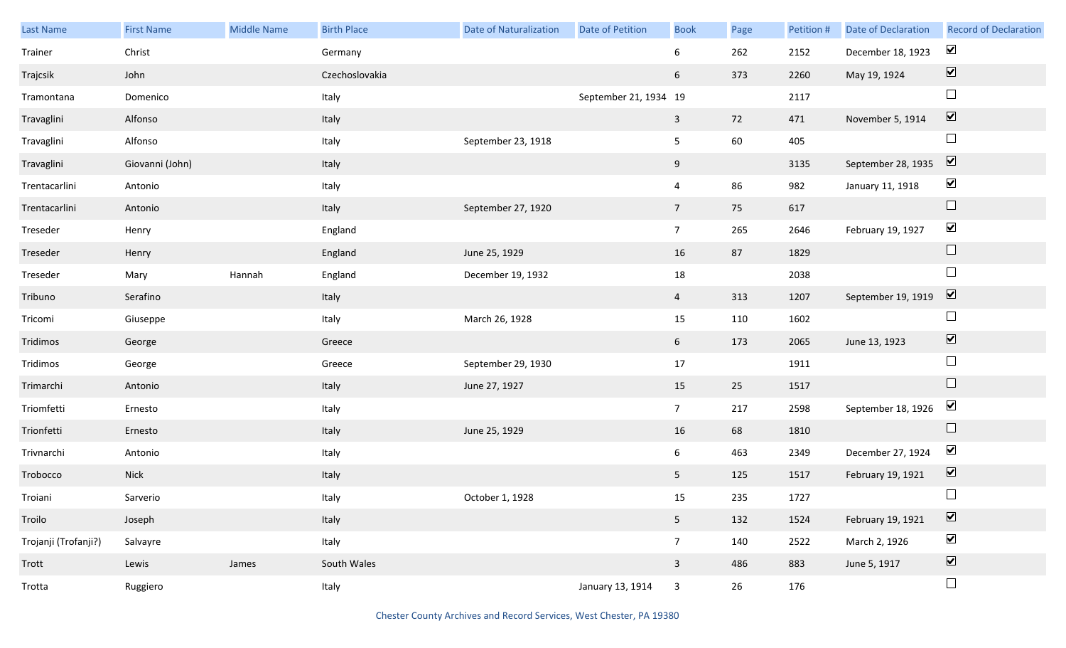| Last Name | First Name | Middle Name | Birth Place | Date of Naturalization | Date of Petition | Book | Page | Petition # | Date of Declaration | Record of Declaration |
|---|---|---|---|---|---|---|---|---|---|---|
| Trainer | Christ | | Germany | | | 6 | 262 | 2152 | December 18, 1923 | ☑ |
| Trajcsik | John | | Czechoslovakia | | | 6 | 373 | 2260 | May 19, 1924 | ☑ |
| Tramontana | Domenico | | Italy | | September 21, 1934 | 19 | | 2117 | | ☐ |
| Travaglini | Alfonso | | Italy | | | 3 | 72 | 471 | November 5, 1914 | ☑ |
| Travaglini | Alfonso | | Italy | September 23, 1918 | | 5 | 60 | 405 | | ☐ |
| Travaglini | Giovanni (John) | | Italy | | | 9 | | 3135 | September 28, 1935 | ☑ |
| Trentacarlini | Antonio | | Italy | | | 4 | 86 | 982 | January 11, 1918 | ☑ |
| Trentacarlini | Antonio | | Italy | September 27, 1920 | | 7 | 75 | 617 | | ☐ |
| Treseder | Henry | | England | | | 7 | 265 | 2646 | February 19, 1927 | ☑ |
| Treseder | Henry | | England | June 25, 1929 | | 16 | 87 | 1829 | | ☐ |
| Treseder | Mary | Hannah | England | December 19, 1932 | | 18 | | 2038 | | ☐ |
| Tribuno | Serafino | | Italy | | | 4 | 313 | 1207 | September 19, 1919 | ☑ |
| Tricomi | Giuseppe | | Italy | March 26, 1928 | | 15 | 110 | 1602 | | ☐ |
| Tridimos | George | | Greece | | | 6 | 173 | 2065 | June 13, 1923 | ☑ |
| Tridimos | George | | Greece | September 29, 1930 | | 17 | | 1911 | | ☐ |
| Trimarchi | Antonio | | Italy | June 27, 1927 | | 15 | 25 | 1517 | | ☐ |
| Triomfetti | Ernesto | | Italy | | | 7 | 217 | 2598 | September 18, 1926 | ☑ |
| Trionfetti | Ernesto | | Italy | June 25, 1929 | | 16 | 68 | 1810 | | ☐ |
| Trivnarchi | Antonio | | Italy | | | 6 | 463 | 2349 | December 27, 1924 | ☑ |
| Trobocco | Nick | | Italy | | | 5 | 125 | 1517 | February 19, 1921 | ☑ |
| Troiani | Sarverio | | Italy | October 1, 1928 | | 15 | 235 | 1727 | | ☐ |
| Troilo | Joseph | | Italy | | | 5 | 132 | 1524 | February 19, 1921 | ☑ |
| Trojanji (Trofanji?) | Salvayre | | Italy | | | 7 | 140 | 2522 | March 2, 1926 | ☑ |
| Trott | Lewis | James | South Wales | | | 3 | 486 | 883 | June 5, 1917 | ☑ |
| Trotta | Ruggiero | | Italy | | January 13, 1914 | 3 | 26 | 176 | | ☐ |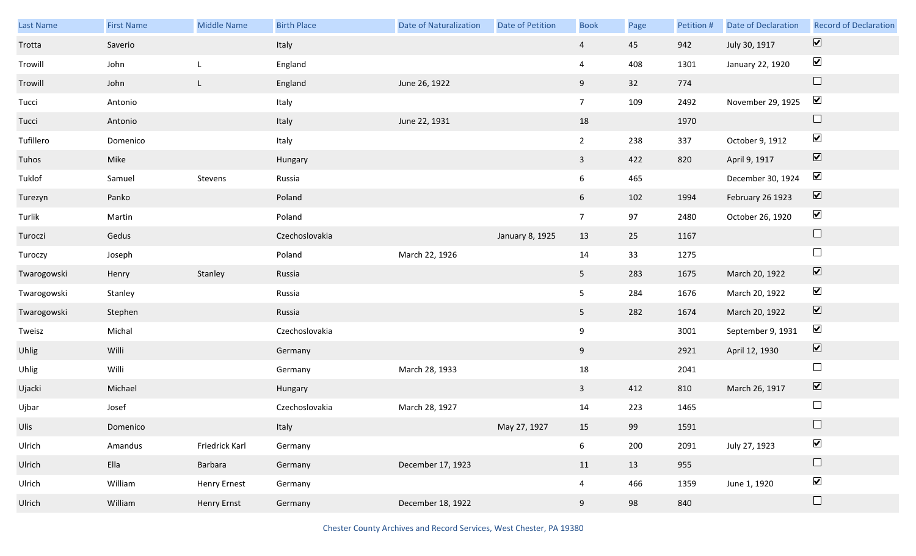| Last Name | First Name | Middle Name | Birth Place | Date of Naturalization | Date of Petition | Book | Page | Petition # | Date of Declaration | Record of Declaration |
|---|---|---|---|---|---|---|---|---|---|---|
| Trotta | Saverio | | Italy | | | 4 | 45 | 942 | July 30, 1917 | ☑ |
| Trowill | John | L | England | | | 4 | 408 | 1301 | January 22, 1920 | ☑ |
| Trowill | John | L | England | June 26, 1922 | | 9 | 32 | 774 | | ☐ |
| Tucci | Antonio | | Italy | | | 7 | 109 | 2492 | November 29, 1925 | ☑ |
| Tucci | Antonio | | Italy | June 22, 1931 | | 18 | | 1970 | | ☐ |
| Tufillero | Domenico | | Italy | | | 2 | 238 | 337 | October 9, 1912 | ☑ |
| Tuhos | Mike | | Hungary | | | 3 | 422 | 820 | April 9, 1917 | ☑ |
| Tuklof | Samuel | Stevens | Russia | | | 6 | 465 | | December 30, 1924 | ☑ |
| Turezyn | Panko | | Poland | | | 6 | 102 | 1994 | February 26 1923 | ☑ |
| Turlik | Martin | | Poland | | | 7 | 97 | 2480 | October 26, 1920 | ☑ |
| Turoczi | Gedus | | Czechoslovakia | | January 8, 1925 | 13 | 25 | 1167 | | ☐ |
| Turoczy | Joseph | | Poland | March 22, 1926 | | 14 | 33 | 1275 | | ☐ |
| Twarogowski | Henry | Stanley | Russia | | | 5 | 283 | 1675 | March 20, 1922 | ☑ |
| Twarogowski | Stanley | | Russia | | | 5 | 284 | 1676 | March 20, 1922 | ☑ |
| Twarogowski | Stephen | | Russia | | | 5 | 282 | 1674 | March 20, 1922 | ☑ |
| Tweisz | Michal | | Czechoslovakia | | | 9 | | 3001 | September 9, 1931 | ☑ |
| Uhlig | Willi | | Germany | | | 9 | | 2921 | April 12, 1930 | ☑ |
| Uhlig | Willi | | Germany | March 28, 1933 | | 18 | | 2041 | | ☐ |
| Ujacki | Michael | | Hungary | | | 3 | 412 | 810 | March 26, 1917 | ☑ |
| Ujbar | Josef | | Czechoslovakia | March 28, 1927 | | 14 | 223 | 1465 | | ☐ |
| Ulis | Domenico | | Italy | | May 27, 1927 | 15 | 99 | 1591 | | ☐ |
| Ulrich | Amandus | Friedrick Karl | Germany | | | 6 | 200 | 2091 | July 27, 1923 | ☑ |
| Ulrich | Ella | Barbara | Germany | December 17, 1923 | | 11 | 13 | 955 | | ☐ |
| Ulrich | William | Henry Ernest | Germany | | | 4 | 466 | 1359 | June 1, 1920 | ☑ |
| Ulrich | William | Henry Ernst | Germany | December 18, 1922 | | 9 | 98 | 840 | | ☐ |

Chester County Archives and Record Services, West Chester, PA 19380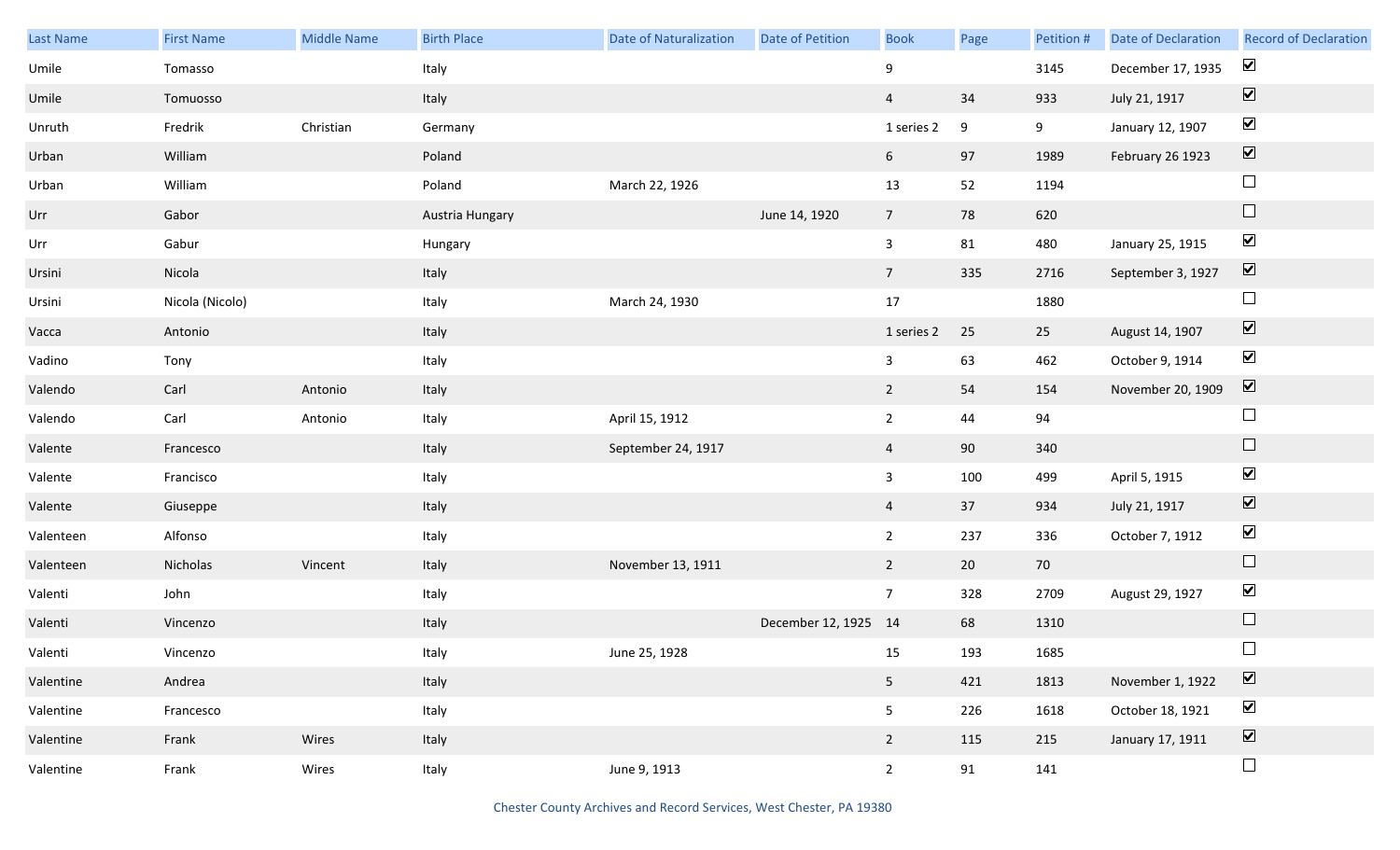| Last Name | First Name | Middle Name | Birth Place | Date of Naturalization | Date of Petition | Book | Page | Petition # | Date of Declaration | Record of Declaration |
|---|---|---|---|---|---|---|---|---|---|---|
| Umile | Tomasso | | Italy | | | 9 | | 3145 | December 17, 1935 | ☑ |
| Umile | Tomuosso | | Italy | | | 4 | 34 | 933 | July 21, 1917 | ☑ |
| Unruth | Fredrik | Christian | Germany | | | 1 series 2 | 9 | 9 | January 12, 1907 | ☑ |
| Urban | William | | Poland | | | 6 | 97 | 1989 | February 26 1923 | ☑ |
| Urban | William | | Poland | March 22, 1926 | | 13 | 52 | 1194 | | ☐ |
| Urr | Gabor | | Austria Hungary | | June 14, 1920 | 7 | 78 | 620 | | ☐ |
| Urr | Gabur | | Hungary | | | 3 | 81 | 480 | January 25, 1915 | ☑ |
| Ursini | Nicola | | Italy | | | 7 | 335 | 2716 | September 3, 1927 | ☑ |
| Ursini | Nicola (Nicolo) | | Italy | March 24, 1930 | | 17 | | 1880 | | ☐ |
| Vacca | Antonio | | Italy | | | 1 series 2 | 25 | 25 | August 14, 1907 | ☑ |
| Vadino | Tony | | Italy | | | 3 | 63 | 462 | October 9, 1914 | ☑ |
| Valendo | Carl | Antonio | Italy | | | 2 | 54 | 154 | November 20, 1909 | ☑ |
| Valendo | Carl | Antonio | Italy | April 15, 1912 | | 2 | 44 | 94 | | ☐ |
| Valente | Francesco | | Italy | September 24, 1917 | | 4 | 90 | 340 | | ☐ |
| Valente | Francisco | | Italy | | | 3 | 100 | 499 | April 5, 1915 | ☑ |
| Valente | Giuseppe | | Italy | | | 4 | 37 | 934 | July 21, 1917 | ☑ |
| Valenteen | Alfonso | | Italy | | | 2 | 237 | 336 | October 7, 1912 | ☑ |
| Valenteen | Nicholas | Vincent | Italy | November 13, 1911 | | 2 | 20 | 70 | | ☐ |
| Valenti | John | | Italy | | | 7 | 328 | 2709 | August 29, 1927 | ☑ |
| Valenti | Vincenzo | | Italy | | December 12, 1925 | 14 | 68 | 1310 | | ☐ |
| Valenti | Vincenzo | | Italy | June 25, 1928 | | 15 | 193 | 1685 | | ☐ |
| Valentine | Andrea | | Italy | | | 5 | 421 | 1813 | November 1, 1922 | ☑ |
| Valentine | Francesco | | Italy | | | 5 | 226 | 1618 | October 18, 1921 | ☑ |
| Valentine | Frank | Wires | Italy | | | 2 | 115 | 215 | January 17, 1911 | ☑ |
| Valentine | Frank | Wires | Italy | June 9, 1913 | | 2 | 91 | 141 | | ☐ |

Chester County Archives and Record Services, West Chester, PA 19380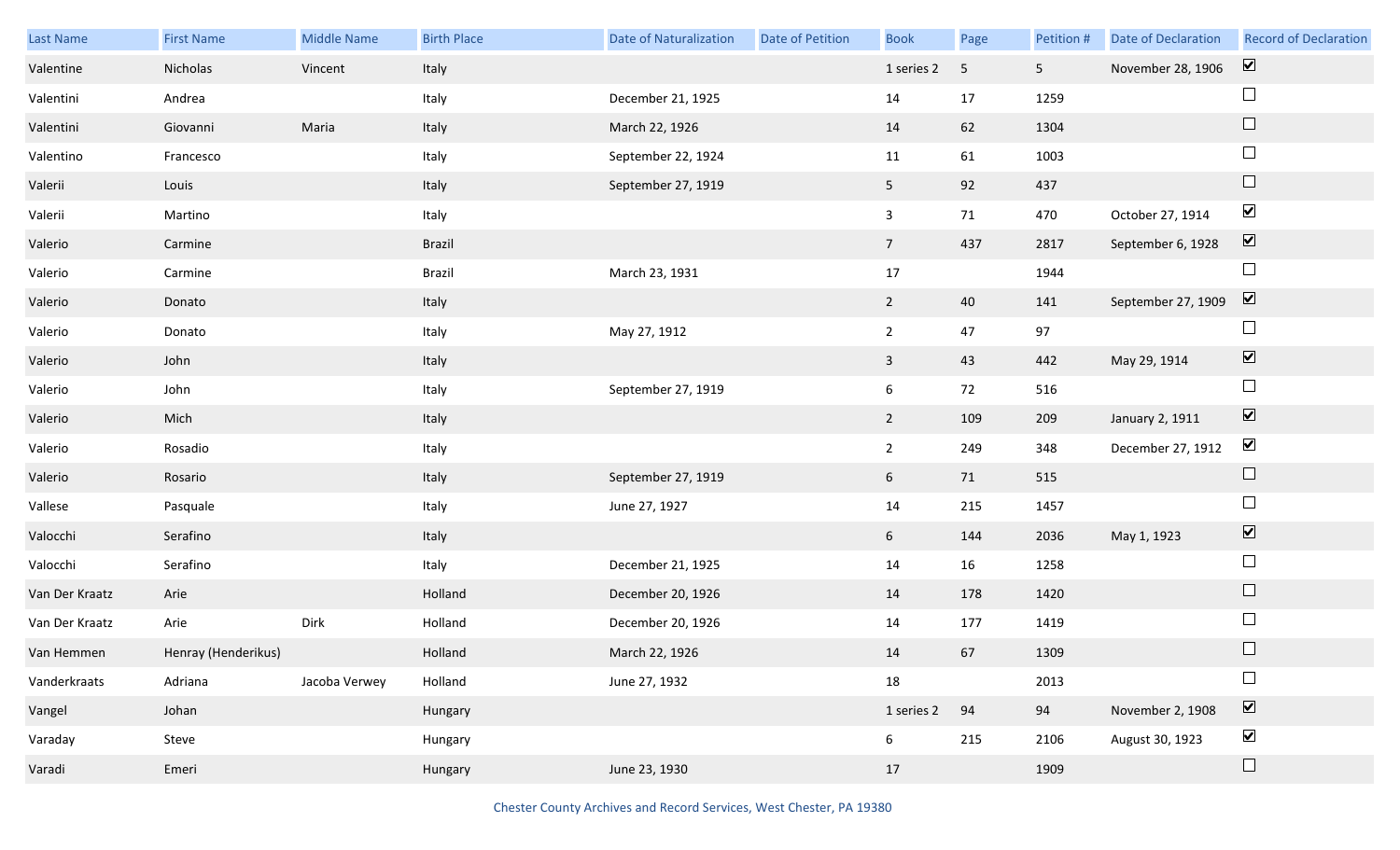| Last Name | First Name | Middle Name | Birth Place | Date of Naturalization | Date of Petition | Book | Page | Petition # | Date of Declaration | Record of Declaration |
|---|---|---|---|---|---|---|---|---|---|---|
| Valentine | Nicholas | Vincent | Italy | | | 1 series 2 | 5 | 5 | November 28, 1906 | ☑ |
| Valentini | Andrea | | Italy | December 21, 1925 | | 14 | 17 | 1259 | | ☐ |
| Valentini | Giovanni | Maria | Italy | March 22, 1926 | | 14 | 62 | 1304 | | ☐ |
| Valentino | Francesco | | Italy | September 22, 1924 | | 11 | 61 | 1003 | | ☐ |
| Valerii | Louis | | Italy | September 27, 1919 | | 5 | 92 | 437 | | ☐ |
| Valerii | Martino | | Italy | | | 3 | 71 | 470 | October 27, 1914 | ☑ |
| Valerio | Carmine | | Brazil | | | 7 | 437 | 2817 | September 6, 1928 | ☑ |
| Valerio | Carmine | | Brazil | March 23, 1931 | | 17 | | 1944 | | ☐ |
| Valerio | Donato | | Italy | | | 2 | 40 | 141 | September 27, 1909 | ☑ |
| Valerio | Donato | | Italy | May 27, 1912 | | 2 | 47 | 97 | | ☐ |
| Valerio | John | | Italy | | | 3 | 43 | 442 | May 29, 1914 | ☑ |
| Valerio | John | | Italy | September 27, 1919 | | 6 | 72 | 516 | | ☐ |
| Valerio | Mich | | Italy | | | 2 | 109 | 209 | January 2, 1911 | ☑ |
| Valerio | Rosadio | | Italy | | | 2 | 249 | 348 | December 27, 1912 | ☑ |
| Valerio | Rosario | | Italy | September 27, 1919 | | 6 | 71 | 515 | | ☐ |
| Vallese | Pasquale | | Italy | June 27, 1927 | | 14 | 215 | 1457 | | ☐ |
| Valocchi | Serafino | | Italy | | | 6 | 144 | 2036 | May 1, 1923 | ☑ |
| Valocchi | Serafino | | Italy | December 21, 1925 | | 14 | 16 | 1258 | | ☐ |
| Van Der Kraatz | Arie | | Holland | December 20, 1926 | | 14 | 178 | 1420 | | ☐ |
| Van Der Kraatz | Arie | Dirk | Holland | December 20, 1926 | | 14 | 177 | 1419 | | ☐ |
| Van Hemmen | Henray (Henderikus) | | Holland | March 22, 1926 | | 14 | 67 | 1309 | | ☐ |
| Vanderkraats | Adriana | Jacoba Verwey | Holland | June 27, 1932 | | 18 | | 2013 | | ☐ |
| Vangel | Johan | | Hungary | | | 1 series 2 | 94 | 94 | November 2, 1908 | ☑ |
| Varaday | Steve | | Hungary | | | 6 | 215 | 2106 | August 30, 1923 | ☑ |
| Varadi | Emeri | | Hungary | June 23, 1930 | | 17 | | 1909 | | ☐ |

Chester County Archives and Record Services, West Chester, PA 19380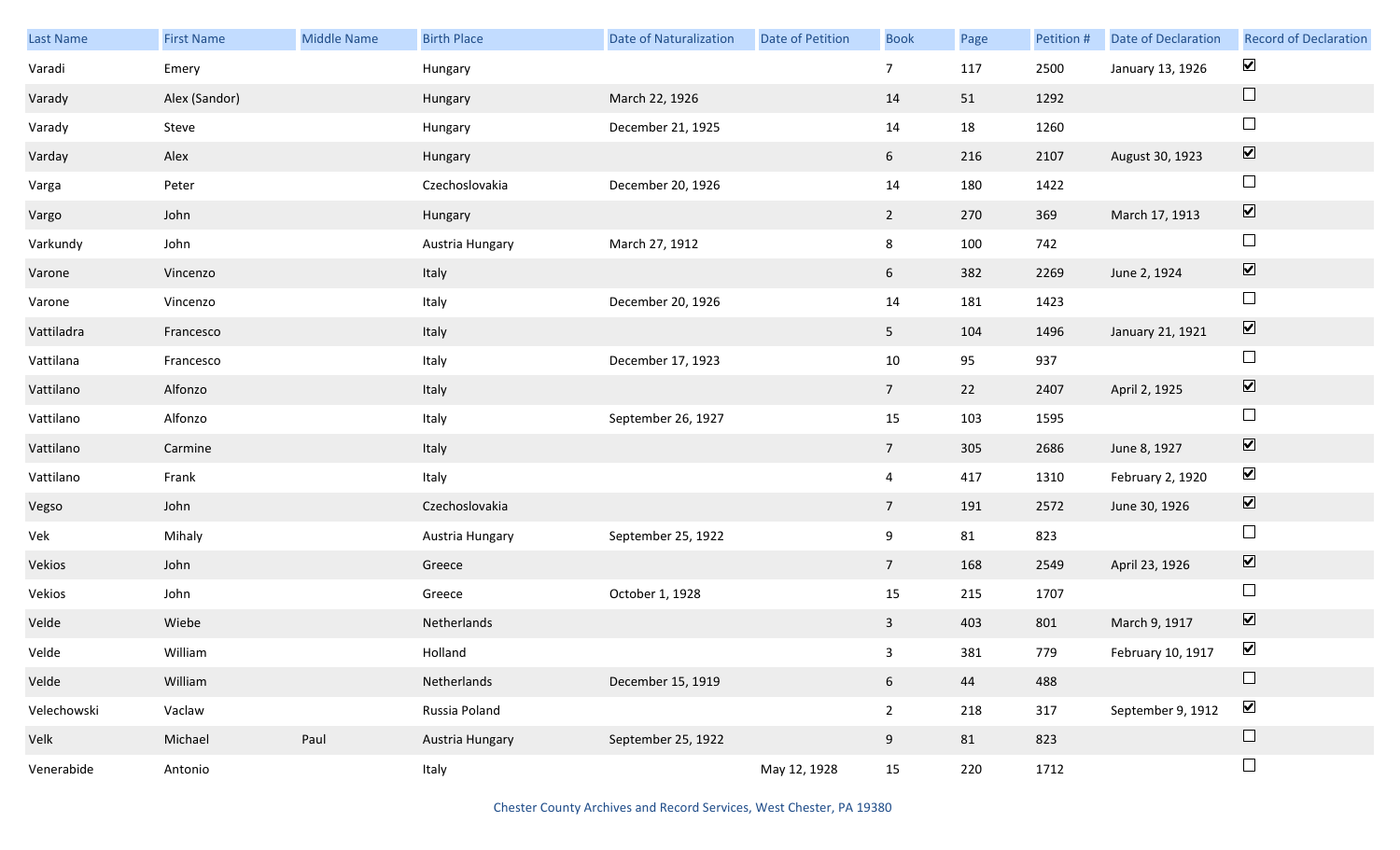| Last Name | First Name | Middle Name | Birth Place | Date of Naturalization | Date of Petition | Book | Page | Petition # | Date of Declaration | Record of Declaration |
|---|---|---|---|---|---|---|---|---|---|---|
| Varadi | Emery | | Hungary | | | 7 | 117 | 2500 | January 13, 1926 | ☑ |
| Varady | Alex (Sandor) | | Hungary | March 22, 1926 | | 14 | 51 | 1292 | | ☐ |
| Varady | Steve | | Hungary | December 21, 1925 | | 14 | 18 | 1260 | | ☐ |
| Varday | Alex | | Hungary | | | 6 | 216 | 2107 | August 30, 1923 | ☑ |
| Varga | Peter | | Czechoslovakia | December 20, 1926 | | 14 | 180 | 1422 | | ☐ |
| Vargo | John | | Hungary | | | 2 | 270 | 369 | March 17, 1913 | ☑ |
| Varkundy | John | | Austria Hungary | March 27, 1912 | | 8 | 100 | 742 | | ☐ |
| Varone | Vincenzo | | Italy | | | 6 | 382 | 2269 | June 2, 1924 | ☑ |
| Varone | Vincenzo | | Italy | December 20, 1926 | | 14 | 181 | 1423 | | ☐ |
| Vattiladra | Francesco | | Italy | | | 5 | 104 | 1496 | January 21, 1921 | ☑ |
| Vattilana | Francesco | | Italy | December 17, 1923 | | 10 | 95 | 937 | | ☐ |
| Vattilano | Alfonzo | | Italy | | | 7 | 22 | 2407 | April 2, 1925 | ☑ |
| Vattilano | Alfonzo | | Italy | September 26, 1927 | | 15 | 103 | 1595 | | ☐ |
| Vattilano | Carmine | | Italy | | | 7 | 305 | 2686 | June 8, 1927 | ☑ |
| Vattilano | Frank | | Italy | | | 4 | 417 | 1310 | February 2, 1920 | ☑ |
| Vegso | John | | Czechoslovakia | | | 7 | 191 | 2572 | June 30, 1926 | ☑ |
| Vek | Mihaly | | Austria Hungary | September 25, 1922 | | 9 | 81 | 823 | | ☐ |
| Vekios | John | | Greece | | | 7 | 168 | 2549 | April 23, 1926 | ☑ |
| Vekios | John | | Greece | October 1, 1928 | | 15 | 215 | 1707 | | ☐ |
| Velde | Wiebe | | Netherlands | | | 3 | 403 | 801 | March 9, 1917 | ☑ |
| Velde | William | | Holland | | | 3 | 381 | 779 | February 10, 1917 | ☑ |
| Velde | William | | Netherlands | December 15, 1919 | | 6 | 44 | 488 | | ☐ |
| Velechowski | Vaclaw | | Russia Poland | | | 2 | 218 | 317 | September 9, 1912 | ☑ |
| Velk | Michael | Paul | Austria Hungary | September 25, 1922 | | 9 | 81 | 823 | | ☐ |
| Venerabide | Antonio | | Italy | | May 12, 1928 | 15 | 220 | 1712 | | ☐ |

Chester County Archives and Record Services, West Chester, PA 19380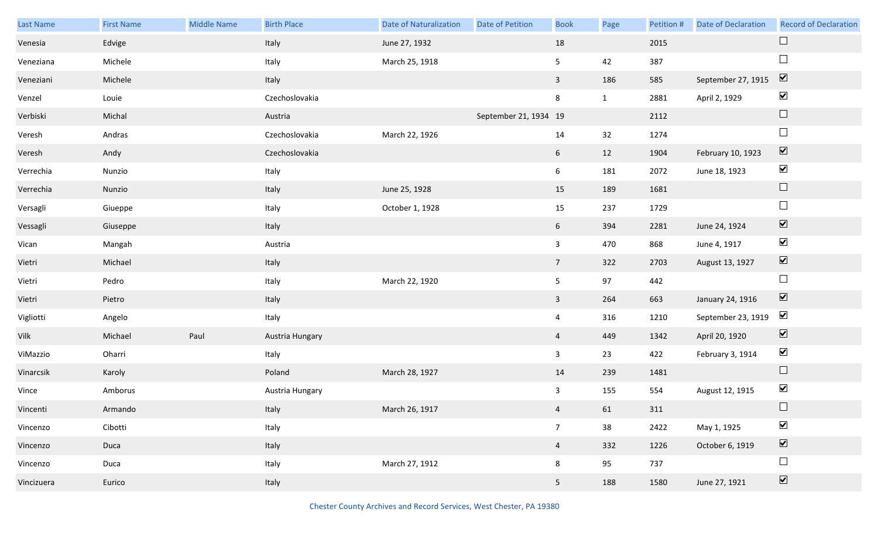| Last Name | First Name | Middle Name | Birth Place | Date of Naturalization | Date of Petition | Book | Page | Petition # | Date of Declaration | Record of Declaration |
|---|---|---|---|---|---|---|---|---|---|---|
| Venesia | Edvige | | Italy | June 27, 1932 | | 18 | | 2015 | | ☐ |
| Veneziana | Michele | | Italy | March 25, 1918 | | 5 | 42 | 387 | | ☐ |
| Veneziani | Michele | | Italy | | | 3 | 186 | 585 | September 27, 1915 | ☑ |
| Venzel | Louie | | Czechoslovakia | | | 8 | 1 | 2881 | April 2, 1929 | ☑ |
| Verbiski | Michal | | Austria | | September 21, 1934 | 19 | | 2112 | | ☐ |
| Veresh | Andras | | Czechoslovakia | March 22, 1926 | | 14 | 32 | 1274 | | ☐ |
| Veresh | Andy | | Czechoslovakia | | | 6 | 12 | 1904 | February 10, 1923 | ☑ |
| Verrechia | Nunzio | | Italy | | | 6 | 181 | 2072 | June 18, 1923 | ☑ |
| Verrechia | Nunzio | | Italy | June 25, 1928 | | 15 | 189 | 1681 | | ☐ |
| Versagli | Giueppe | | Italy | October 1, 1928 | | 15 | 237 | 1729 | | ☐ |
| Vessagli | Giuseppe | | Italy | | | 6 | 394 | 2281 | June 24, 1924 | ☑ |
| Vican | Mangah | | Austria | | | 3 | 470 | 868 | June 4, 1917 | ☑ |
| Vietri | Michael | | Italy | | | 7 | 322 | 2703 | August 13, 1927 | ☑ |
| Vietri | Pedro | | Italy | March 22, 1920 | | 5 | 97 | 442 | | ☐ |
| Vietri | Pietro | | Italy | | | 3 | 264 | 663 | January 24, 1916 | ☑ |
| Vigliotti | Angelo | | Italy | | | 4 | 316 | 1210 | September 23, 1919 | ☑ |
| Vilk | Michael | Paul | Austria Hungary | | | 4 | 449 | 1342 | April 20, 1920 | ☑ |
| ViMazzio | Oharri | | Italy | | | 3 | 23 | 422 | February 3, 1914 | ☑ |
| Vinarcsik | Karoly | | Poland | March 28, 1927 | | 14 | 239 | 1481 | | ☐ |
| Vince | Amborus | | Austria Hungary | | | 3 | 155 | 554 | August 12, 1915 | ☑ |
| Vincenti | Armando | | Italy | March 26, 1917 | | 4 | 61 | 311 | | ☐ |
| Vincenzo | Cibotti | | Italy | | | 7 | 38 | 2422 | May 1, 1925 | ☑ |
| Vincenzo | Duca | | Italy | | | 4 | 332 | 1226 | October 6, 1919 | ☑ |
| Vincenzo | Duca | | Italy | March 27, 1912 | | 8 | 95 | 737 | | ☐ |
| Vincizuera | Eurico | | Italy | | | 5 | 188 | 1580 | June 27, 1921 | ☑ |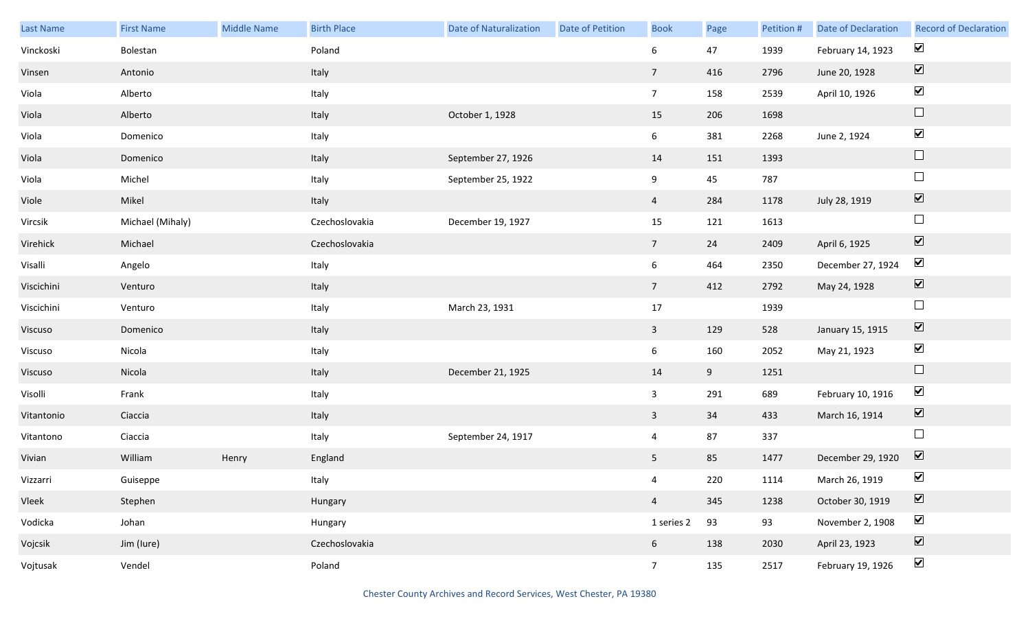| Last Name | First Name | Middle Name | Birth Place | Date of Naturalization | Date of Petition | Book | Page | Petition # | Date of Declaration | Record of Declaration |
|---|---|---|---|---|---|---|---|---|---|---|
| Vinckoski | Bolestan | | Poland | | | 6 | 47 | 1939 | February 14, 1923 | ☑ |
| Vinsen | Antonio | | Italy | | | 7 | 416 | 2796 | June 20, 1928 | ☑ |
| Viola | Alberto | | Italy | | | 7 | 158 | 2539 | April 10, 1926 | ☑ |
| Viola | Alberto | | Italy | October 1, 1928 | | 15 | 206 | 1698 | | ☐ |
| Viola | Domenico | | Italy | | | 6 | 381 | 2268 | June 2, 1924 | ☑ |
| Viola | Domenico | | Italy | September 27, 1926 | | 14 | 151 | 1393 | | ☐ |
| Viola | Michel | | Italy | September 25, 1922 | | 9 | 45 | 787 | | ☐ |
| Viole | Mikel | | Italy | | | 4 | 284 | 1178 | July 28, 1919 | ☑ |
| Vircsik | Michael (Mihaly) | | Czechoslovakia | December 19, 1927 | | 15 | 121 | 1613 | | ☐ |
| Virehick | Michael | | Czechoslovakia | | | 7 | 24 | 2409 | April 6, 1925 | ☑ |
| Visalli | Angelo | | Italy | | | 6 | 464 | 2350 | December 27, 1924 | ☑ |
| Viscichini | Venturo | | Italy | | | 7 | 412 | 2792 | May 24, 1928 | ☑ |
| Viscichini | Venturo | | Italy | March 23, 1931 | | 17 | | 1939 | | ☐ |
| Viscuso | Domenico | | Italy | | | 3 | 129 | 528 | January 15, 1915 | ☑ |
| Viscuso | Nicola | | Italy | | | 6 | 160 | 2052 | May 21, 1923 | ☑ |
| Viscuso | Nicola | | Italy | December 21, 1925 | | 14 | 9 | 1251 | | ☐ |
| Visolli | Frank | | Italy | | | 3 | 291 | 689 | February 10, 1916 | ☑ |
| Vitantonio | Ciaccia | | Italy | | | 3 | 34 | 433 | March 16, 1914 | ☑ |
| Vitantono | Ciaccia | | Italy | September 24, 1917 | | 4 | 87 | 337 | | ☐ |
| Vivian | William | Henry | England | | | 5 | 85 | 1477 | December 29, 1920 | ☑ |
| Vizzarri | Guiseppe | | Italy | | | 4 | 220 | 1114 | March 26, 1919 | ☑ |
| Vleek | Stephen | | Hungary | | | 4 | 345 | 1238 | October 30, 1919 | ☑ |
| Vodicka | Johan | | Hungary | | | 1 series 2 | 93 | 93 | November 2, 1908 | ☑ |
| Vojcsik | Jim (Iure) | | Czechoslovakia | | | 6 | 138 | 2030 | April 23, 1923 | ☑ |
| Vojtusak | Vendel | | Poland | | | 7 | 135 | 2517 | February 19, 1926 | ☑ |

Chester County Archives and Record Services, West Chester, PA 19380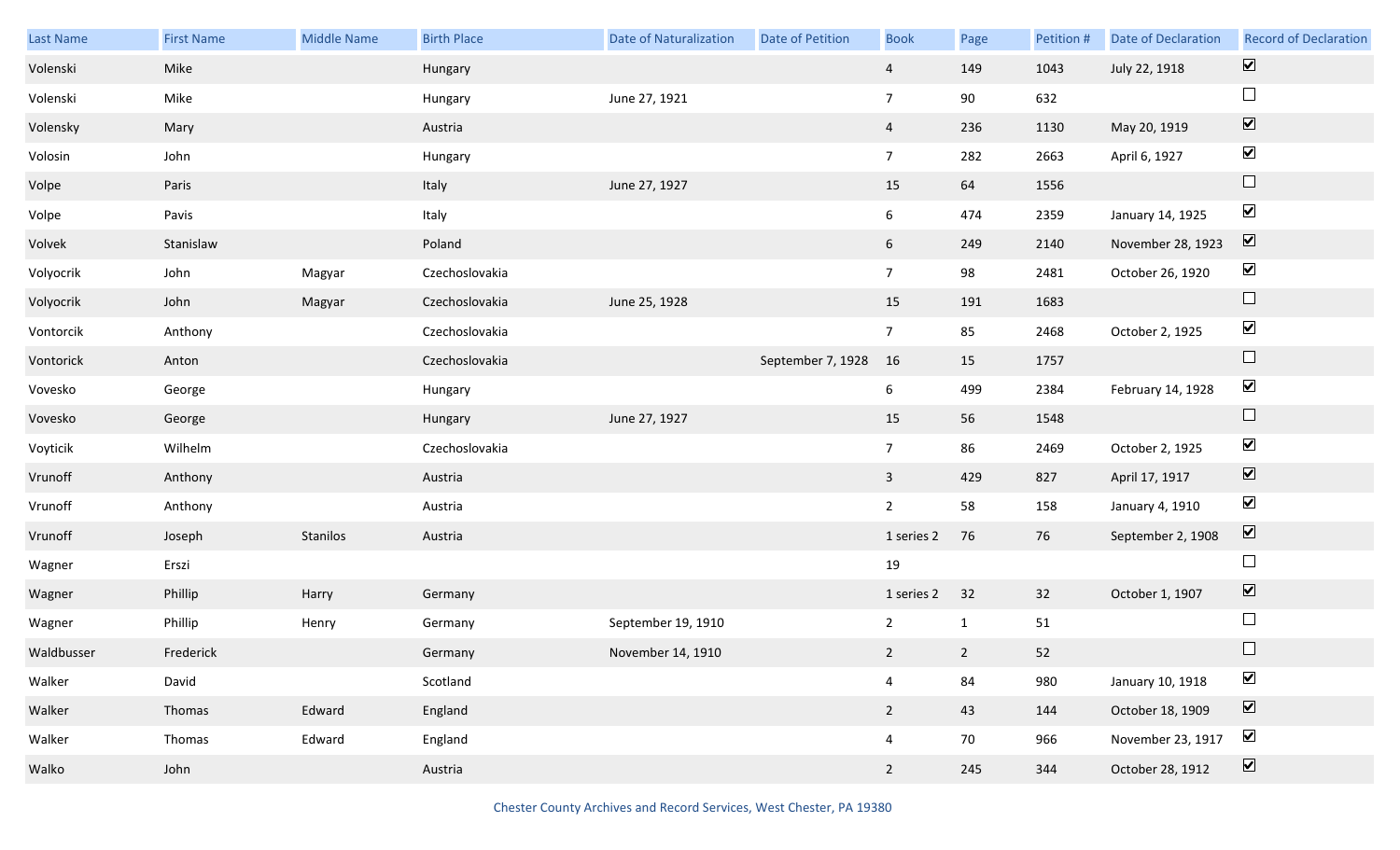| Last Name | First Name | Middle Name | Birth Place | Date of Naturalization | Date of Petition | Book | Page | Petition # | Date of Declaration | Record of Declaration |
|---|---|---|---|---|---|---|---|---|---|---|
| Volenski | Mike | | Hungary | | | 4 | 149 | 1043 | July 22, 1918 | ☑ |
| Volenski | Mike | | Hungary | June 27, 1921 | | 7 | 90 | 632 | | ☐ |
| Volensky | Mary | | Austria | | | 4 | 236 | 1130 | May 20, 1919 | ☑ |
| Volosin | John | | Hungary | | | 7 | 282 | 2663 | April 6, 1927 | ☑ |
| Volpe | Paris | | Italy | June 27, 1927 | | 15 | 64 | 1556 | | ☐ |
| Volpe | Pavis | | Italy | | | 6 | 474 | 2359 | January 14, 1925 | ☑ |
| Volvek | Stanislaw | | Poland | | | 6 | 249 | 2140 | November 28, 1923 | ☑ |
| Volyocrik | John | Magyar | Czechoslovakia | | | 7 | 98 | 2481 | October 26, 1920 | ☑ |
| Volyocrik | John | Magyar | Czechoslovakia | June 25, 1928 | | 15 | 191 | 1683 | | ☐ |
| Vontorcik | Anthony | | Czechoslovakia | | | 7 | 85 | 2468 | October 2, 1925 | ☑ |
| Vontorick | Anton | | Czechoslovakia | | September 7, 1928 | 16 | 15 | 1757 | | ☐ |
| Vovesko | George | | Hungary | | | 6 | 499 | 2384 | February 14, 1928 | ☑ |
| Vovesko | George | | Hungary | June 27, 1927 | | 15 | 56 | 1548 | | ☐ |
| Voyticik | Wilhelm | | Czechoslovakia | | | 7 | 86 | 2469 | October 2, 1925 | ☑ |
| Vrunoff | Anthony | | Austria | | | 3 | 429 | 827 | April 17, 1917 | ☑ |
| Vrunoff | Anthony | | Austria | | | 2 | 58 | 158 | January 4, 1910 | ☑ |
| Vrunoff | Joseph | Stanilos | Austria | | | 1 series 2 | 76 | 76 | September 2, 1908 | ☑ |
| Wagner | Erszi | | | | | 19 | | | | ☐ |
| Wagner | Phillip | Harry | Germany | | | 1 series 2 | 32 | 32 | October 1, 1907 | ☑ |
| Wagner | Phillip | Henry | Germany | September 19, 1910 | | 2 | 1 | 51 | | ☐ |
| Waldbusser | Frederick | | Germany | November 14, 1910 | | 2 | 2 | 52 | | ☐ |
| Walker | David | | Scotland | | | 4 | 84 | 980 | January 10, 1918 | ☑ |
| Walker | Thomas | Edward | England | | | 2 | 43 | 144 | October 18, 1909 | ☑ |
| Walker | Thomas | Edward | England | | | 4 | 70 | 966 | November 23, 1917 | ☑ |
| Walko | John | | Austria | | | 2 | 245 | 344 | October 28, 1912 | ☑ |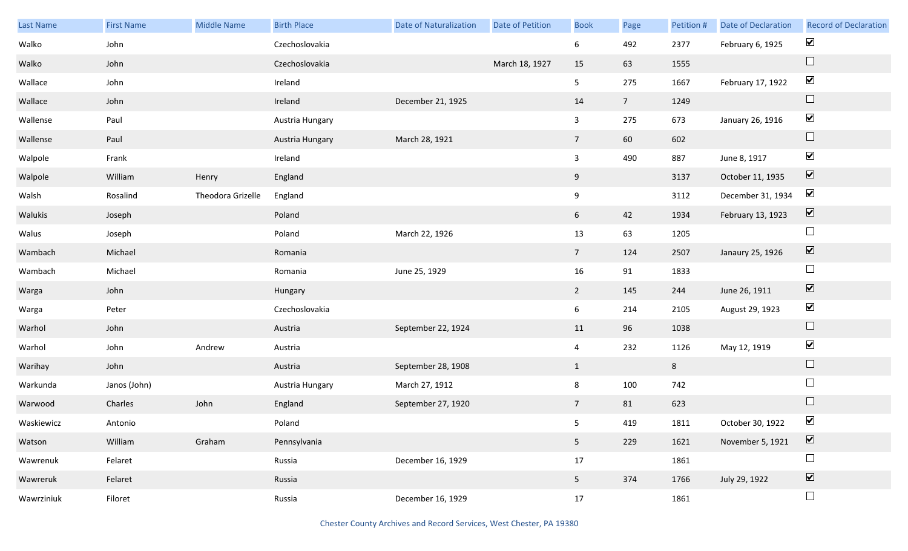| Last Name | First Name | Middle Name | Birth Place | Date of Naturalization | Date of Petition | Book | Page | Petition # | Date of Declaration | Record of Declaration |
|---|---|---|---|---|---|---|---|---|---|---|
| Walko | John | | Czechoslovakia | | | 6 | 492 | 2377 | February 6, 1925 | ☑ |
| Walko | John | | Czechoslovakia | | March 18, 1927 | 15 | 63 | 1555 | | ☐ |
| Wallace | John | | Ireland | | | 5 | 275 | 1667 | February 17, 1922 | ☑ |
| Wallace | John | | Ireland | December 21, 1925 | | 14 | 7 | 1249 | | ☐ |
| Wallense | Paul | | Austria Hungary | | | 3 | 275 | 673 | January 26, 1916 | ☑ |
| Wallense | Paul | | Austria Hungary | March 28, 1921 | | 7 | 60 | 602 | | ☐ |
| Walpole | Frank | | Ireland | | | 3 | 490 | 887 | June 8, 1917 | ☑ |
| Walpole | William | Henry | England | | | 9 | | 3137 | October 11, 1935 | ☑ |
| Walsh | Rosalind | Theodora Grizelle | England | | | 9 | | 3112 | December 31, 1934 | ☑ |
| Walukis | Joseph | | Poland | | | 6 | 42 | 1934 | February 13, 1923 | ☑ |
| Walus | Joseph | | Poland | March 22, 1926 | | 13 | 63 | 1205 | | ☐ |
| Wambach | Michael | | Romania | | | 7 | 124 | 2507 | Janaury 25, 1926 | ☑ |
| Wambach | Michael | | Romania | June 25, 1929 | | 16 | 91 | 1833 | | ☐ |
| Warga | John | | Hungary | | | 2 | 145 | 244 | June 26, 1911 | ☑ |
| Warga | Peter | | Czechoslovakia | | | 6 | 214 | 2105 | August 29, 1923 | ☑ |
| Warhol | John | | Austria | September 22, 1924 | | 11 | 96 | 1038 | | ☐ |
| Warhol | John | Andrew | Austria | | | 4 | 232 | 1126 | May 12, 1919 | ☑ |
| Warihay | John | | Austria | September 28, 1908 | | 1 | | 8 | | ☐ |
| Warkunda | Janos (John) | | Austria Hungary | March 27, 1912 | | 8 | 100 | 742 | | ☐ |
| Warwood | Charles | John | England | September 27, 1920 | | 7 | 81 | 623 | | ☐ |
| Waskiewicz | Antonio | | Poland | | | 5 | 419 | 1811 | October 30, 1922 | ☑ |
| Watson | William | Graham | Pennsylvania | | | 5 | 229 | 1621 | November 5, 1921 | ☑ |
| Wawrenuk | Felaret | | Russia | December 16, 1929 | | 17 | | 1861 | | ☐ |
| Wawreruk | Felaret | | Russia | | | 5 | 374 | 1766 | July 29, 1922 | ☑ |
| Wawrziniuk | Filoret | | Russia | December 16, 1929 | | 17 | | 1861 | | ☐ |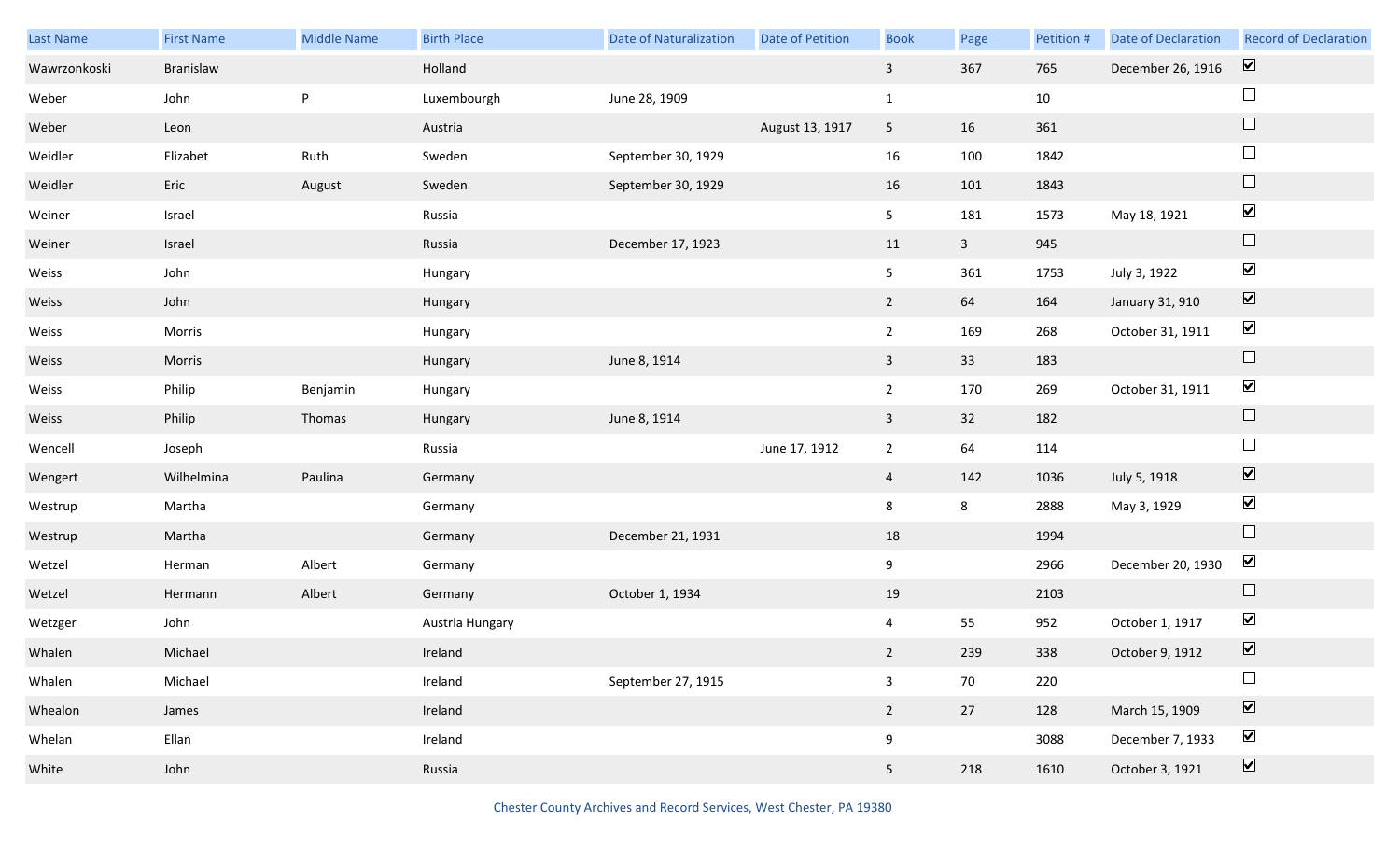| Last Name | First Name | Middle Name | Birth Place | Date of Naturalization | Date of Petition | Book | Page | Petition # | Date of Declaration | Record of Declaration |
|---|---|---|---|---|---|---|---|---|---|---|
| Wawrzonkoski | Branislaw | | Holland | | | 3 | 367 | 765 | December 26, 1916 | ☑ |
| Weber | John | P | Luxembourgh | June 28, 1909 | | 1 | | 10 | | ☐ |
| Weber | Leon | | Austria | | August 13, 1917 | 5 | 16 | 361 | | ☐ |
| Weidler | Elizabet | Ruth | Sweden | September 30, 1929 | | 16 | 100 | 1842 | | ☐ |
| Weidler | Eric | August | Sweden | September 30, 1929 | | 16 | 101 | 1843 | | ☐ |
| Weiner | Israel | | Russia | | | 5 | 181 | 1573 | May 18, 1921 | ☑ |
| Weiner | Israel | | Russia | December 17, 1923 | | 11 | 3 | 945 | | ☐ |
| Weiss | John | | Hungary | | | 5 | 361 | 1753 | July 3, 1922 | ☑ |
| Weiss | John | | Hungary | | | 2 | 64 | 164 | January 31, 910 | ☑ |
| Weiss | Morris | | Hungary | | | 2 | 169 | 268 | October 31, 1911 | ☑ |
| Weiss | Morris | | Hungary | June 8, 1914 | | 3 | 33 | 183 | | ☐ |
| Weiss | Philip | Benjamin | Hungary | | | 2 | 170 | 269 | October 31, 1911 | ☑ |
| Weiss | Philip | Thomas | Hungary | June 8, 1914 | | 3 | 32 | 182 | | ☐ |
| Wencell | Joseph | | Russia | | June 17, 1912 | 2 | 64 | 114 | | ☐ |
| Wengert | Wilhelmina | Paulina | Germany | | | 4 | 142 | 1036 | July 5, 1918 | ☑ |
| Westrup | Martha | | Germany | | | 8 | 8 | 2888 | May 3, 1929 | ☑ |
| Westrup | Martha | | Germany | December 21, 1931 | | 18 | | 1994 | | ☐ |
| Wetzel | Herman | Albert | Germany | | | 9 | | 2966 | December 20, 1930 | ☑ |
| Wetzel | Hermann | Albert | Germany | October 1, 1934 | | 19 | | 2103 | | ☐ |
| Wetzger | John | | Austria Hungary | | | 4 | 55 | 952 | October 1, 1917 | ☑ |
| Whalen | Michael | | Ireland | | | 2 | 239 | 338 | October 9, 1912 | ☑ |
| Whalen | Michael | | Ireland | September 27, 1915 | | 3 | 70 | 220 | | ☐ |
| Whealon | James | | Ireland | | | 2 | 27 | 128 | March 15, 1909 | ☑ |
| Whelan | Ellan | | Ireland | | | 9 | | 3088 | December 7, 1933 | ☑ |
| White | John | | Russia | | | 5 | 218 | 1610 | October 3, 1921 | ☑ |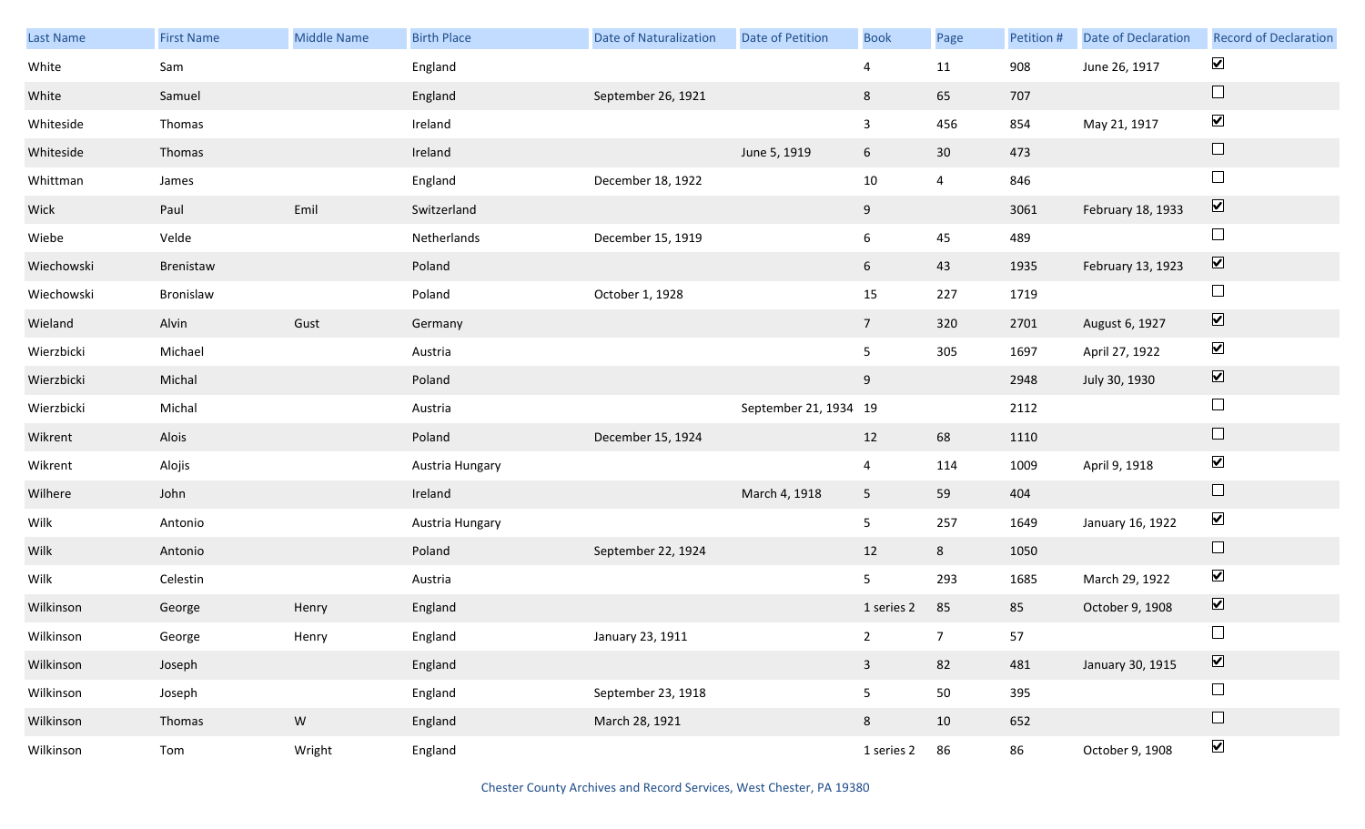| Last Name | First Name | Middle Name | Birth Place | Date of Naturalization | Date of Petition | Book | Page | Petition # | Date of Declaration | Record of Declaration |
|---|---|---|---|---|---|---|---|---|---|---|
| White | Sam | | England | | | 4 | 11 | 908 | June 26, 1917 | ☑ |
| White | Samuel | | England | September 26, 1921 | | 8 | 65 | 707 | | ☐ |
| Whiteside | Thomas | | Ireland | | | 3 | 456 | 854 | May 21, 1917 | ☑ |
| Whiteside | Thomas | | Ireland | | June 5, 1919 | 6 | 30 | 473 | | ☐ |
| Whittman | James | | England | December 18, 1922 | | 10 | 4 | 846 | | ☐ |
| Wick | Paul | Emil | Switzerland | | | 9 | | 3061 | February 18, 1933 | ☑ |
| Wiebe | Velde | | Netherlands | December 15, 1919 | | 6 | 45 | 489 | | ☐ |
| Wiechowski | Brenistaw | | Poland | | | 6 | 43 | 1935 | February 13, 1923 | ☑ |
| Wiechowski | Bronislaw | | Poland | October 1, 1928 | | 15 | 227 | 1719 | | ☐ |
| Wieland | Alvin | Gust | Germany | | | 7 | 320 | 2701 | August 6, 1927 | ☑ |
| Wierzbicki | Michael | | Austria | | | 5 | 305 | 1697 | April 27, 1922 | ☑ |
| Wierzbicki | Michal | | Poland | | | 9 | | 2948 | July 30, 1930 | ☑ |
| Wierzbicki | Michal | | Austria | | September 21, 1934 | 19 | | 2112 | | ☐ |
| Wikrent | Alois | | Poland | December 15, 1924 | | 12 | 68 | 1110 | | ☐ |
| Wikrent | Alojis | | Austria Hungary | | | 4 | 114 | 1009 | April 9, 1918 | ☑ |
| Wilhere | John | | Ireland | | March 4, 1918 | 5 | 59 | 404 | | ☐ |
| Wilk | Antonio | | Austria Hungary | | | 5 | 257 | 1649 | January 16, 1922 | ☑ |
| Wilk | Antonio | | Poland | September 22, 1924 | | 12 | 8 | 1050 | | ☐ |
| Wilk | Celestin | | Austria | | | 5 | 293 | 1685 | March 29, 1922 | ☑ |
| Wilkinson | George | Henry | England | | | 1 series 2 | 85 | 85 | October 9, 1908 | ☑ |
| Wilkinson | George | Henry | England | January 23, 1911 | | 2 | 7 | 57 | | ☐ |
| Wilkinson | Joseph | | England | | | 3 | 82 | 481 | January 30, 1915 | ☑ |
| Wilkinson | Joseph | | England | September 23, 1918 | | 5 | 50 | 395 | | ☐ |
| Wilkinson | Thomas | W | England | March 28, 1921 | | 8 | 10 | 652 | | ☐ |
| Wilkinson | Tom | Wright | England | | | 1 series 2 | 86 | 86 | October 9, 1908 | ☑ |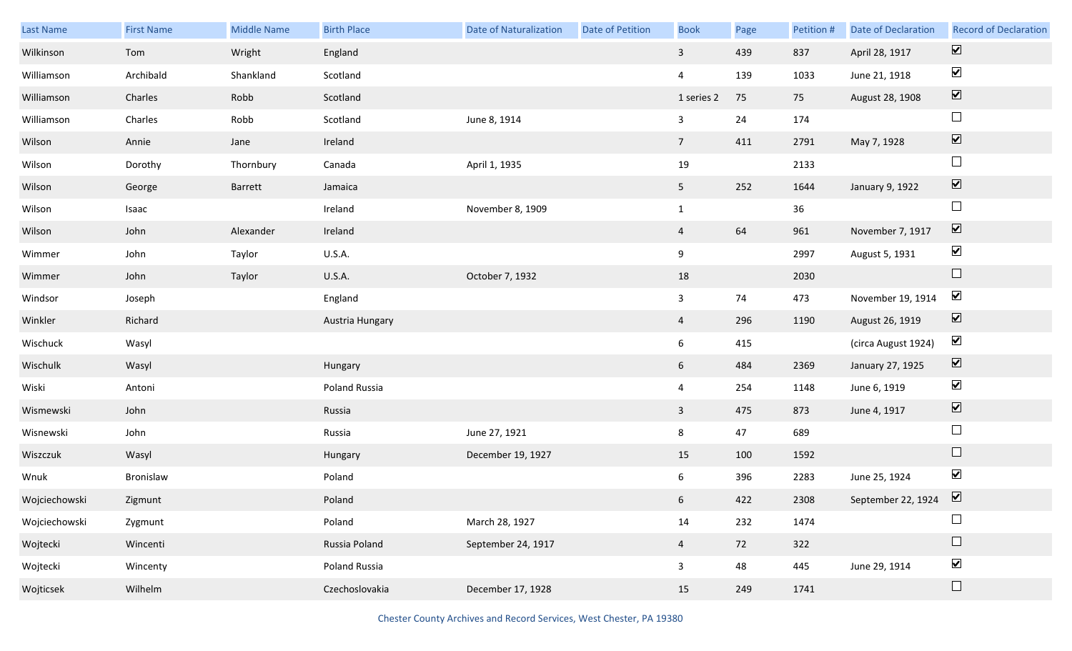| Last Name | First Name | Middle Name | Birth Place | Date of Naturalization | Date of Petition | Book | Page | Petition # | Date of Declaration | Record of Declaration |
|---|---|---|---|---|---|---|---|---|---|---|
| Wilkinson | Tom | Wright | England | | | 3 | 439 | 837 | April 28, 1917 | ☑ |
| Williamson | Archibald | Shankland | Scotland | | | 4 | 139 | 1033 | June 21, 1918 | ☑ |
| Williamson | Charles | Robb | Scotland | | | 1 series 2 | 75 | 75 | August 28, 1908 | ☑ |
| Williamson | Charles | Robb | Scotland | June 8, 1914 | | 3 | 24 | 174 | | ☐ |
| Wilson | Annie | Jane | Ireland | | | 7 | 411 | 2791 | May 7, 1928 | ☑ |
| Wilson | Dorothy | Thornbury | Canada | April 1, 1935 | | 19 | | 2133 | | ☐ |
| Wilson | George | Barrett | Jamaica | | | 5 | 252 | 1644 | January 9, 1922 | ☑ |
| Wilson | Isaac | | Ireland | November 8, 1909 | | 1 | | 36 | | ☐ |
| Wilson | John | Alexander | Ireland | | | 4 | 64 | 961 | November 7, 1917 | ☑ |
| Wimmer | John | Taylor | U.S.A. | | | 9 | | 2997 | August 5, 1931 | ☑ |
| Wimmer | John | Taylor | U.S.A. | October 7, 1932 | | 18 | | 2030 | | ☐ |
| Windsor | Joseph | | England | | | 3 | 74 | 473 | November 19, 1914 | ☑ |
| Winkler | Richard | | Austria Hungary | | | 4 | 296 | 1190 | August 26, 1919 | ☑ |
| Wischuck | Wasyl | | | | | 6 | 415 | | (circa August 1924) | ☑ |
| Wischulk | Wasyl | | Hungary | | | 6 | 484 | 2369 | January 27, 1925 | ☑ |
| Wiski | Antoni | | Poland Russia | | | 4 | 254 | 1148 | June 6, 1919 | ☑ |
| Wismewski | John | | Russia | | | 3 | 475 | 873 | June 4, 1917 | ☑ |
| Wisnewski | John | | Russia | June 27, 1921 | | 8 | 47 | 689 | | ☐ |
| Wiszczuk | Wasyl | | Hungary | December 19, 1927 | | 15 | 100 | 1592 | | ☐ |
| Wnuk | Bronislaw | | Poland | | | 6 | 396 | 2283 | June 25, 1924 | ☑ |
| Wojciechowski | Zigmunt | | Poland | | | 6 | 422 | 2308 | September 22, 1924 | ☑ |
| Wojciechowski | Zygmunt | | Poland | March 28, 1927 | | 14 | 232 | 1474 | | ☐ |
| Wojtecki | Wincenti | | Russia Poland | September 24, 1917 | | 4 | 72 | 322 | | ☐ |
| Wojtecki | Wincenty | | Poland Russia | | | 3 | 48 | 445 | June 29, 1914 | ☑ |
| Wojticsek | Wilhelm | | Czechoslovakia | December 17, 1928 | | 15 | 249 | 1741 | | ☐ |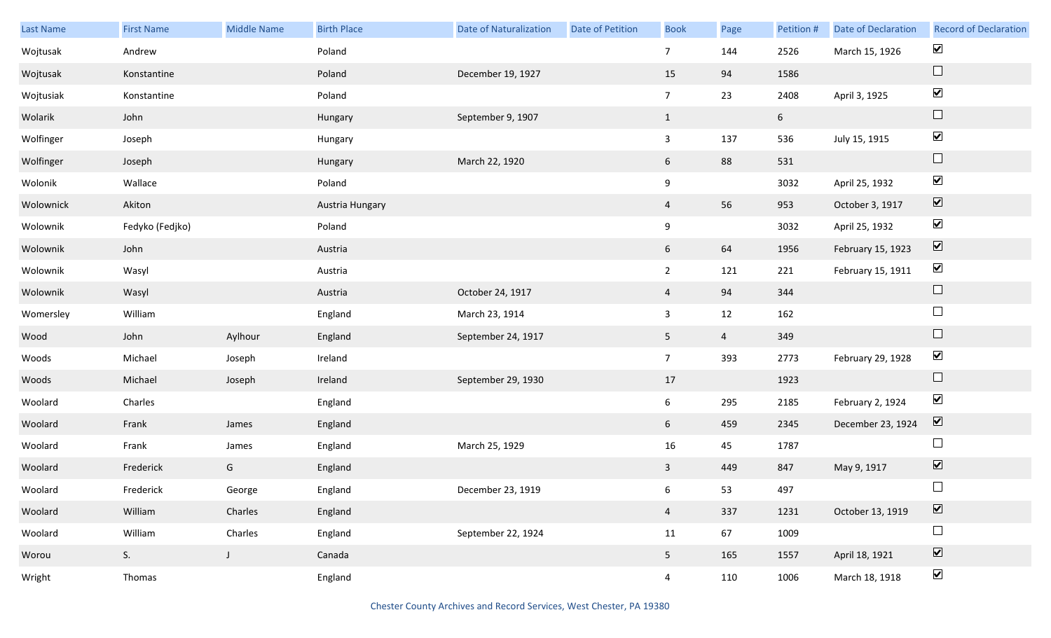| Last Name | First Name | Middle Name | Birth Place | Date of Naturalization | Date of Petition | Book | Page | Petition # | Date of Declaration | Record of Declaration |
|---|---|---|---|---|---|---|---|---|---|---|
| Wojtusak | Andrew | | Poland | | | 7 | 144 | 2526 | March 15, 1926 | ☑ |
| Wojtusak | Konstantine | | Poland | December 19, 1927 | | 15 | 94 | 1586 | | ☐ |
| Wojtusiak | Konstantine | | Poland | | | 7 | 23 | 2408 | April 3, 1925 | ☑ |
| Wolarik | John | | Hungary | September 9, 1907 | | 1 | | 6 | | ☐ |
| Wolfinger | Joseph | | Hungary | | | 3 | 137 | 536 | July 15, 1915 | ☑ |
| Wolfinger | Joseph | | Hungary | March 22, 1920 | | 6 | 88 | 531 | | ☐ |
| Wolonik | Wallace | | Poland | | | 9 | | 3032 | April 25, 1932 | ☑ |
| Wolownick | Akiton | | Austria Hungary | | | 4 | 56 | 953 | October 3, 1917 | ☑ |
| Wolownik | Fedyko (Fedjko) | | Poland | | | 9 | | 3032 | April 25, 1932 | ☑ |
| Wolownik | John | | Austria | | | 6 | 64 | 1956 | February 15, 1923 | ☑ |
| Wolownik | Wasyl | | Austria | | | 2 | 121 | 221 | February 15, 1911 | ☑ |
| Wolownik | Wasyl | | Austria | October 24, 1917 | | 4 | 94 | 344 | | ☐ |
| Womersley | William | | England | March 23, 1914 | | 3 | 12 | 162 | | ☐ |
| Wood | John | Aylhour | England | September 24, 1917 | | 5 | 4 | 349 | | ☐ |
| Woods | Michael | Joseph | Ireland | | | 7 | 393 | 2773 | February 29, 1928 | ☑ |
| Woods | Michael | Joseph | Ireland | September 29, 1930 | | 17 | | 1923 | | ☐ |
| Woolard | Charles | | England | | | 6 | 295 | 2185 | February 2, 1924 | ☑ |
| Woolard | Frank | James | England | | | 6 | 459 | 2345 | December 23, 1924 | ☑ |
| Woolard | Frank | James | England | March 25, 1929 | | 16 | 45 | 1787 | | ☐ |
| Woolard | Frederick | G | England | | | 3 | 449 | 847 | May 9, 1917 | ☑ |
| Woolard | Frederick | George | England | December 23, 1919 | | 6 | 53 | 497 | | ☐ |
| Woolard | William | Charles | England | | | 4 | 337 | 1231 | October 13, 1919 | ☑ |
| Woolard | William | Charles | England | September 22, 1924 | | 11 | 67 | 1009 | | ☐ |
| Worou | S. | J | Canada | | | 5 | 165 | 1557 | April 18, 1921 | ☑ |
| Wright | Thomas | | England | | | 4 | 110 | 1006 | March 18, 1918 | ☑ |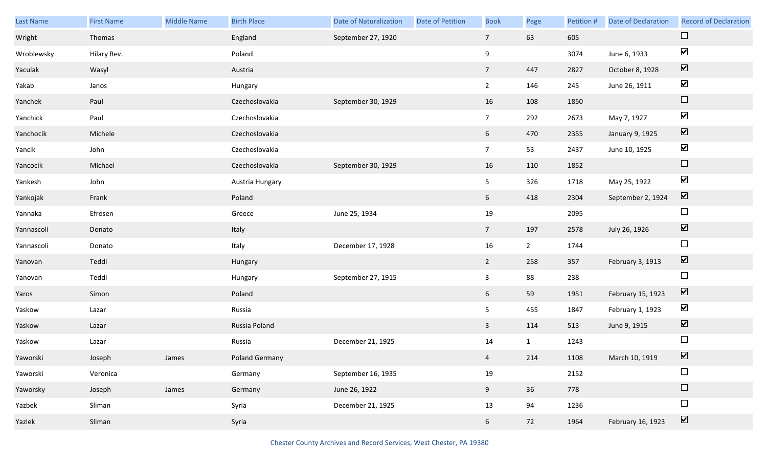| Last Name | First Name | Middle Name | Birth Place | Date of Naturalization | Date of Petition | Book | Page | Petition # | Date of Declaration | Record of Declaration |
|---|---|---|---|---|---|---|---|---|---|---|
| Wright | Thomas | | England | September 27, 1920 | | 7 | 63 | 605 | | ☐ |
| Wroblewsky | Hilary Rev. | | Poland | | | 9 | | 3074 | June 6, 1933 | ☑ |
| Yaculak | Wasyl | | Austria | | | 7 | 447 | 2827 | October 8, 1928 | ☑ |
| Yakab | Janos | | Hungary | | | 2 | 146 | 245 | June 26, 1911 | ☑ |
| Yanchek | Paul | | Czechoslovakia | September 30, 1929 | | 16 | 108 | 1850 | | ☐ |
| Yanchick | Paul | | Czechoslovakia | | | 7 | 292 | 2673 | May 7, 1927 | ☑ |
| Yanchocik | Michele | | Czechoslovakia | | | 6 | 470 | 2355 | January 9, 1925 | ☑ |
| Yancik | John | | Czechoslovakia | | | 7 | 53 | 2437 | June 10, 1925 | ☑ |
| Yancocik | Michael | | Czechoslovakia | September 30, 1929 | | 16 | 110 | 1852 | | ☐ |
| Yankesh | John | | Austria Hungary | | | 5 | 326 | 1718 | May 25, 1922 | ☑ |
| Yankojak | Frank | | Poland | | | 6 | 418 | 2304 | September 2, 1924 | ☑ |
| Yannaka | Efrosen | | Greece | June 25, 1934 | | 19 | | 2095 | | ☐ |
| Yannascoli | Donato | | Italy | | | 7 | 197 | 2578 | July 26, 1926 | ☑ |
| Yannascoli | Donato | | Italy | December 17, 1928 | | 16 | 2 | 1744 | | ☐ |
| Yanovan | Teddi | | Hungary | | | 2 | 258 | 357 | February 3, 1913 | ☑ |
| Yanovan | Teddi | | Hungary | September 27, 1915 | | 3 | 88 | 238 | | ☐ |
| Yaros | Simon | | Poland | | | 6 | 59 | 1951 | February 15, 1923 | ☑ |
| Yaskow | Lazar | | Russia | | | 5 | 455 | 1847 | February 1, 1923 | ☑ |
| Yaskow | Lazar | | Russia Poland | | | 3 | 114 | 513 | June 9, 1915 | ☑ |
| Yaskow | Lazar | | Russia | December 21, 1925 | | 14 | 1 | 1243 | | ☐ |
| Yaworski | Joseph | James | Poland Germany | | | 4 | 214 | 1108 | March 10, 1919 | ☑ |
| Yaworski | Veronica | | Germany | September 16, 1935 | | 19 | | 2152 | | ☐ |
| Yaworsky | Joseph | James | Germany | June 26, 1922 | | 9 | 36 | 778 | | ☐ |
| Yazbek | Sliman | | Syria | December 21, 1925 | | 13 | 94 | 1236 | | ☐ |
| Yazlek | Sliman | | Syria | | | 6 | 72 | 1964 | February 16, 1923 | ☑ |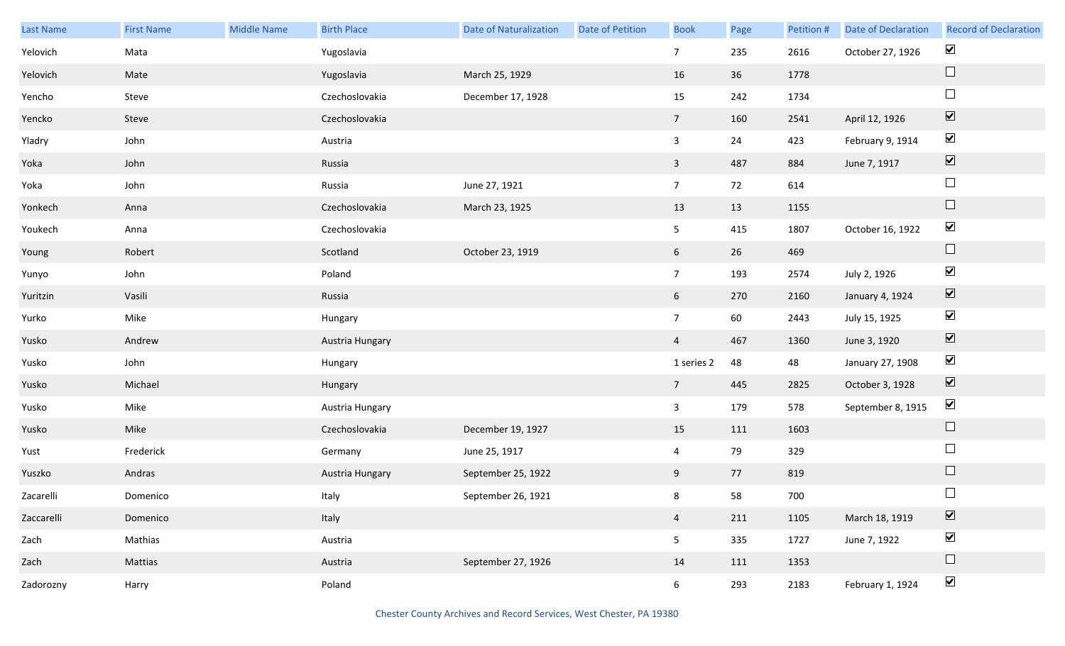| Last Name | First Name | Middle Name | Birth Place | Date of Naturalization | Date of Petition | Book | Page | Petition # | Date of Declaration | Record of Declaration |
|---|---|---|---|---|---|---|---|---|---|---|
| Yelovich | Mata | | Yugoslavia | | | 7 | 235 | 2616 | October 27, 1926 | ☑ |
| Yelovich | Mate | | Yugoslavia | March 25, 1929 | | 16 | 36 | 1778 | | ☐ |
| Yencho | Steve | | Czechoslovakia | December 17, 1928 | | 15 | 242 | 1734 | | ☐ |
| Yencko | Steve | | Czechoslovakia | | | 7 | 160 | 2541 | April 12, 1926 | ☑ |
| Yladry | John | | Austria | | | 3 | 24 | 423 | February 9, 1914 | ☑ |
| Yoka | John | | Russia | | | 3 | 487 | 884 | June 7, 1917 | ☑ |
| Yoka | John | | Russia | June 27, 1921 | | 7 | 72 | 614 | | ☐ |
| Yonkech | Anna | | Czechoslovakia | March 23, 1925 | | 13 | 13 | 1155 | | ☐ |
| Youkech | Anna | | Czechoslovakia | | | 5 | 415 | 1807 | October 16, 1922 | ☑ |
| Young | Robert | | Scotland | October 23, 1919 | | 6 | 26 | 469 | | ☐ |
| Yunyo | John | | Poland | | | 7 | 193 | 2574 | July 2, 1926 | ☑ |
| Yuritzin | Vasili | | Russia | | | 6 | 270 | 2160 | January 4, 1924 | ☑ |
| Yurko | Mike | | Hungary | | | 7 | 60 | 2443 | July 15, 1925 | ☑ |
| Yusko | Andrew | | Austria Hungary | | | 4 | 467 | 1360 | June 3, 1920 | ☑ |
| Yusko | John | | Hungary | | | 1 series 2 | 48 | 48 | January 27, 1908 | ☑ |
| Yusko | Michael | | Hungary | | | 7 | 445 | 2825 | October 3, 1928 | ☑ |
| Yusko | Mike | | Austria Hungary | | | 3 | 179 | 578 | September 8, 1915 | ☑ |
| Yusko | Mike | | Czechoslovakia | December 19, 1927 | | 15 | 111 | 1603 | | ☐ |
| Yust | Frederick | | Germany | June 25, 1917 | | 4 | 79 | 329 | | ☐ |
| Yuszko | Andras | | Austria Hungary | September 25, 1922 | | 9 | 77 | 819 | | ☐ |
| Zacarelli | Domenico | | Italy | September 26, 1921 | | 8 | 58 | 700 | | ☐ |
| Zaccarelli | Domenico | | Italy | | | 4 | 211 | 1105 | March 18, 1919 | ☑ |
| Zach | Mathias | | Austria | | | 5 | 335 | 1727 | June 7, 1922 | ☑ |
| Zach | Mattias | | Austria | September 27, 1926 | | 14 | 111 | 1353 | | ☐ |
| Zadorozny | Harry | | Poland | | | 6 | 293 | 2183 | February 1, 1924 | ☑ |

Chester County Archives and Record Services, West Chester, PA 19380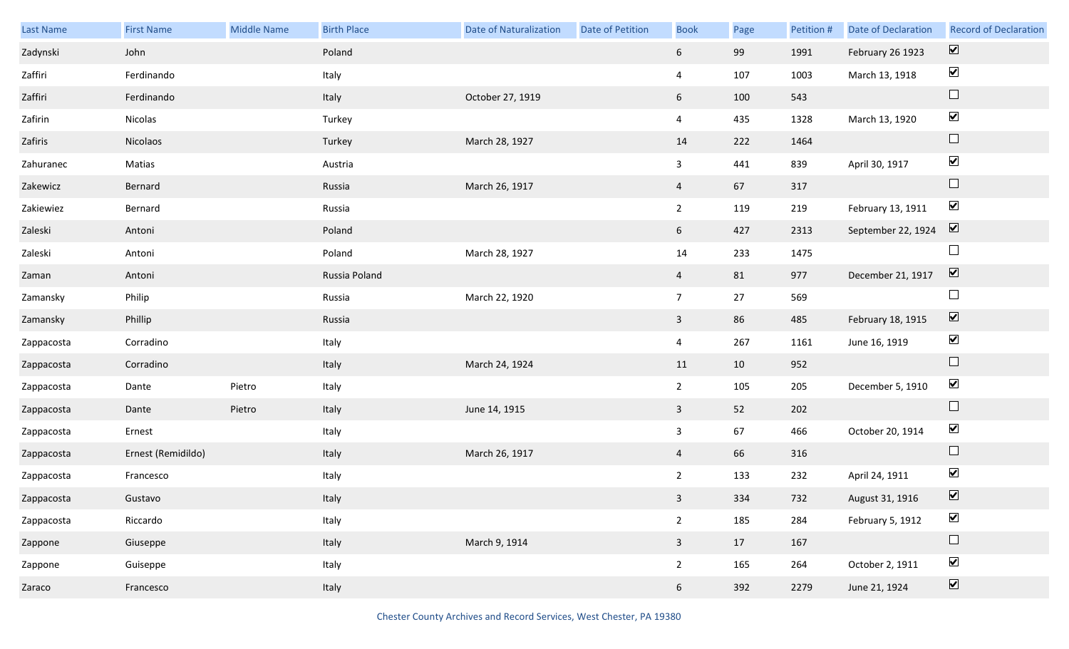| Last Name | First Name | Middle Name | Birth Place | Date of Naturalization | Date of Petition | Book | Page | Petition # | Date of Declaration | Record of Declaration |
|---|---|---|---|---|---|---|---|---|---|---|
| Zadynski | John | | Poland | | | 6 | 99 | 1991 | February 26 1923 | ☑ |
| Zaffiri | Ferdinando | | Italy | | | 4 | 107 | 1003 | March 13, 1918 | ☑ |
| Zaffiri | Ferdinando | | Italy | October 27, 1919 | | 6 | 100 | 543 | | ☐ |
| Zafirin | Nicolas | | Turkey | | | 4 | 435 | 1328 | March 13, 1920 | ☑ |
| Zafiris | Nicolaos | | Turkey | March 28, 1927 | | 14 | 222 | 1464 | | ☐ |
| Zahuranec | Matias | | Austria | | | 3 | 441 | 839 | April 30, 1917 | ☑ |
| Zakewicz | Bernard | | Russia | March 26, 1917 | | 4 | 67 | 317 | | ☐ |
| Zakiewiez | Bernard | | Russia | | | 2 | 119 | 219 | February 13, 1911 | ☑ |
| Zaleski | Antoni | | Poland | | | 6 | 427 | 2313 | September 22, 1924 | ☑ |
| Zaleski | Antoni | | Poland | March 28, 1927 | | 14 | 233 | 1475 | | ☐ |
| Zaman | Antoni | | Russia Poland | | | 4 | 81 | 977 | December 21, 1917 | ☑ |
| Zamansky | Philip | | Russia | March 22, 1920 | | 7 | 27 | 569 | | ☐ |
| Zamansky | Phillip | | Russia | | | 3 | 86 | 485 | February 18, 1915 | ☑ |
| Zappacosta | Corradino | | Italy | | | 4 | 267 | 1161 | June 16, 1919 | ☑ |
| Zappacosta | Corradino | | Italy | March 24, 1924 | | 11 | 10 | 952 | | ☐ |
| Zappacosta | Dante | Pietro | Italy | | | 2 | 105 | 205 | December 5, 1910 | ☑ |
| Zappacosta | Dante | Pietro | Italy | June 14, 1915 | | 3 | 52 | 202 | | ☐ |
| Zappacosta | Ernest | | Italy | | | 3 | 67 | 466 | October 20, 1914 | ☑ |
| Zappacosta | Ernest (Remidildo) | | Italy | March 26, 1917 | | 4 | 66 | 316 | | ☐ |
| Zappacosta | Francesco | | Italy | | | 2 | 133 | 232 | April 24, 1911 | ☑ |
| Zappacosta | Gustavo | | Italy | | | 3 | 334 | 732 | August 31, 1916 | ☑ |
| Zappacosta | Riccardo | | Italy | | | 2 | 185 | 284 | February 5, 1912 | ☑ |
| Zappone | Giuseppe | | Italy | March 9, 1914 | | 3 | 17 | 167 | | ☐ |
| Zappone | Guiseppe | | Italy | | | 2 | 165 | 264 | October 2, 1911 | ☑ |
| Zaraco | Francesco | | Italy | | | 6 | 392 | 2279 | June 21, 1924 | ☑ |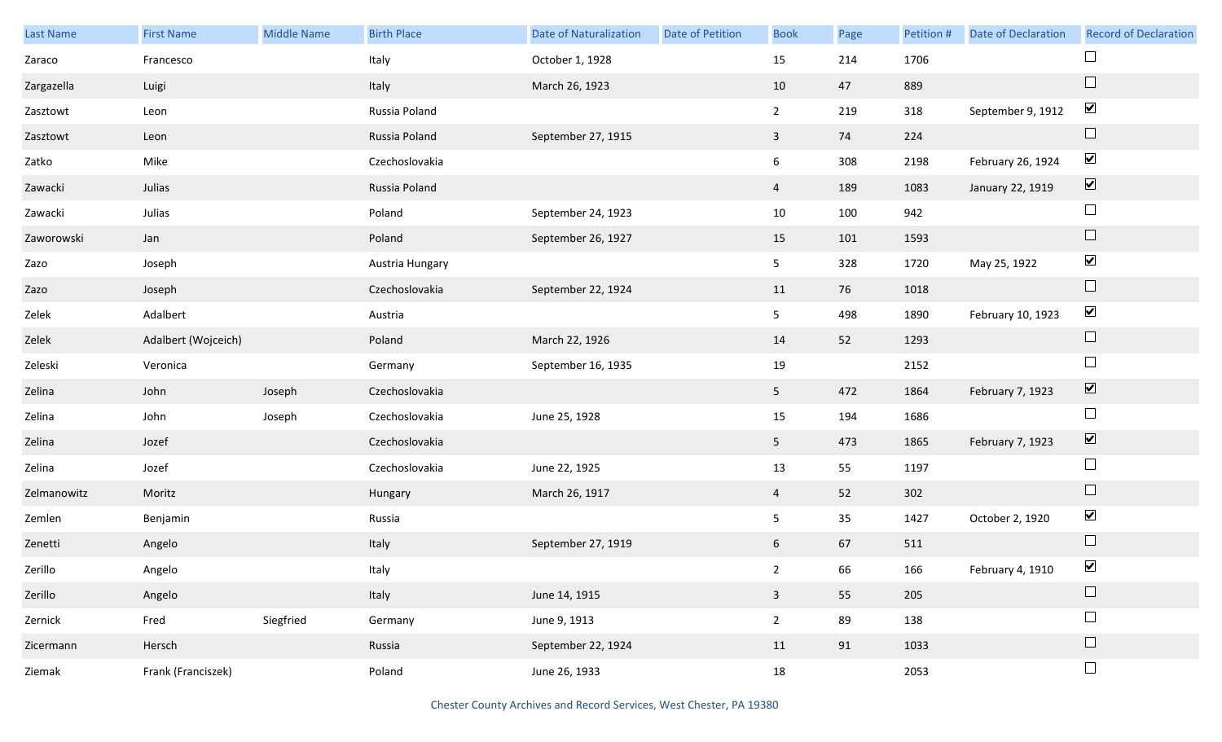| Last Name | First Name | Middle Name | Birth Place | Date of Naturalization | Date of Petition | Book | Page | Petition # | Date of Declaration | Record of Declaration |
|---|---|---|---|---|---|---|---|---|---|---|
| Zaraco | Francesco | | Italy | October 1, 1928 | | 15 | 214 | 1706 | | ☐ |
| Zargazella | Luigi | | Italy | March 26, 1923 | | 10 | 47 | 889 | | ☐ |
| Zasztowt | Leon | | Russia Poland | | | 2 | 219 | 318 | September 9, 1912 | ☑ |
| Zasztowt | Leon | | Russia Poland | September 27, 1915 | | 3 | 74 | 224 | | ☐ |
| Zatko | Mike | | Czechoslovakia | | | 6 | 308 | 2198 | February 26, 1924 | ☑ |
| Zawacki | Julias | | Russia Poland | | | 4 | 189 | 1083 | January 22, 1919 | ☑ |
| Zawacki | Julias | | Poland | September 24, 1923 | | 10 | 100 | 942 | | ☐ |
| Zaworowski | Jan | | Poland | September 26, 1927 | | 15 | 101 | 1593 | | ☐ |
| Zazo | Joseph | | Austria Hungary | | | 5 | 328 | 1720 | May 25, 1922 | ☑ |
| Zazo | Joseph | | Czechoslovakia | September 22, 1924 | | 11 | 76 | 1018 | | ☐ |
| Zelek | Adalbert | | Austria | | | 5 | 498 | 1890 | February 10, 1923 | ☑ |
| Zelek | Adalbert (Wojceich) | | Poland | March 22, 1926 | | 14 | 52 | 1293 | | ☐ |
| Zeleski | Veronica | | Germany | September 16, 1935 | | 19 | | 2152 | | ☐ |
| Zelina | John | Joseph | Czechoslovakia | | | 5 | 472 | 1864 | February 7, 1923 | ☑ |
| Zelina | John | Joseph | Czechoslovakia | June 25, 1928 | | 15 | 194 | 1686 | | ☐ |
| Zelina | Jozef | | Czechoslovakia | | | 5 | 473 | 1865 | February 7, 1923 | ☑ |
| Zelina | Jozef | | Czechoslovakia | June 22, 1925 | | 13 | 55 | 1197 | | ☐ |
| Zelmanowitz | Moritz | | Hungary | March 26, 1917 | | 4 | 52 | 302 | | ☐ |
| Zemlen | Benjamin | | Russia | | | 5 | 35 | 1427 | October 2, 1920 | ☑ |
| Zenetti | Angelo | | Italy | September 27, 1919 | | 6 | 67 | 511 | | ☐ |
| Zerillo | Angelo | | Italy | | | 2 | 66 | 166 | February 4, 1910 | ☑ |
| Zerillo | Angelo | | Italy | June 14, 1915 | | 3 | 55 | 205 | | ☐ |
| Zernick | Fred | Siegfried | Germany | June 9, 1913 | | 2 | 89 | 138 | | ☐ |
| Zicermann | Hersch | | Russia | September 22, 1924 | | 11 | 91 | 1033 | | ☐ |
| Ziemak | Frank (Franciszek) | | Poland | June 26, 1933 | | 18 | | 2053 | | ☐ |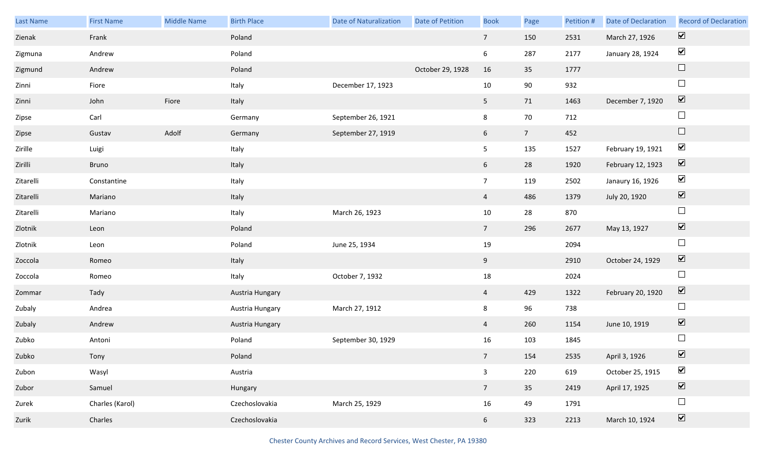| Last Name | First Name | Middle Name | Birth Place | Date of Naturalization | Date of Petition | Book | Page | Petition # | Date of Declaration | Record of Declaration |
|---|---|---|---|---|---|---|---|---|---|---|
| Zienak | Frank | | Poland | | | 7 | 150 | 2531 | March 27, 1926 | ☑ |
| Zigmuna | Andrew | | Poland | | | 6 | 287 | 2177 | January 28, 1924 | ☑ |
| Zigmund | Andrew | | Poland | | October 29, 1928 | 16 | 35 | 1777 | | ☐ |
| Zinni | Fiore | | Italy | December 17, 1923 | | 10 | 90 | 932 | | ☐ |
| Zinni | John | Fiore | Italy | | | 5 | 71 | 1463 | December 7, 1920 | ☑ |
| Zipse | Carl | | Germany | September 26, 1921 | | 8 | 70 | 712 | | ☐ |
| Zipse | Gustav | Adolf | Germany | September 27, 1919 | | 6 | 7 | 452 | | ☐ |
| Zirille | Luigi | | Italy | | | 5 | 135 | 1527 | February 19, 1921 | ☑ |
| Zirilli | Bruno | | Italy | | | 6 | 28 | 1920 | February 12, 1923 | ☑ |
| Zitarelli | Constantine | | Italy | | | 7 | 119 | 2502 | Janaury 16, 1926 | ☑ |
| Zitarelli | Mariano | | Italy | | | 4 | 486 | 1379 | July 20, 1920 | ☑ |
| Zitarelli | Mariano | | Italy | March 26, 1923 | | 10 | 28 | 870 | | ☐ |
| Zlotnik | Leon | | Poland | | | 7 | 296 | 2677 | May 13, 1927 | ☑ |
| Zlotnik | Leon | | Poland | June 25, 1934 | | 19 | | 2094 | | ☐ |
| Zoccola | Romeo | | Italy | | | 9 | | 2910 | October 24, 1929 | ☑ |
| Zoccola | Romeo | | Italy | October 7, 1932 | | 18 | | 2024 | | ☐ |
| Zommar | Tady | | Austria Hungary | | | 4 | 429 | 1322 | February 20, 1920 | ☑ |
| Zubaly | Andrea | | Austria Hungary | March 27, 1912 | | 8 | 96 | 738 | | ☐ |
| Zubaly | Andrew | | Austria Hungary | | | 4 | 260 | 1154 | June 10, 1919 | ☑ |
| Zubko | Antoni | | Poland | September 30, 1929 | | 16 | 103 | 1845 | | ☐ |
| Zubko | Tony | | Poland | | | 7 | 154 | 2535 | April 3, 1926 | ☑ |
| Zubon | Wasyl | | Austria | | | 3 | 220 | 619 | October 25, 1915 | ☑ |
| Zubor | Samuel | | Hungary | | | 7 | 35 | 2419 | April 17, 1925 | ☑ |
| Zurek | Charles (Karol) | | Czechoslovakia | March 25, 1929 | | 16 | 49 | 1791 | | ☐ |
| Zurik | Charles | | Czechoslovakia | | | 6 | 323 | 2213 | March 10, 1924 | ☑ |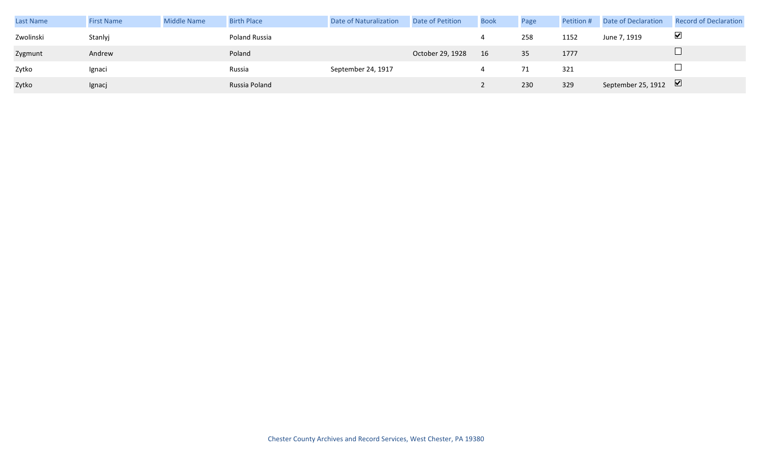| Last Name | First Name | Middle Name | Birth Place | Date of Naturalization | Date of Petition | Book | Page | Petition # | Date of Declaration | Record of Declaration |
|---|---|---|---|---|---|---|---|---|---|---|
| Zwolinski | Stanlyj | | Poland Russia | | | 4 | 258 | 1152 | June 7, 1919 | ☑ |
| Zygmunt | Andrew | | Poland | | October 29, 1928 | 16 | 35 | 1777 | | ☐ |
| Zytko | Ignaci | | Russia | September 24, 1917 | | 4 | 71 | 321 | | ☐ |
| Zytko | Ignacj | | Russia Poland | | | 2 | 230 | 329 | September 25, 1912 | ☑ |